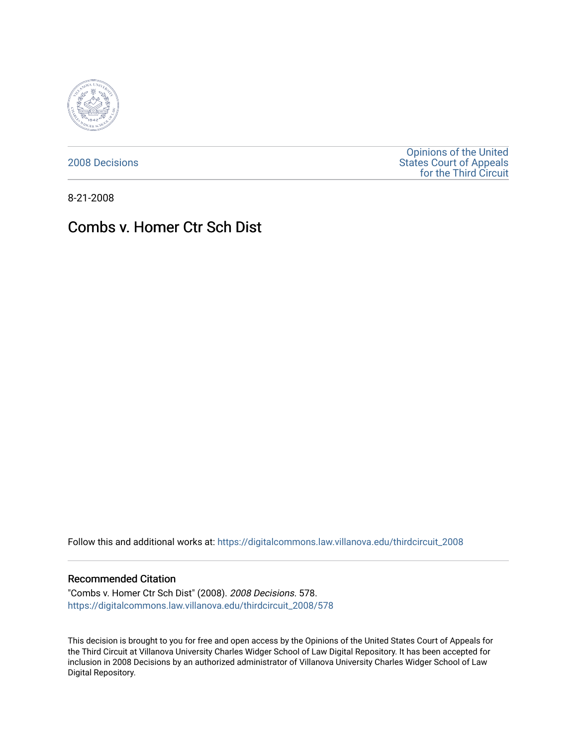2008 Decisions

Opinions of the United States Court of Appeals for the Third Circuit

8-21-2008

# Combs v. Homer Ctr Sch Dist

Follow this and additional works at: https://digitalcommons.law.villanova.edu/thirdcircuit_2008

## Recommended Citation

"Combs v. Homer Ctr Sch Dist" (2008). *2008 Decisions*. 578.
https://digitalcommons.law.villanova.edu/thirdcircuit_2008/578

This decision is brought to you for free and open access by the Opinions of the United States Court of Appeals for the Third Circuit at Villanova University Charles Widger School of Law Digital Repository. It has been accepted for inclusion in 2008 Decisions by an authorized administrator of Villanova University Charles Widger School of Law Digital Repository.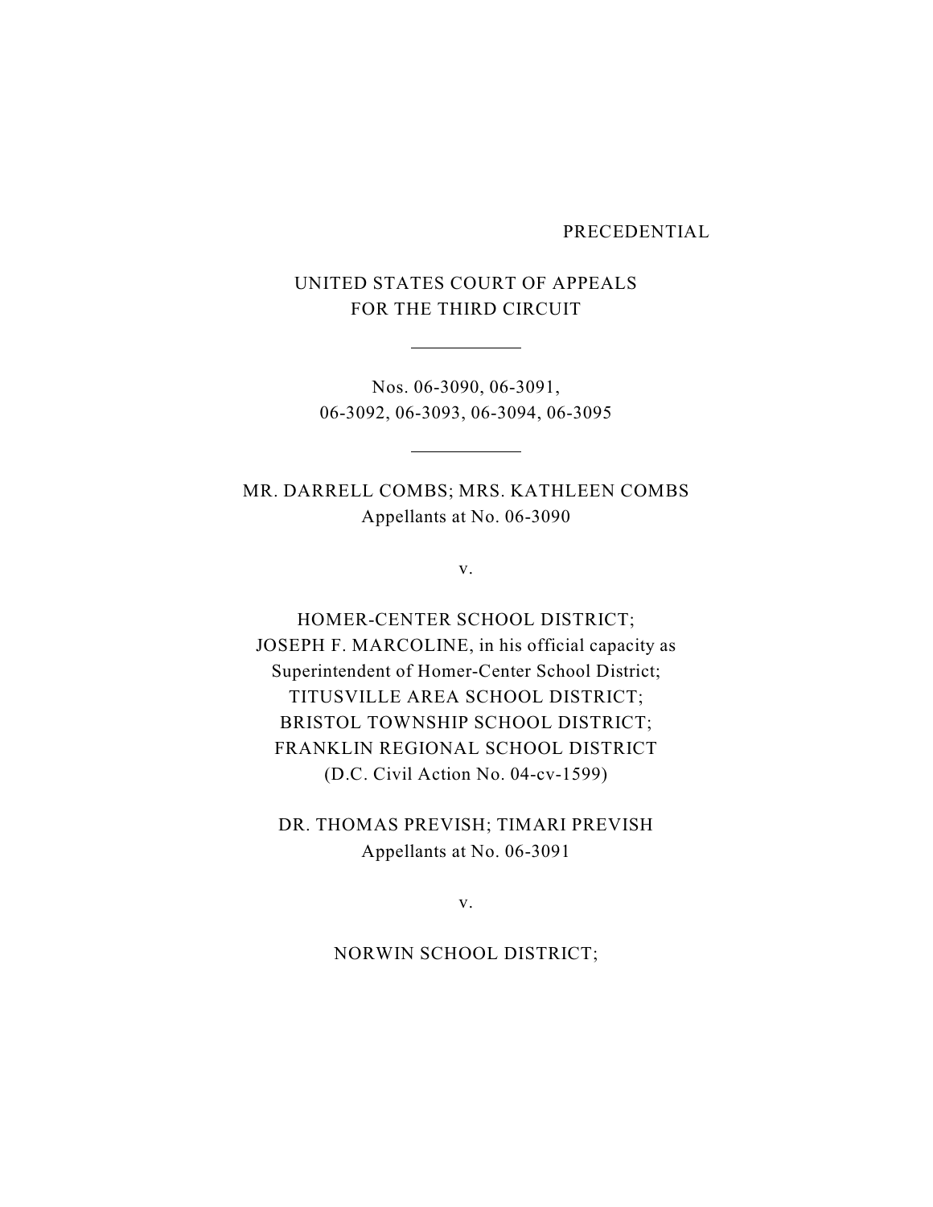PRECEDENTIAL

UNITED STATES COURT OF APPEALS
FOR THE THIRD CIRCUIT

---

Nos. 06-3090, 06-3091,
06-3092, 06-3093, 06-3094, 06-3095

---

MR. DARRELL COMBS; MRS. KATHLEEN COMBS
Appellants at No. 06-3090

v.

HOMER-CENTER SCHOOL DISTRICT;
JOSEPH F. MARCOLINE, in his official capacity as
Superintendent of Homer-Center School District;
TITUSVILLE AREA SCHOOL DISTRICT;
BRISTOL TOWNSHIP SCHOOL DISTRICT;
FRANKLIN REGIONAL SCHOOL DISTRICT
(D.C. Civil Action No. 04-cv-1599)

DR. THOMAS PREVISH; TIMARI PREVISH
Appellants at No. 06-3091

v.

NORWIN SCHOOL DISTRICT;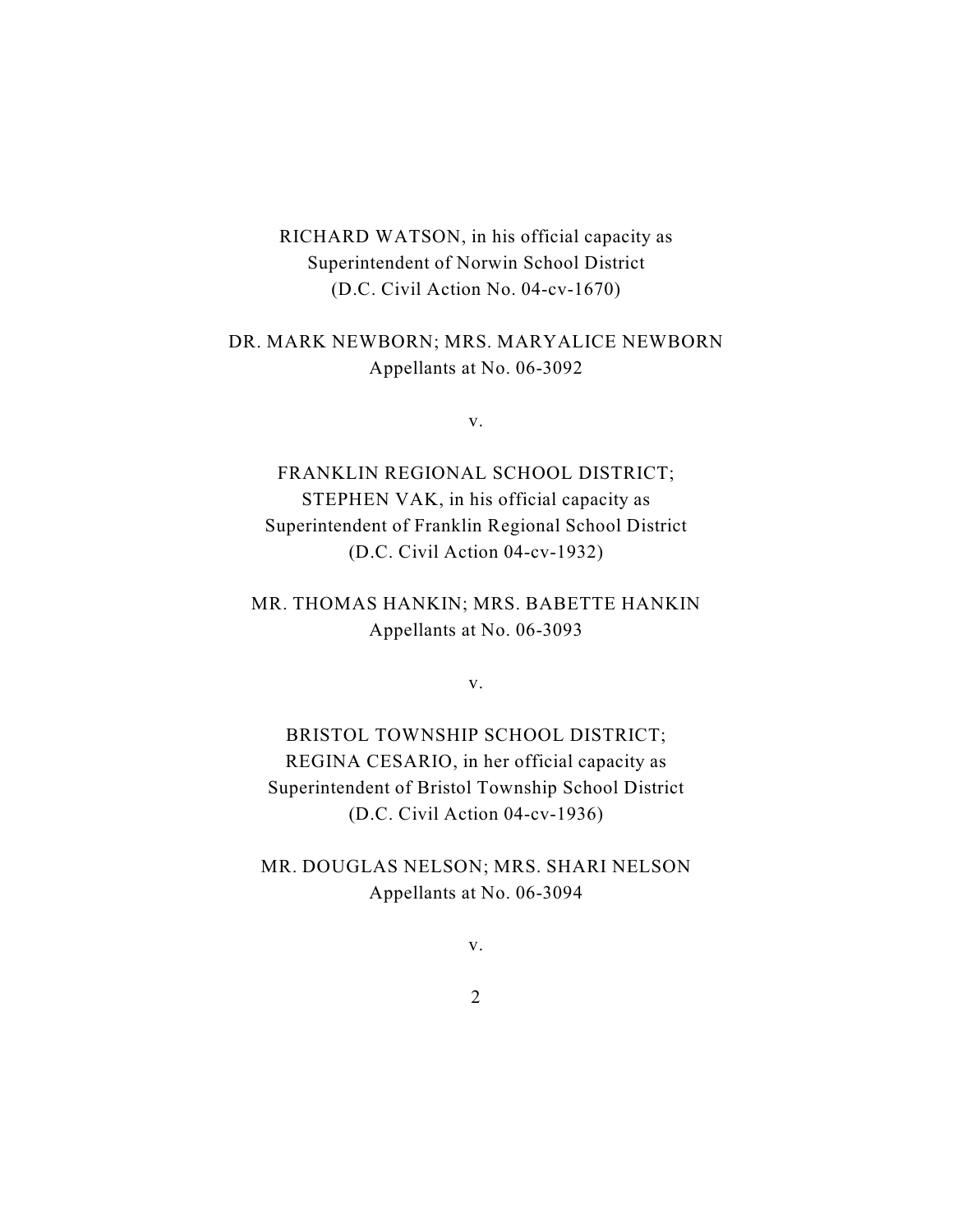RICHARD WATSON, in his official capacity as
Superintendent of Norwin School District
(D.C. Civil Action No. 04-cv-1670)

DR. MARK NEWBORN; MRS. MARYALICE NEWBORN
Appellants at No. 06-3092

v.

FRANKLIN REGIONAL SCHOOL DISTRICT;
STEPHEN VAK, in his official capacity as
Superintendent of Franklin Regional School District
(D.C. Civil Action 04-cv-1932)

MR. THOMAS HANKIN; MRS. BABETTE HANKIN
Appellants at No. 06-3093

v.

BRISTOL TOWNSHIP SCHOOL DISTRICT;
REGINA CESARIO, in her official capacity as
Superintendent of Bristol Township School District
(D.C. Civil Action 04-cv-1936)

MR. DOUGLAS NELSON; MRS. SHARI NELSON
Appellants at No. 06-3094

v.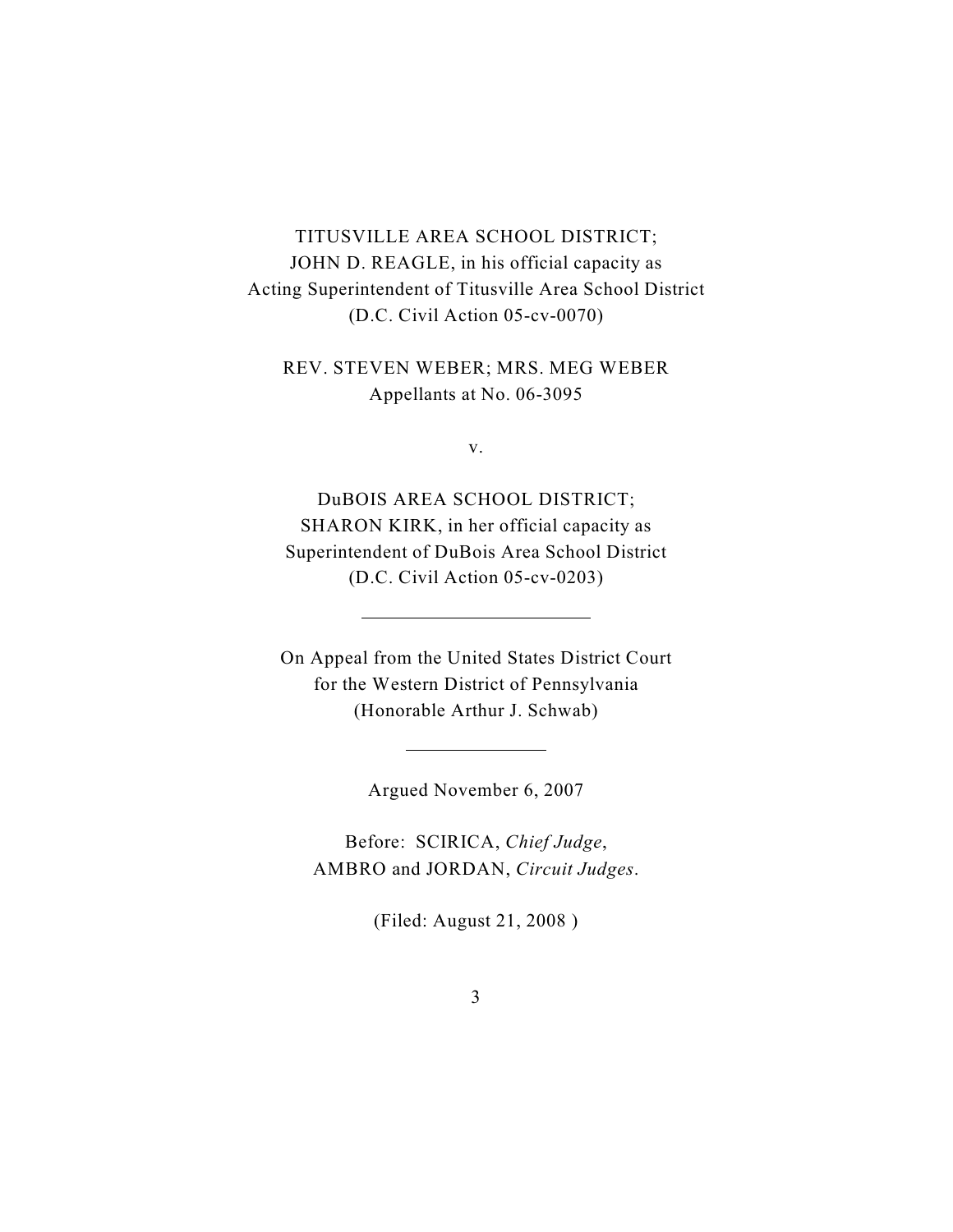TITUSVILLE AREA SCHOOL DISTRICT;
JOHN D. REAGLE, in his official capacity as
Acting Superintendent of Titusville Area School District
(D.C. Civil Action 05-cv-0070)

REV. STEVEN WEBER; MRS. MEG WEBER
Appellants at No. 06-3095

v.

DuBOIS AREA SCHOOL DISTRICT;
SHARON KIRK, in her official capacity as
Superintendent of DuBois Area School District
(D.C. Civil Action 05-cv-0203)

---

On Appeal from the United States District Court
for the Western District of Pennsylvania
(Honorable Arthur J. Schwab)

---

Argued November 6, 2007

Before: SCIRICA, *Chief Judge*,
AMBRO and JORDAN, *Circuit Judges*.

(Filed: August 21, 2008 )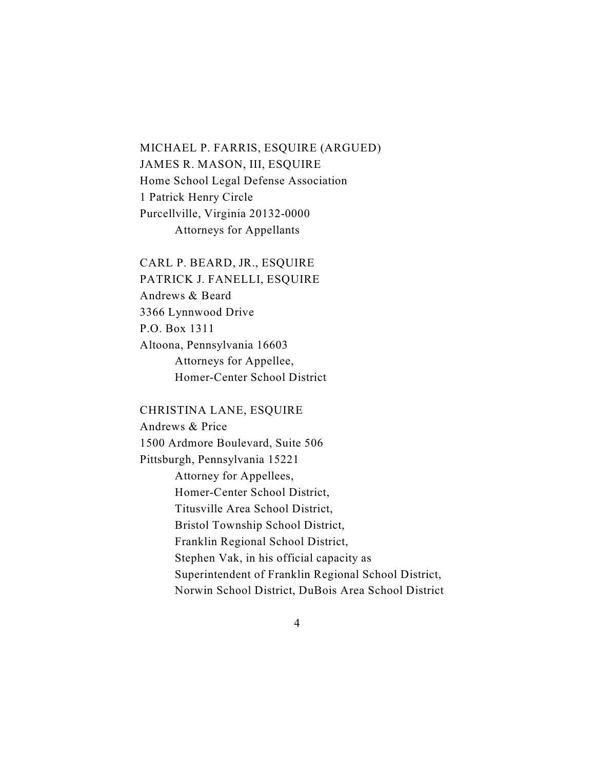MICHAEL P. FARRIS, ESQUIRE (ARGUED)
JAMES R. MASON, III, ESQUIRE
Home School Legal Defense Association
1 Patrick Henry Circle
Purcellville, Virginia 20132-0000
    Attorneys for Appellants

CARL P. BEARD, JR., ESQUIRE
PATRICK J. FANELLI, ESQUIRE
Andrews & Beard
3366 Lynnwood Drive
P.O. Box 1311
Altoona, Pennsylvania 16603
    Attorneys for Appellee,
    Homer-Center School District

CHRISTINA LANE, ESQUIRE
Andrews & Price
1500 Ardmore Boulevard, Suite 506
Pittsburgh, Pennsylvania 15221
    Attorney for Appellees,
    Homer-Center School District,
    Titusville Area School District,
    Bristol Township School District,
    Franklin Regional School District,
    Stephen Vak, in his official capacity as
    Superintendent of Franklin Regional School District,
    Norwin School District, DuBois Area School District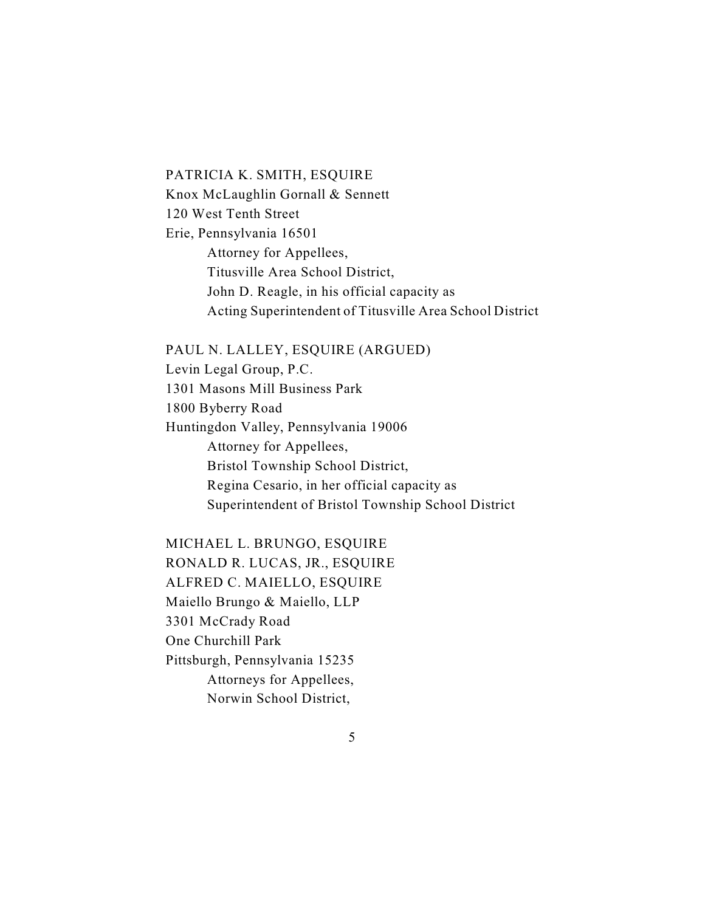PATRICIA K. SMITH, ESQUIRE
Knox McLaughlin Gornall & Sennett
120 West Tenth Street
Erie, Pennsylvania 16501

Attorney for Appellees,
Titusville Area School District,
John D. Reagle, in his official capacity as
Acting Superintendent of Titusville Area School District

PAUL N. LALLEY, ESQUIRE (ARGUED)
Levin Legal Group, P.C.
1301 Masons Mill Business Park
1800 Byberry Road
Huntingdon Valley, Pennsylvania 19006

Attorney for Appellees,
Bristol Township School District,
Regina Cesario, in her official capacity as
Superintendent of Bristol Township School District

MICHAEL L. BRUNGO, ESQUIRE
RONALD R. LUCAS, JR., ESQUIRE
ALFRED C. MAIELLO, ESQUIRE
Maiello Brungo & Maiello, LLP
3301 McCrady Road
One Churchill Park
Pittsburgh, Pennsylvania 15235

Attorneys for Appellees,
Norwin School District,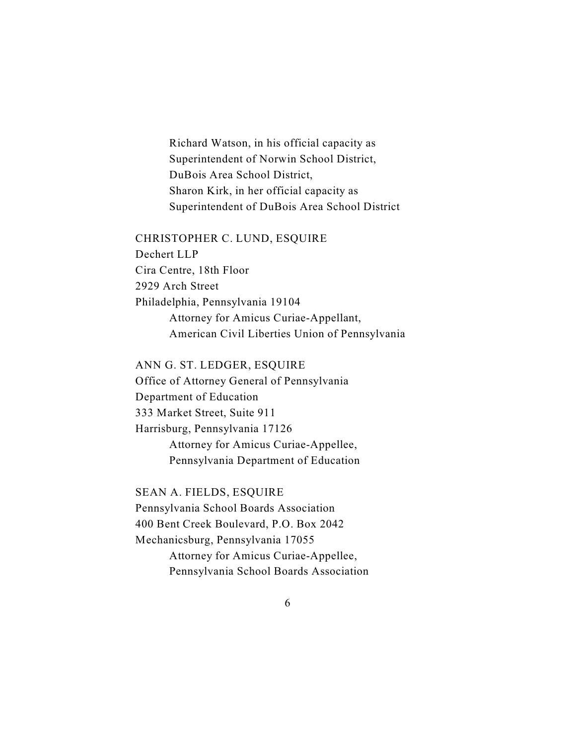Richard Watson, in his official capacity as
Superintendent of Norwin School District,
DuBois Area School District,
Sharon Kirk, in her official capacity as
Superintendent of DuBois Area School District

CHRISTOPHER C. LUND, ESQUIRE
Dechert LLP
Cira Centre, 18th Floor
2929 Arch Street
Philadelphia, Pennsylvania 19104
Attorney for Amicus Curiae-Appellant,
American Civil Liberties Union of Pennsylvania

ANN G. ST. LEDGER, ESQUIRE
Office of Attorney General of Pennsylvania
Department of Education
333 Market Street, Suite 911
Harrisburg, Pennsylvania 17126
Attorney for Amicus Curiae-Appellee,
Pennsylvania Department of Education

SEAN A. FIELDS, ESQUIRE
Pennsylvania School Boards Association
400 Bent Creek Boulevard, P.O. Box 2042
Mechanicsburg, Pennsylvania 17055
Attorney for Amicus Curiae-Appellee,
Pennsylvania School Boards Association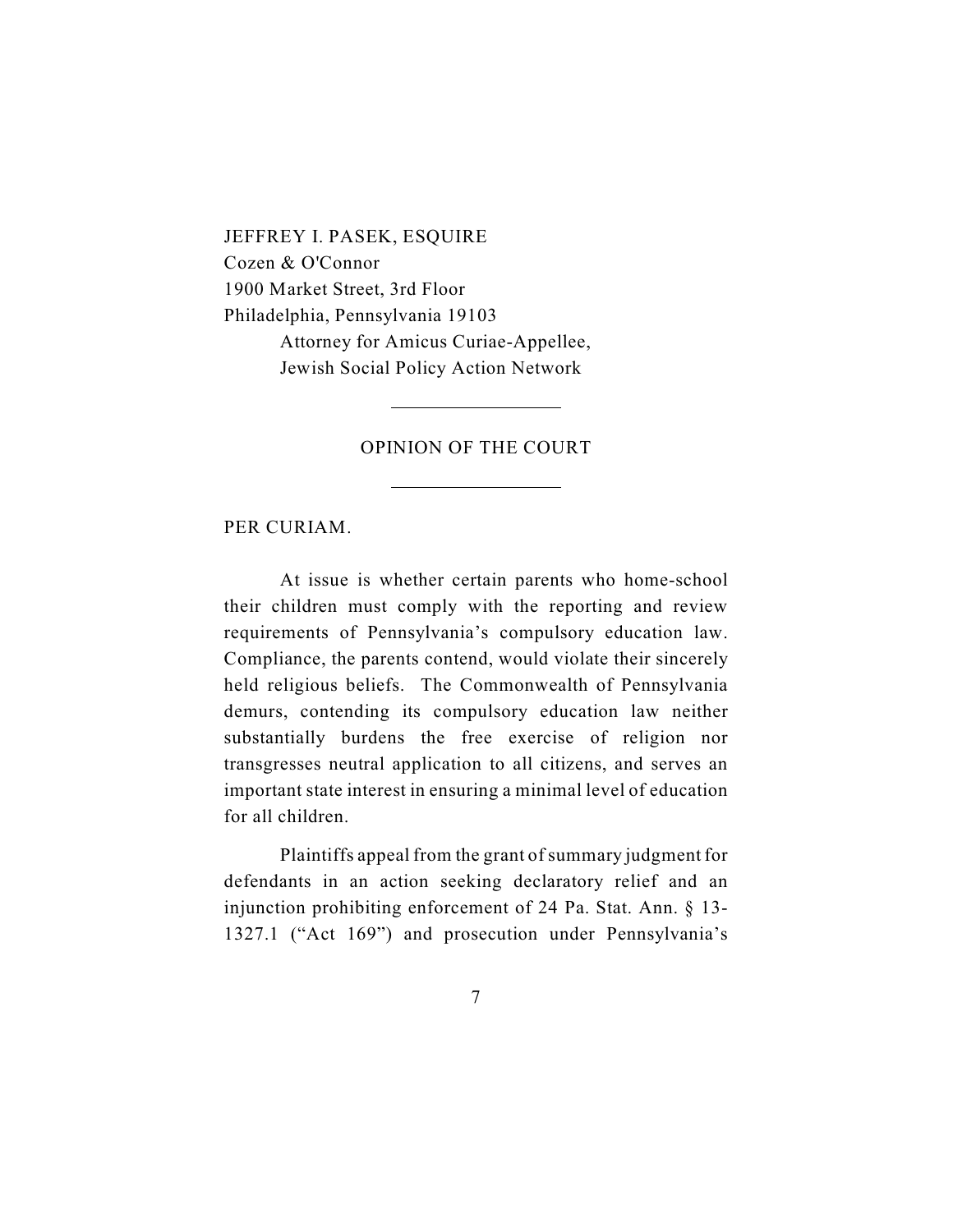JEFFREY I. PASEK, ESQUIRE
Cozen & O'Connor
1900 Market Street, 3rd Floor
Philadelphia, Pennsylvania 19103
Attorney for Amicus Curiae-Appellee,
Jewish Social Policy Action Network

---

OPINION OF THE COURT

---

PER CURIAM.

At issue is whether certain parents who home-school their children must comply with the reporting and review requirements of Pennsylvania's compulsory education law. Compliance, the parents contend, would violate their sincerely held religious beliefs. The Commonwealth of Pennsylvania demurs, contending its compulsory education law neither substantially burdens the free exercise of religion nor transgresses neutral application to all citizens, and serves an important state interest in ensuring a minimal level of education for all children.

Plaintiffs appeal from the grant of summary judgment for defendants in an action seeking declaratory relief and an injunction prohibiting enforcement of 24 Pa. Stat. Ann. § 13-1327.1 ("Act 169") and prosecution under Pennsylvania's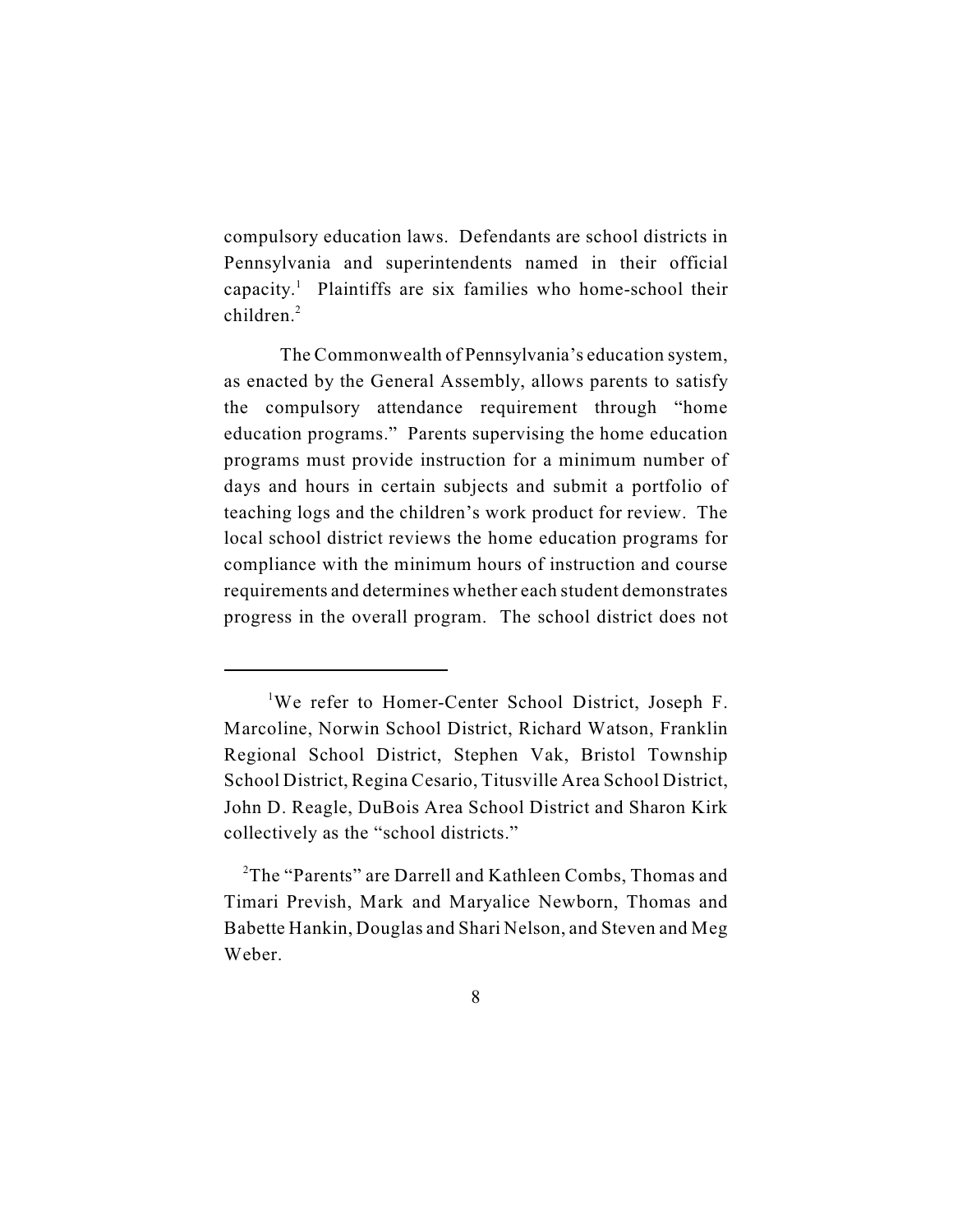compulsory education laws. Defendants are school districts in Pennsylvania and superintendents named in their official capacity.[1] Plaintiffs are six families who home-school their children.[2]

The Commonwealth of Pennsylvania's education system, as enacted by the General Assembly, allows parents to satisfy the compulsory attendance requirement through "home education programs." Parents supervising the home education programs must provide instruction for a minimum number of days and hours in certain subjects and submit a portfolio of teaching logs and the children's work product for review. The local school district reviews the home education programs for compliance with the minimum hours of instruction and course requirements and determines whether each student demonstrates progress in the overall program. The school district does not

---

[1] We refer to Homer-Center School District, Joseph F. Marcoline, Norwin School District, Richard Watson, Franklin Regional School District, Stephen Vak, Bristol Township School District, Regina Cesario, Titusville Area School District, John D. Reagle, DuBois Area School District and Sharon Kirk collectively as the "school districts."

[2] The "Parents" are Darrell and Kathleen Combs, Thomas and Timari Prevish, Mark and Maryalice Newborn, Thomas and Babette Hankin, Douglas and Shari Nelson, and Steven and Meg Weber.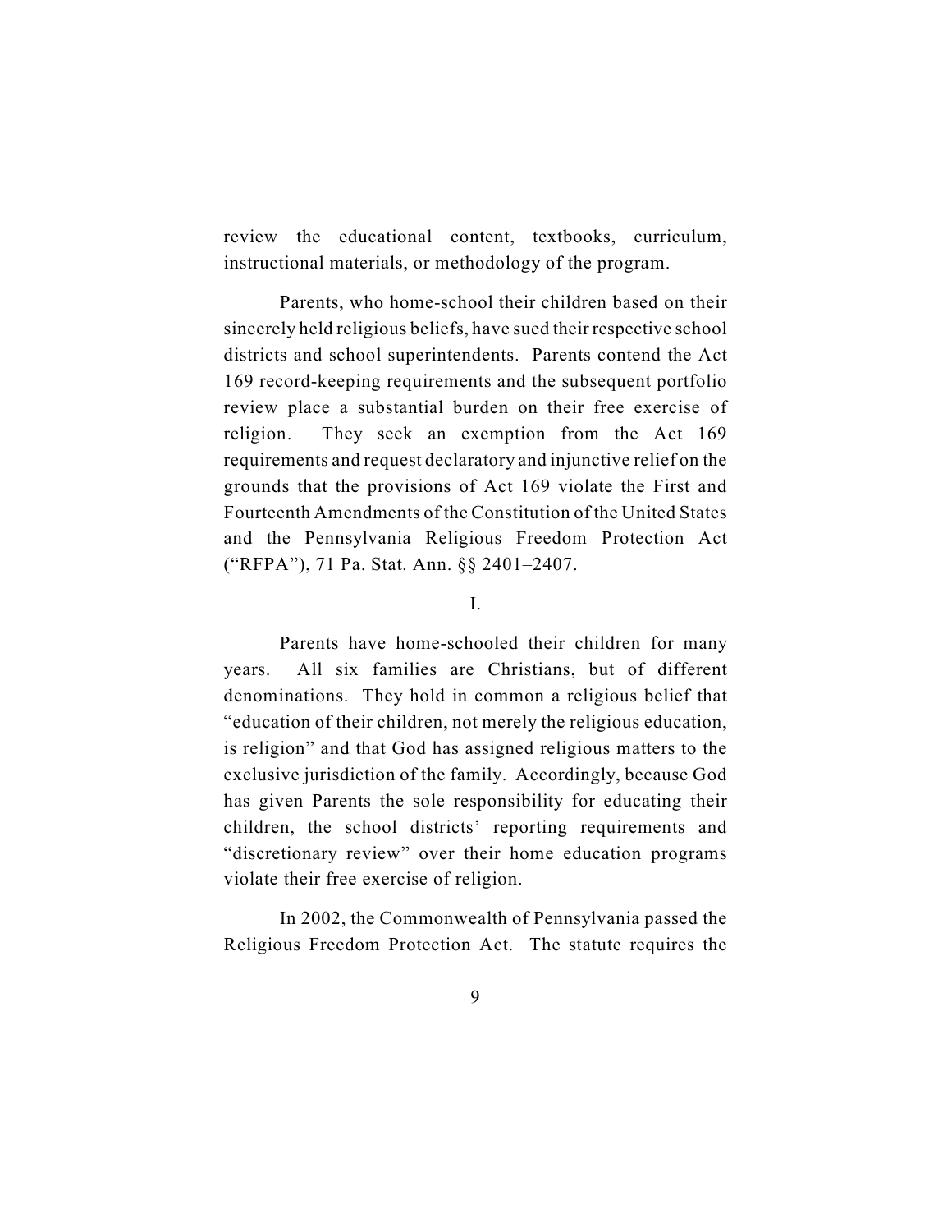review the educational content, textbooks, curriculum, instructional materials, or methodology of the program.

Parents, who home-school their children based on their sincerely held religious beliefs, have sued their respective school districts and school superintendents. Parents contend the Act 169 record-keeping requirements and the subsequent portfolio review place a substantial burden on their free exercise of religion. They seek an exemption from the Act 169 requirements and request declaratory and injunctive relief on the grounds that the provisions of Act 169 violate the First and Fourteenth Amendments of the Constitution of the United States and the Pennsylvania Religious Freedom Protection Act ("RFPA"), 71 Pa. Stat. Ann. §§ 2401–2407.

I.

Parents have home-schooled their children for many years. All six families are Christians, but of different denominations. They hold in common a religious belief that "education of their children, not merely the religious education, is religion" and that God has assigned religious matters to the exclusive jurisdiction of the family. Accordingly, because God has given Parents the sole responsibility for educating their children, the school districts' reporting requirements and "discretionary review" over their home education programs violate their free exercise of religion.

In 2002, the Commonwealth of Pennsylvania passed the Religious Freedom Protection Act. The statute requires the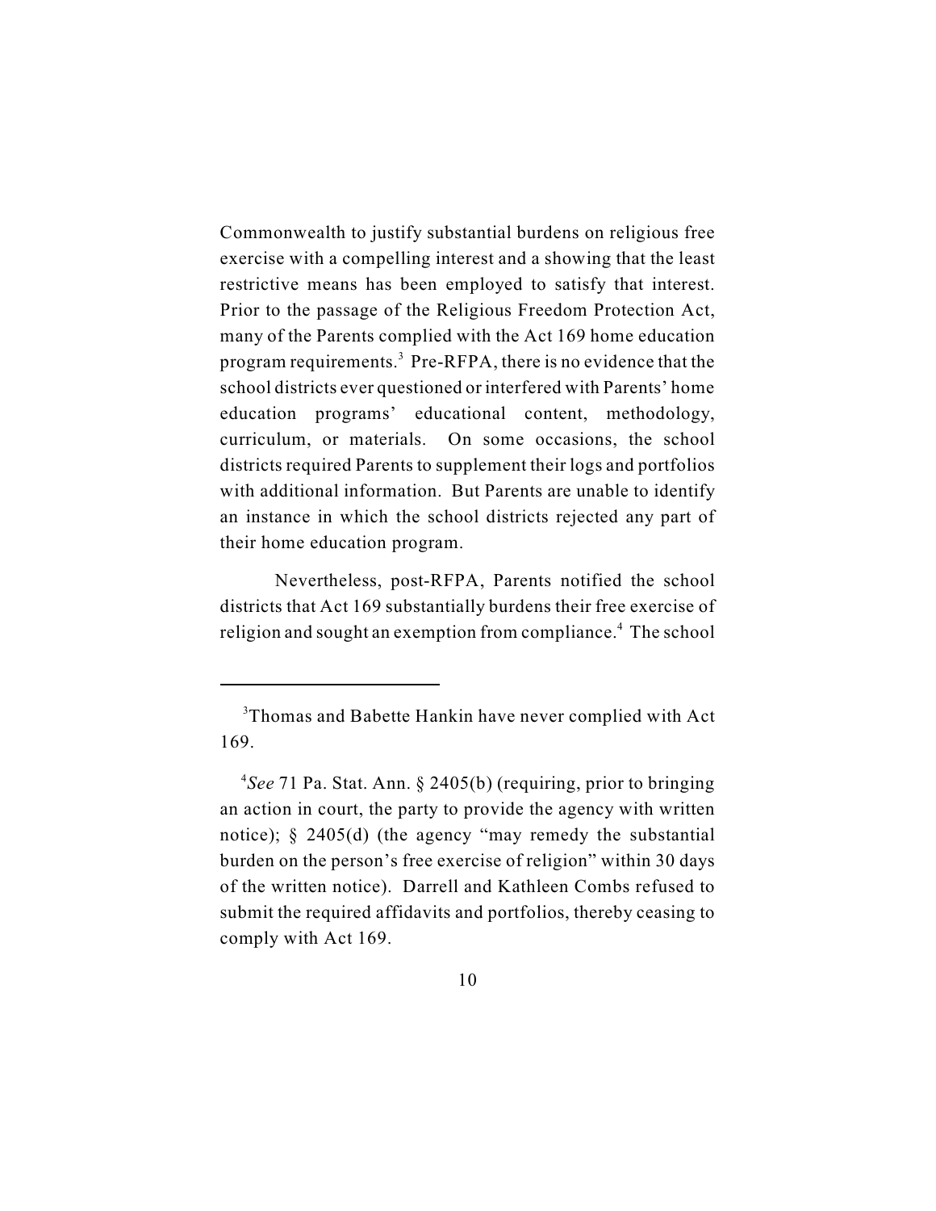Commonwealth to justify substantial burdens on religious free exercise with a compelling interest and a showing that the least restrictive means has been employed to satisfy that interest. Prior to the passage of the Religious Freedom Protection Act, many of the Parents complied with the Act 169 home education program requirements.[3] Pre-RFPA, there is no evidence that the school districts ever questioned or interfered with Parents' home education programs' educational content, methodology, curriculum, or materials. On some occasions, the school districts required Parents to supplement their logs and portfolios with additional information. But Parents are unable to identify an instance in which the school districts rejected any part of their home education program.

Nevertheless, post-RFPA, Parents notified the school districts that Act 169 substantially burdens their free exercise of religion and sought an exemption from compliance.[4] The school

---

[3]Thomas and Babette Hankin have never complied with Act 169.

[4]*See* 71 Pa. Stat. Ann. § 2405(b) (requiring, prior to bringing an action in court, the party to provide the agency with written notice); § 2405(d) (the agency "may remedy the substantial burden on the person's free exercise of religion" within 30 days of the written notice). Darrell and Kathleen Combs refused to submit the required affidavits and portfolios, thereby ceasing to comply with Act 169.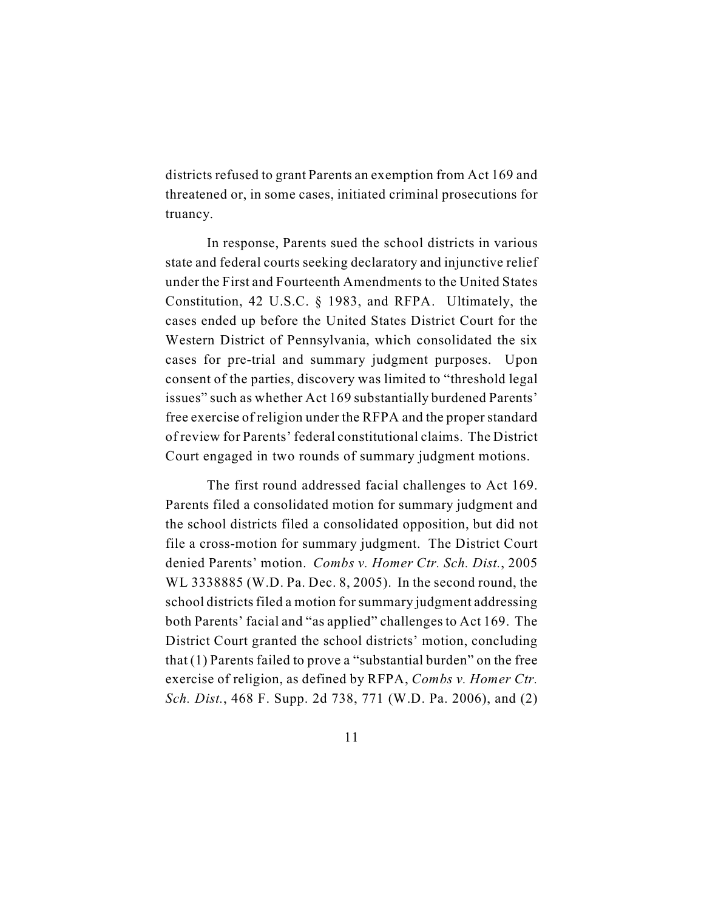districts refused to grant Parents an exemption from Act 169 and threatened or, in some cases, initiated criminal prosecutions for truancy.

In response, Parents sued the school districts in various state and federal courts seeking declaratory and injunctive relief under the First and Fourteenth Amendments to the United States Constitution, 42 U.S.C. § 1983, and RFPA. Ultimately, the cases ended up before the United States District Court for the Western District of Pennsylvania, which consolidated the six cases for pre-trial and summary judgment purposes. Upon consent of the parties, discovery was limited to "threshold legal issues" such as whether Act 169 substantially burdened Parents' free exercise of religion under the RFPA and the proper standard of review for Parents' federal constitutional claims. The District Court engaged in two rounds of summary judgment motions.

The first round addressed facial challenges to Act 169. Parents filed a consolidated motion for summary judgment and the school districts filed a consolidated opposition, but did not file a cross-motion for summary judgment. The District Court denied Parents' motion. *Combs v. Homer Ctr. Sch. Dist.*, 2005 WL 3338885 (W.D. Pa. Dec. 8, 2005). In the second round, the school districts filed a motion for summary judgment addressing both Parents' facial and "as applied" challenges to Act 169. The District Court granted the school districts' motion, concluding that (1) Parents failed to prove a "substantial burden" on the free exercise of religion, as defined by RFPA, *Combs v. Homer Ctr. Sch. Dist.*, 468 F. Supp. 2d 738, 771 (W.D. Pa. 2006), and (2)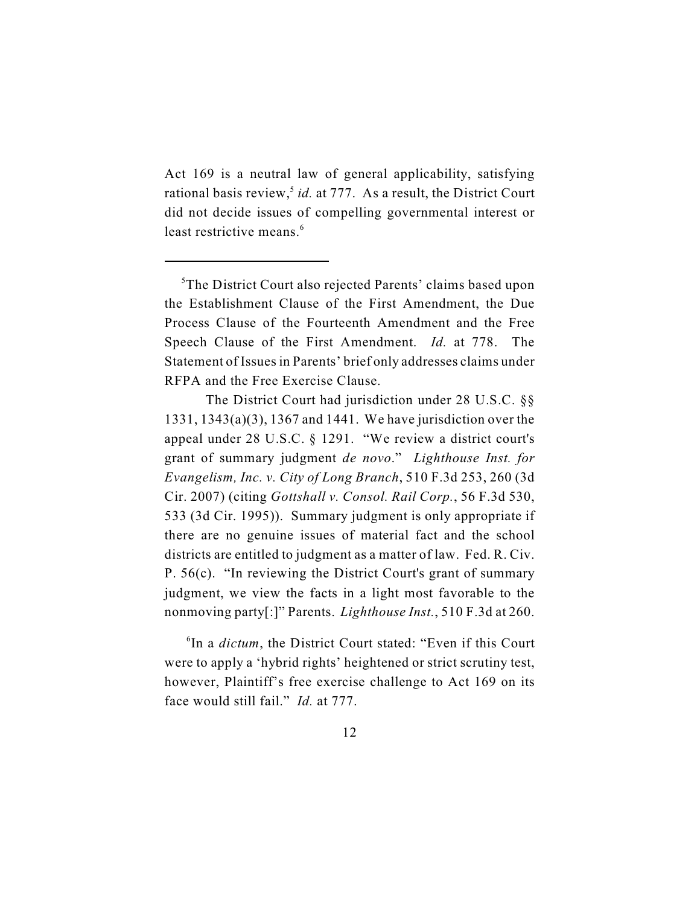Act 169 is a neutral law of general applicability, satisfying rational basis review,[5] *id.* at 777. As a result, the District Court did not decide issues of compelling governmental interest or least restrictive means.[6]

---

[5]The District Court also rejected Parents' claims based upon the Establishment Clause of the First Amendment, the Due Process Clause of the Fourteenth Amendment and the Free Speech Clause of the First Amendment. *Id.* at 778. The Statement of Issues in Parents' brief only addresses claims under RFPA and the Free Exercise Clause.

The District Court had jurisdiction under 28 U.S.C. §§ 1331, 1343(a)(3), 1367 and 1441. We have jurisdiction over the appeal under 28 U.S.C. § 1291. "We review a district court's grant of summary judgment *de novo*." *Lighthouse Inst. for Evangelism, Inc. v. City of Long Branch*, 510 F.3d 253, 260 (3d Cir. 2007) (citing *Gottshall v. Consol. Rail Corp.*, 56 F.3d 530, 533 (3d Cir. 1995)). Summary judgment is only appropriate if there are no genuine issues of material fact and the school districts are entitled to judgment as a matter of law. Fed. R. Civ. P. 56(c). "In reviewing the District Court's grant of summary judgment, we view the facts in a light most favorable to the nonmoving party[:]" Parents. *Lighthouse Inst.*, 510 F.3d at 260.

[6]In a *dictum*, the District Court stated: "Even if this Court were to apply a 'hybrid rights' heightened or strict scrutiny test, however, Plaintiff's free exercise challenge to Act 169 on its face would still fail." *Id.* at 777.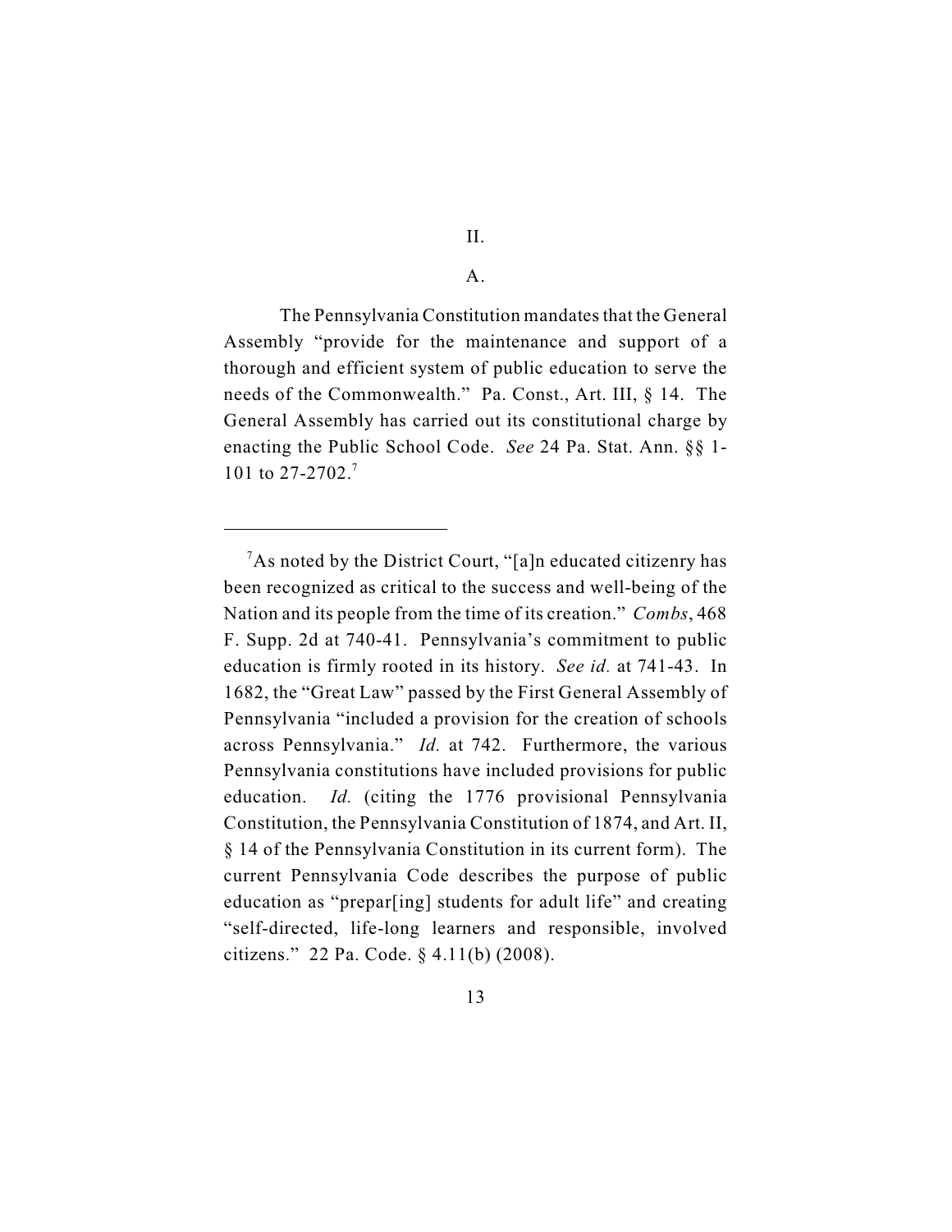## II.

### A.

The Pennsylvania Constitution mandates that the General Assembly "provide for the maintenance and support of a thorough and efficient system of public education to serve the needs of the Commonwealth." Pa. Const., Art. III, § 14. The General Assembly has carried out its constitutional charge by enacting the Public School Code. *See* 24 Pa. Stat. Ann. §§ 1-101 to 27-2702.[7]

---

[7]As noted by the District Court, "[a]n educated citizenry has been recognized as critical to the success and well-being of the Nation and its people from the time of its creation." *Combs*, 468 F. Supp. 2d at 740-41. Pennsylvania's commitment to public education is firmly rooted in its history. *See id.* at 741-43. In 1682, the "Great Law" passed by the First General Assembly of Pennsylvania "included a provision for the creation of schools across Pennsylvania." *Id.* at 742. Furthermore, the various Pennsylvania constitutions have included provisions for public education. *Id.* (citing the 1776 provisional Pennsylvania Constitution, the Pennsylvania Constitution of 1874, and Art. II, § 14 of the Pennsylvania Constitution in its current form). The current Pennsylvania Code describes the purpose of public education as "prepar[ing] students for adult life" and creating "self-directed, life-long learners and responsible, involved citizens." 22 Pa. Code. § 4.11(b) (2008).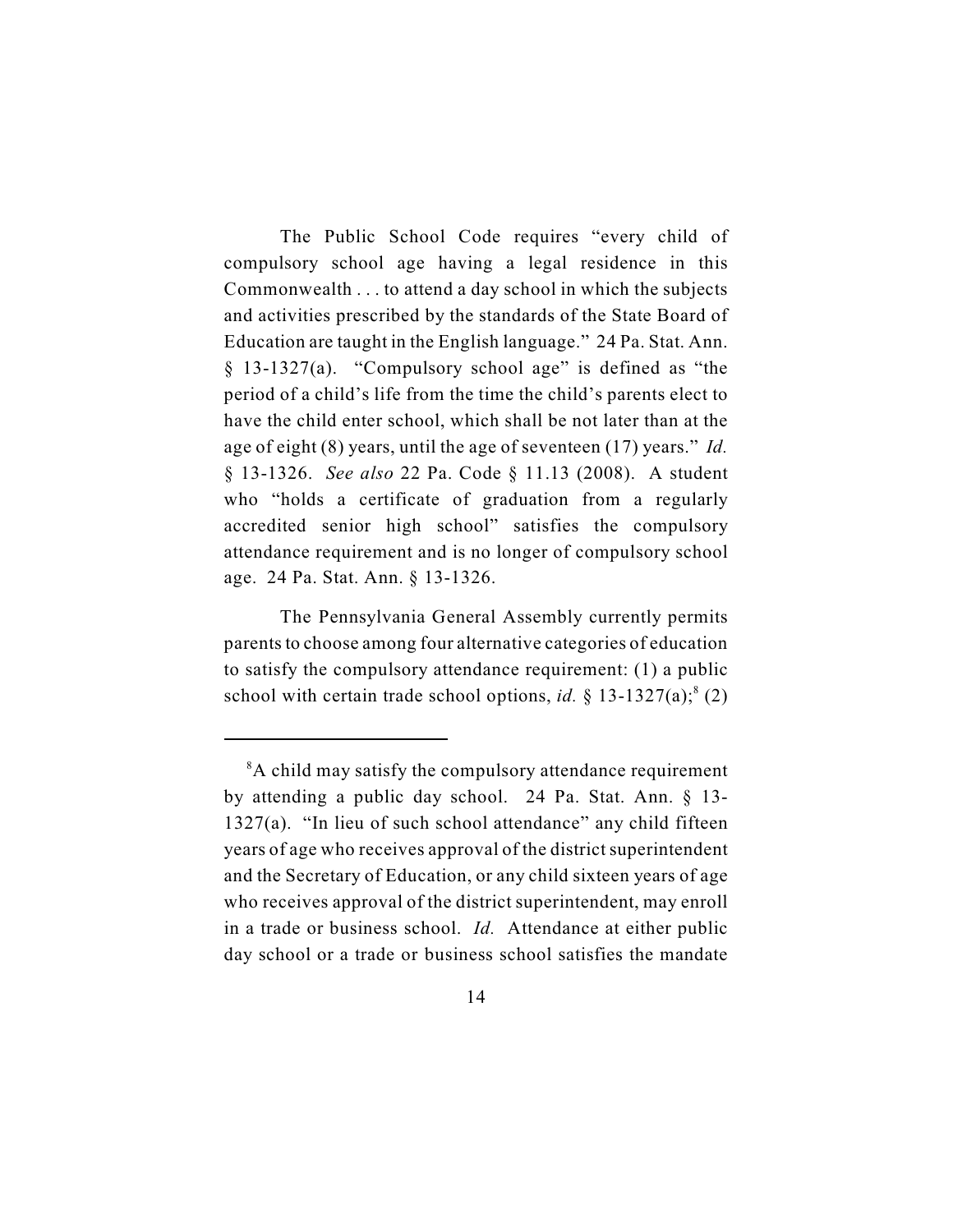The Public School Code requires "every child of compulsory school age having a legal residence in this Commonwealth . . . to attend a day school in which the subjects and activities prescribed by the standards of the State Board of Education are taught in the English language." 24 Pa. Stat. Ann. § 13-1327(a). "Compulsory school age" is defined as "the period of a child's life from the time the child's parents elect to have the child enter school, which shall be not later than at the age of eight (8) years, until the age of seventeen (17) years." *Id.* § 13-1326. *See also* 22 Pa. Code § 11.13 (2008). A student who "holds a certificate of graduation from a regularly accredited senior high school" satisfies the compulsory attendance requirement and is no longer of compulsory school age. 24 Pa. Stat. Ann. § 13-1326.

The Pennsylvania General Assembly currently permits parents to choose among four alternative categories of education to satisfy the compulsory attendance requirement: (1) a public school with certain trade school options, *id.* § 13-1327(a);[8] (2)

---

[8] A child may satisfy the compulsory attendance requirement by attending a public day school. 24 Pa. Stat. Ann. § 13-1327(a). "In lieu of such school attendance" any child fifteen years of age who receives approval of the district superintendent and the Secretary of Education, or any child sixteen years of age who receives approval of the district superintendent, may enroll in a trade or business school. *Id.* Attendance at either public day school or a trade or business school satisfies the mandate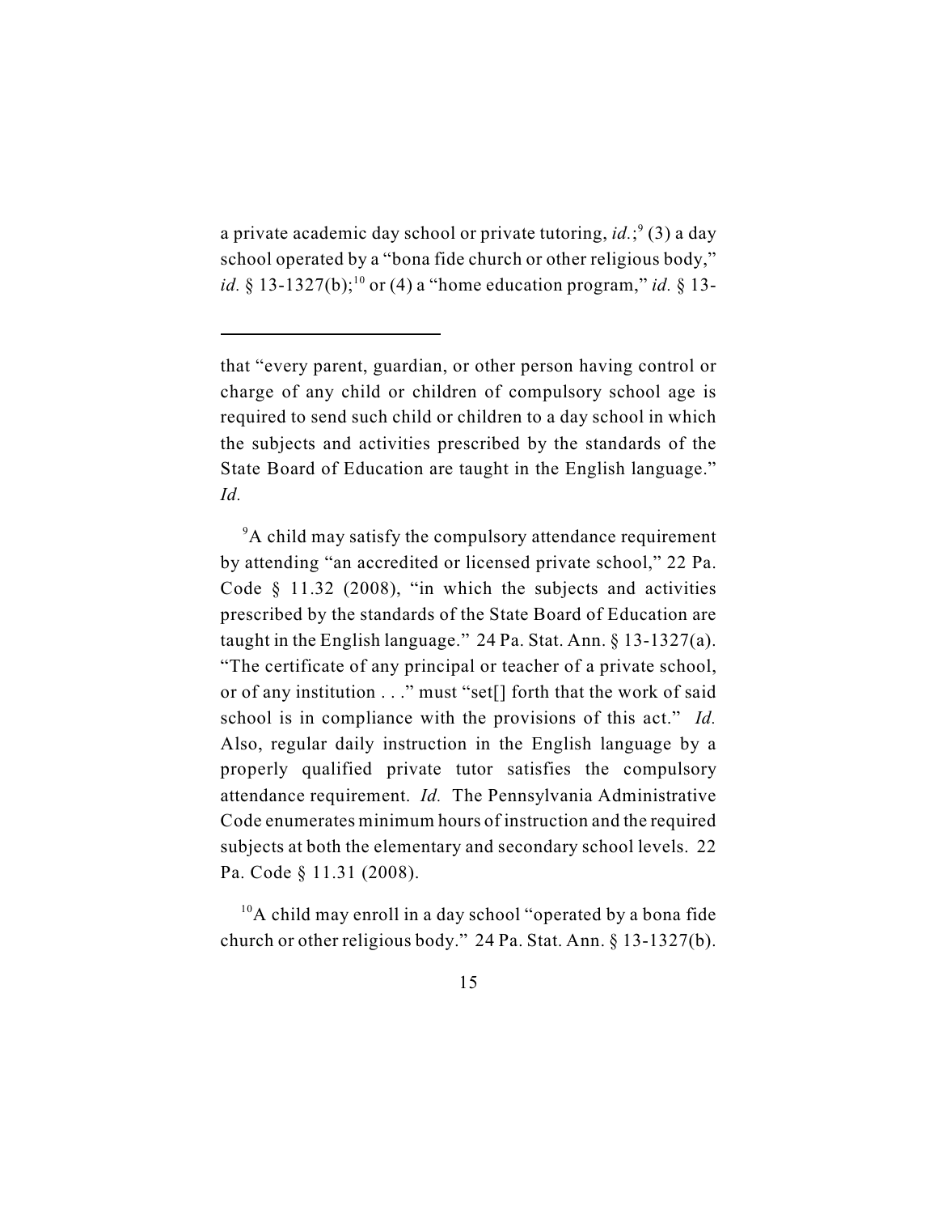a private academic day school or private tutoring, *id.*;[9] (3) a day school operated by a "bona fide church or other religious body," *id.* § 13-1327(b);[10] or (4) a "home education program," *id.* § 13-

---

that "every parent, guardian, or other person having control or charge of any child or children of compulsory school age is required to send such child or children to a day school in which the subjects and activities prescribed by the standards of the State Board of Education are taught in the English language." *Id.*

[9]A child may satisfy the compulsory attendance requirement by attending "an accredited or licensed private school," 22 Pa. Code § 11.32 (2008), "in which the subjects and activities prescribed by the standards of the State Board of Education are taught in the English language." 24 Pa. Stat. Ann. § 13-1327(a). "The certificate of any principal or teacher of a private school, or of any institution . . ." must "set[] forth that the work of said school is in compliance with the provisions of this act." *Id.* Also, regular daily instruction in the English language by a properly qualified private tutor satisfies the compulsory attendance requirement. *Id.* The Pennsylvania Administrative Code enumerates minimum hours of instruction and the required subjects at both the elementary and secondary school levels. 22 Pa. Code § 11.31 (2008).

[10]A child may enroll in a day school "operated by a bona fide church or other religious body." 24 Pa. Stat. Ann. § 13-1327(b).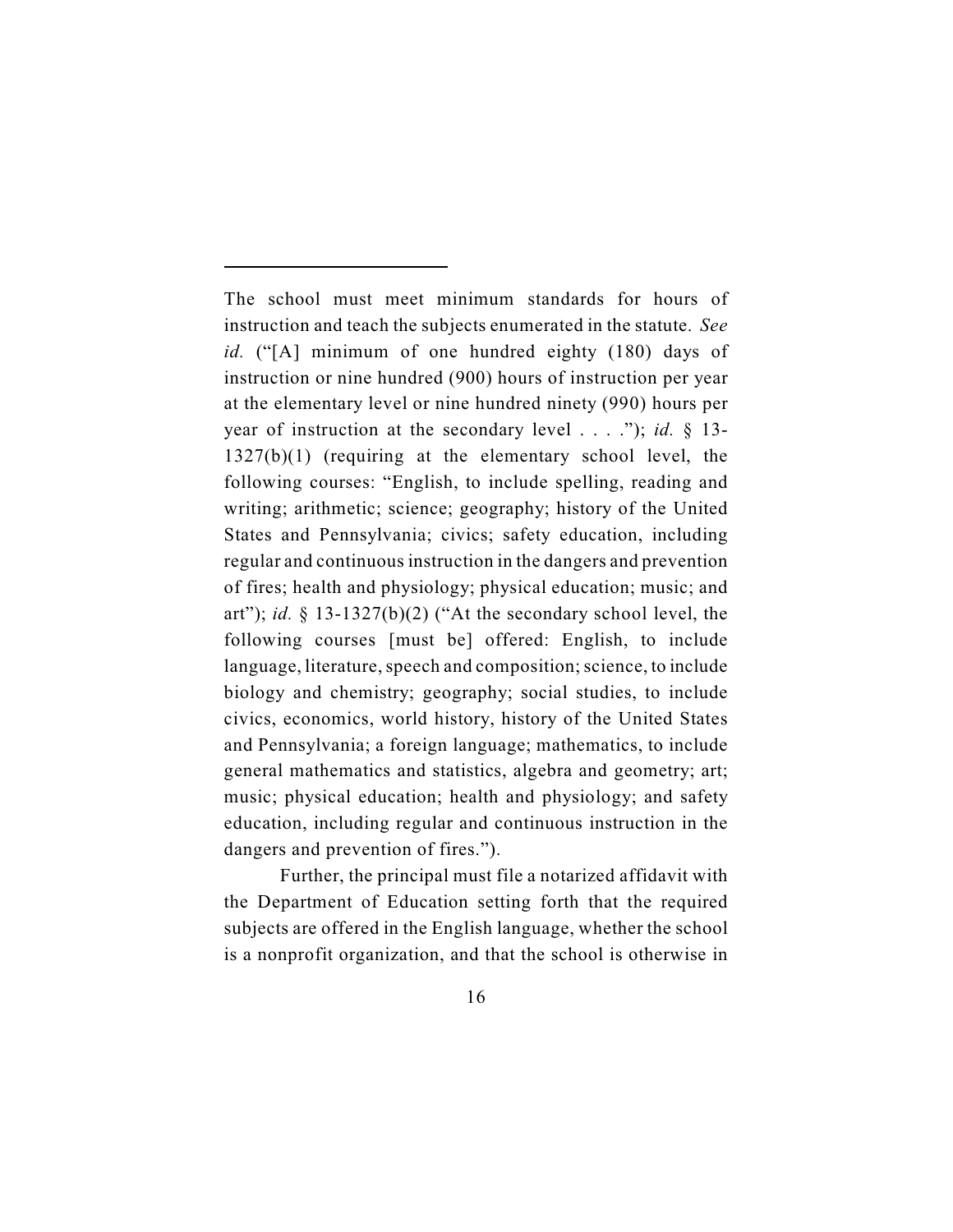---

The school must meet minimum standards for hours of instruction and teach the subjects enumerated in the statute. *See id.* ("[A] minimum of one hundred eighty (180) days of instruction or nine hundred (900) hours of instruction per year at the elementary level or nine hundred ninety (990) hours per year of instruction at the secondary level . . . ."); *id.* § 13-1327(b)(1) (requiring at the elementary school level, the following courses: "English, to include spelling, reading and writing; arithmetic; science; geography; history of the United States and Pennsylvania; civics; safety education, including regular and continuous instruction in the dangers and prevention of fires; health and physiology; physical education; music; and art"); *id.* § 13-1327(b)(2) ("At the secondary school level, the following courses [must be] offered: English, to include language, literature, speech and composition; science, to include biology and chemistry; geography; social studies, to include civics, economics, world history, history of the United States and Pennsylvania; a foreign language; mathematics, to include general mathematics and statistics, algebra and geometry; art; music; physical education; health and physiology; and safety education, including regular and continuous instruction in the dangers and prevention of fires.").

Further, the principal must file a notarized affidavit with the Department of Education setting forth that the required subjects are offered in the English language, whether the school is a nonprofit organization, and that the school is otherwise in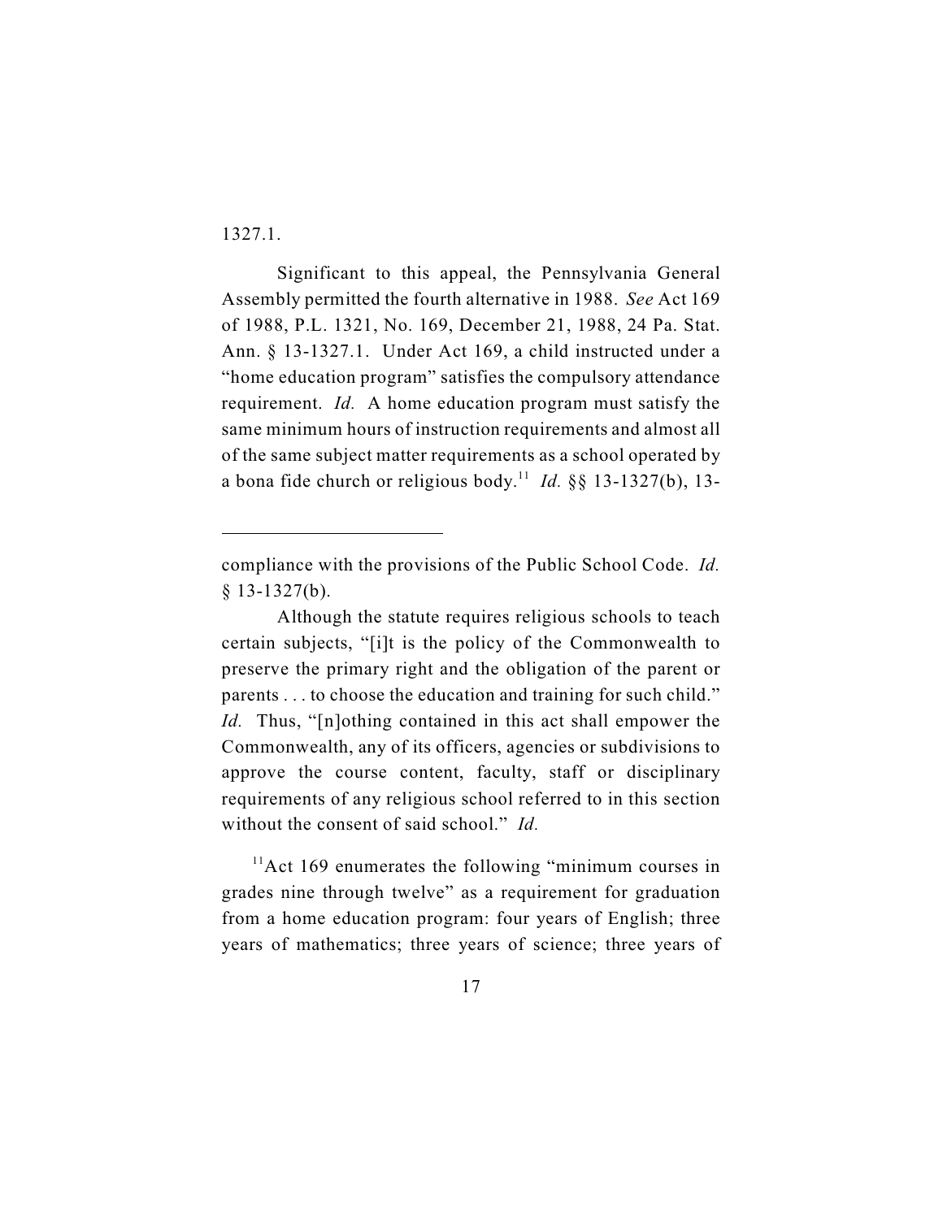1327.1.

Significant to this appeal, the Pennsylvania General Assembly permitted the fourth alternative in 1988. *See* Act 169 of 1988, P.L. 1321, No. 169, December 21, 1988, 24 Pa. Stat. Ann. § 13-1327.1. Under Act 169, a child instructed under a "home education program" satisfies the compulsory attendance requirement. *Id.* A home education program must satisfy the same minimum hours of instruction requirements and almost all of the same subject matter requirements as a school operated by a bona fide church or religious body.[11] *Id.* §§ 13-1327(b), 13-

---

compliance with the provisions of the Public School Code. *Id.* § 13-1327(b).

Although the statute requires religious schools to teach certain subjects, "[i]t is the policy of the Commonwealth to preserve the primary right and the obligation of the parent or parents . . . to choose the education and training for such child." *Id.* Thus, "[n]othing contained in this act shall empower the Commonwealth, any of its officers, agencies or subdivisions to approve the course content, faculty, staff or disciplinary requirements of any religious school referred to in this section without the consent of said school." *Id.*

[11] Act 169 enumerates the following "minimum courses in grades nine through twelve" as a requirement for graduation from a home education program: four years of English; three years of mathematics; three years of science; three years of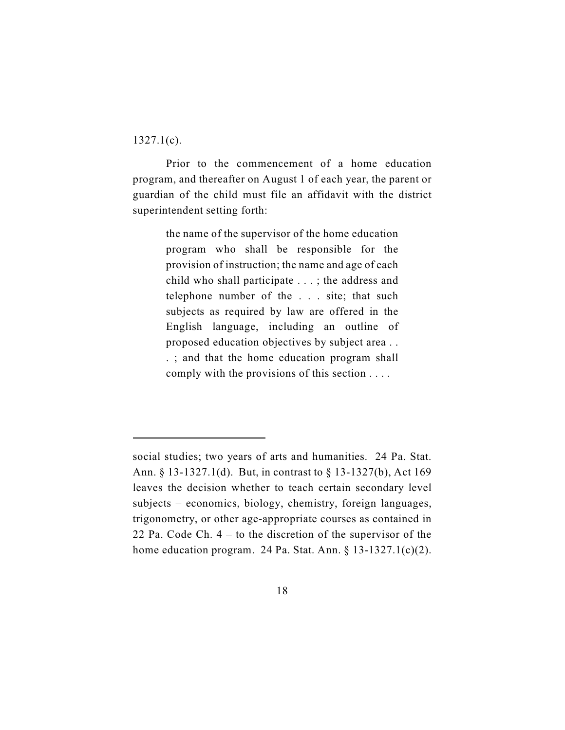1327.1(c).

Prior to the commencement of a home education program, and thereafter on August 1 of each year, the parent or guardian of the child must file an affidavit with the district superintendent setting forth:

> the name of the supervisor of the home education program who shall be responsible for the provision of instruction; the name and age of each child who shall participate . . . ; the address and telephone number of the . . . site; that such subjects as required by law are offered in the English language, including an outline of proposed education objectives by subject area . . . ; and that the home education program shall comply with the provisions of this section . . . .

---

social studies; two years of arts and humanities. 24 Pa. Stat. Ann. § 13-1327.1(d). But, in contrast to § 13-1327(b), Act 169 leaves the decision whether to teach certain secondary level subjects – economics, biology, chemistry, foreign languages, trigonometry, or other age-appropriate courses as contained in 22 Pa. Code Ch. 4 – to the discretion of the supervisor of the home education program. 24 Pa. Stat. Ann. § 13-1327.1(c)(2).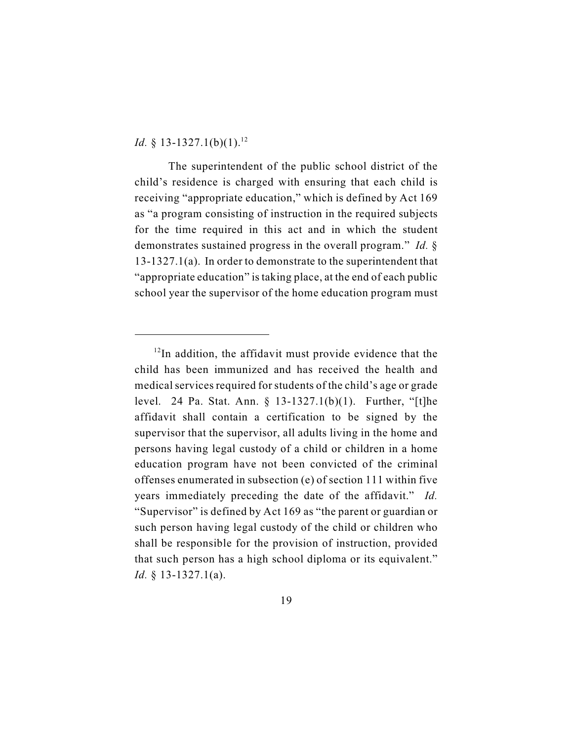*Id.* § 13-1327.1(b)(1).[12]

The superintendent of the public school district of the child's residence is charged with ensuring that each child is receiving "appropriate education," which is defined by Act 169 as "a program consisting of instruction in the required subjects for the time required in this act and in which the student demonstrates sustained progress in the overall program." *Id.* § 13-1327.1(a). In order to demonstrate to the superintendent that "appropriate education" is taking place, at the end of each public school year the supervisor of the home education program must

---

[12]In addition, the affidavit must provide evidence that the child has been immunized and has received the health and medical services required for students of the child's age or grade level. 24 Pa. Stat. Ann. § 13-1327.1(b)(1). Further, "[t]he affidavit shall contain a certification to be signed by the supervisor that the supervisor, all adults living in the home and persons having legal custody of a child or children in a home education program have not been convicted of the criminal offenses enumerated in subsection (e) of section 111 within five years immediately preceding the date of the affidavit." *Id.* "Supervisor" is defined by Act 169 as "the parent or guardian or such person having legal custody of the child or children who shall be responsible for the provision of instruction, provided that such person has a high school diploma or its equivalent." *Id.* § 13-1327.1(a).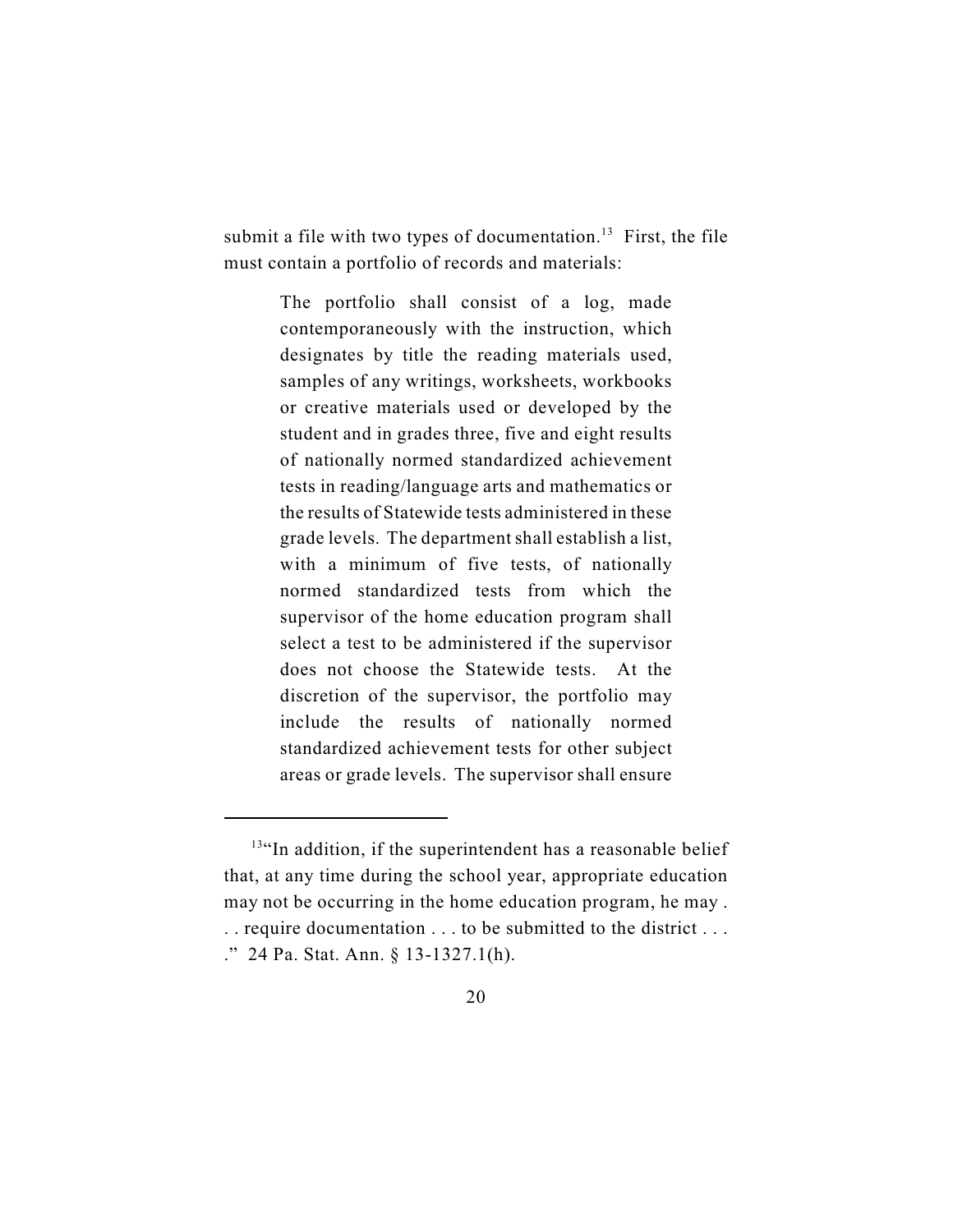submit a file with two types of documentation.[13] First, the file must contain a portfolio of records and materials:

> The portfolio shall consist of a log, made contemporaneously with the instruction, which designates by title the reading materials used, samples of any writings, worksheets, workbooks or creative materials used or developed by the student and in grades three, five and eight results of nationally normed standardized achievement tests in reading/language arts and mathematics or the results of Statewide tests administered in these grade levels. The department shall establish a list, with a minimum of five tests, of nationally normed standardized tests from which the supervisor of the home education program shall select a test to be administered if the supervisor does not choose the Statewide tests. At the discretion of the supervisor, the portfolio may include the results of nationally normed standardized achievement tests for other subject areas or grade levels. The supervisor shall ensure

---

[13]"In addition, if the superintendent has a reasonable belief that, at any time during the school year, appropriate education may not be occurring in the home education program, he may . . . require documentation . . . to be submitted to the district . . . ." 24 Pa. Stat. Ann. § 13-1327.1(h).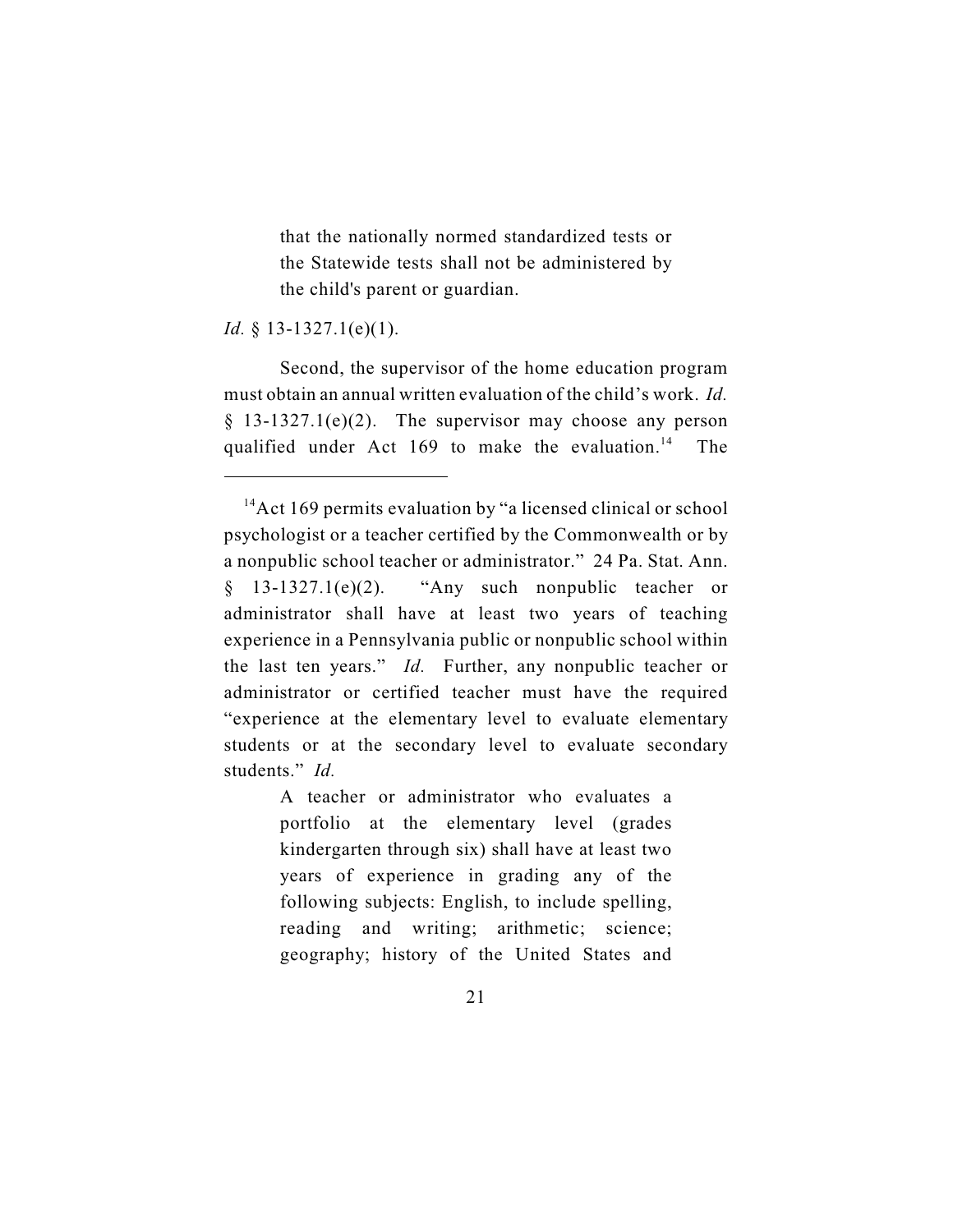> that the nationally normed standardized tests or the Statewide tests shall not be administered by the child's parent or guardian.

*Id.* § 13-1327.1(e)(1).

Second, the supervisor of the home education program must obtain an annual written evaluation of the child's work. *Id.* § 13-1327.1(e)(2). The supervisor may choose any person qualified under Act 169 to make the evaluation.[14] The

---

[14] Act 169 permits evaluation by "a licensed clinical or school psychologist or a teacher certified by the Commonwealth or by a nonpublic school teacher or administrator." 24 Pa. Stat. Ann. § 13-1327.1(e)(2). "Any such nonpublic teacher or administrator shall have at least two years of teaching experience in a Pennsylvania public or nonpublic school within the last ten years." *Id.* Further, any nonpublic teacher or administrator or certified teacher must have the required "experience at the elementary level to evaluate elementary students or at the secondary level to evaluate secondary students." *Id.*

> A teacher or administrator who evaluates a portfolio at the elementary level (grades kindergarten through six) shall have at least two years of experience in grading any of the following subjects: English, to include spelling, reading and writing; arithmetic; science; geography; history of the United States and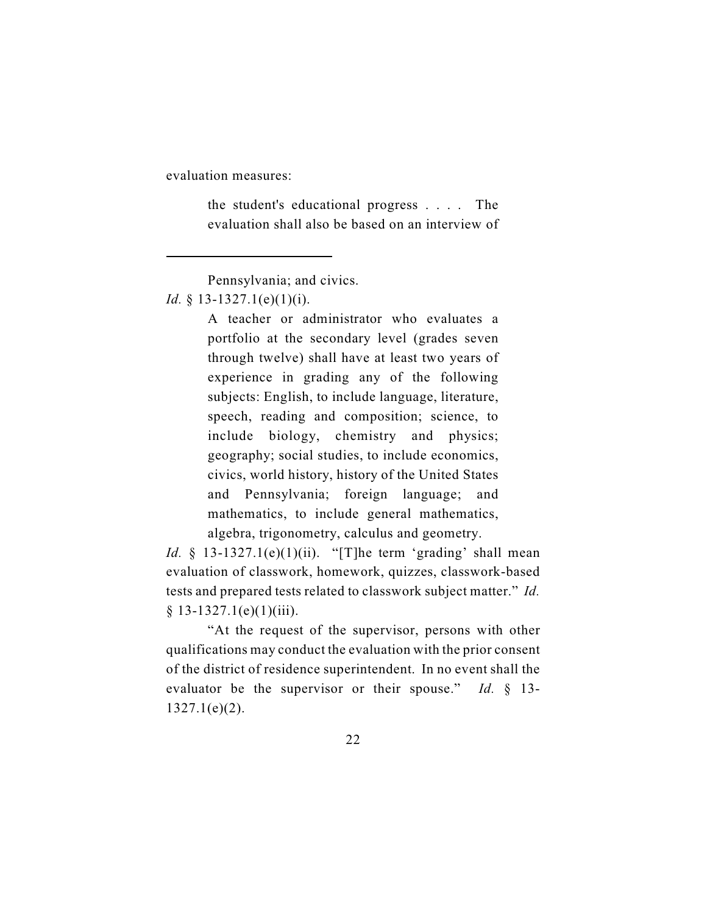evaluation measures:

> the student's educational progress . . . . The evaluation shall also be based on an interview of

---

> Pennsylvania; and civics.

*Id.* § 13-1327.1(e)(1)(i).

> A teacher or administrator who evaluates a portfolio at the secondary level (grades seven through twelve) shall have at least two years of experience in grading any of the following subjects: English, to include language, literature, speech, reading and composition; science, to include biology, chemistry and physics; geography; social studies, to include economics, civics, world history, history of the United States and Pennsylvania; foreign language; and mathematics, to include general mathematics, algebra, trigonometry, calculus and geometry.

*Id.* § 13-1327.1(e)(1)(ii). "[T]he term 'grading' shall mean evaluation of classwork, homework, quizzes, classwork-based tests and prepared tests related to classwork subject matter." *Id.* § 13-1327.1(e)(1)(iii).

"At the request of the supervisor, persons with other qualifications may conduct the evaluation with the prior consent of the district of residence superintendent. In no event shall the evaluator be the supervisor or their spouse." *Id.* § 13-1327.1(e)(2).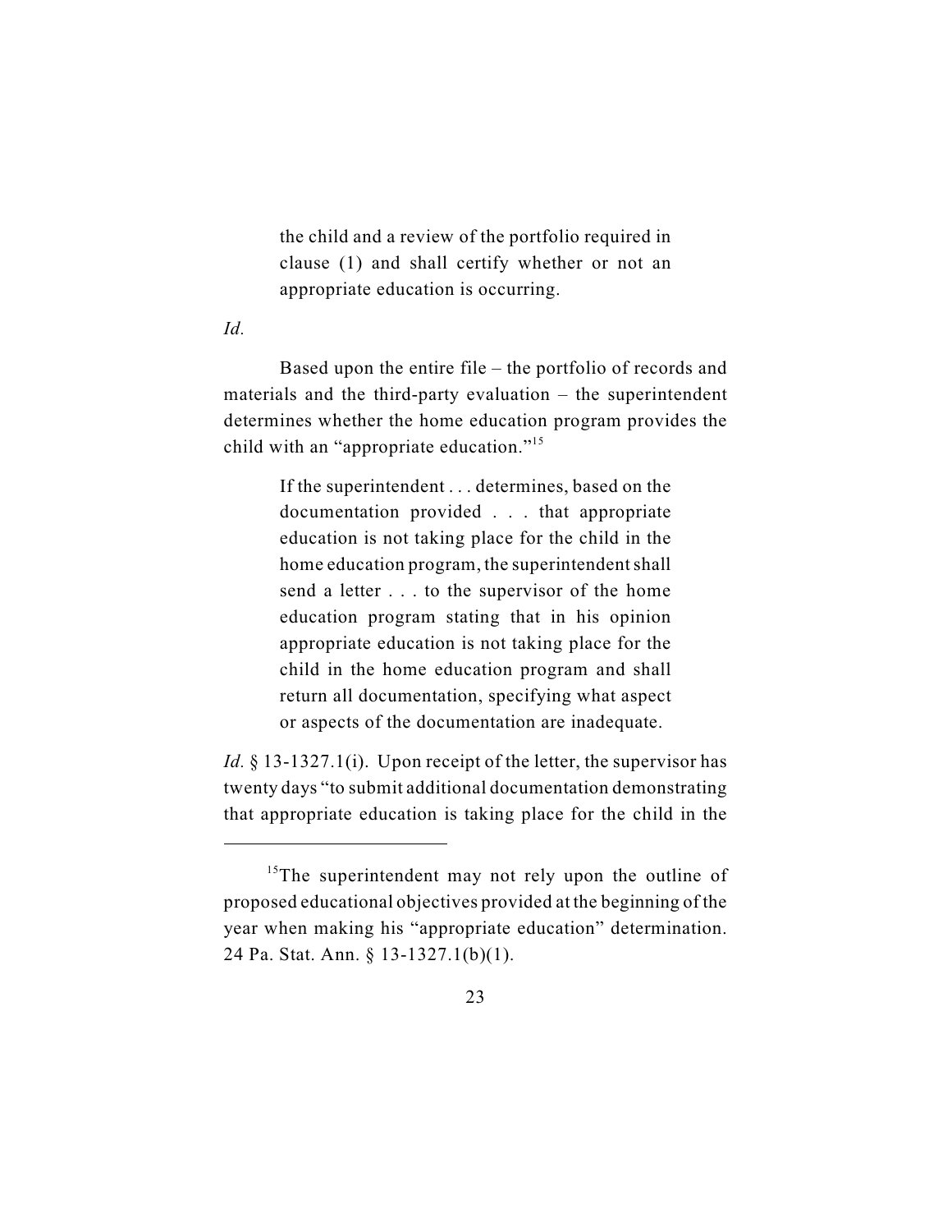> the child and a review of the portfolio required in clause (1) and shall certify whether or not an appropriate education is occurring.

*Id.*

Based upon the entire file – the portfolio of records and materials and the third-party evaluation – the superintendent determines whether the home education program provides the child with an "appropriate education."[15]

> If the superintendent . . . determines, based on the documentation provided . . . that appropriate education is not taking place for the child in the home education program, the superintendent shall send a letter . . . to the supervisor of the home education program stating that in his opinion appropriate education is not taking place for the child in the home education program and shall return all documentation, specifying what aspect or aspects of the documentation are inadequate.

*Id.* § 13-1327.1(i). Upon receipt of the letter, the supervisor has twenty days "to submit additional documentation demonstrating that appropriate education is taking place for the child in the

---

[15] The superintendent may not rely upon the outline of proposed educational objectives provided at the beginning of the year when making his "appropriate education" determination. 24 Pa. Stat. Ann. § 13-1327.1(b)(1).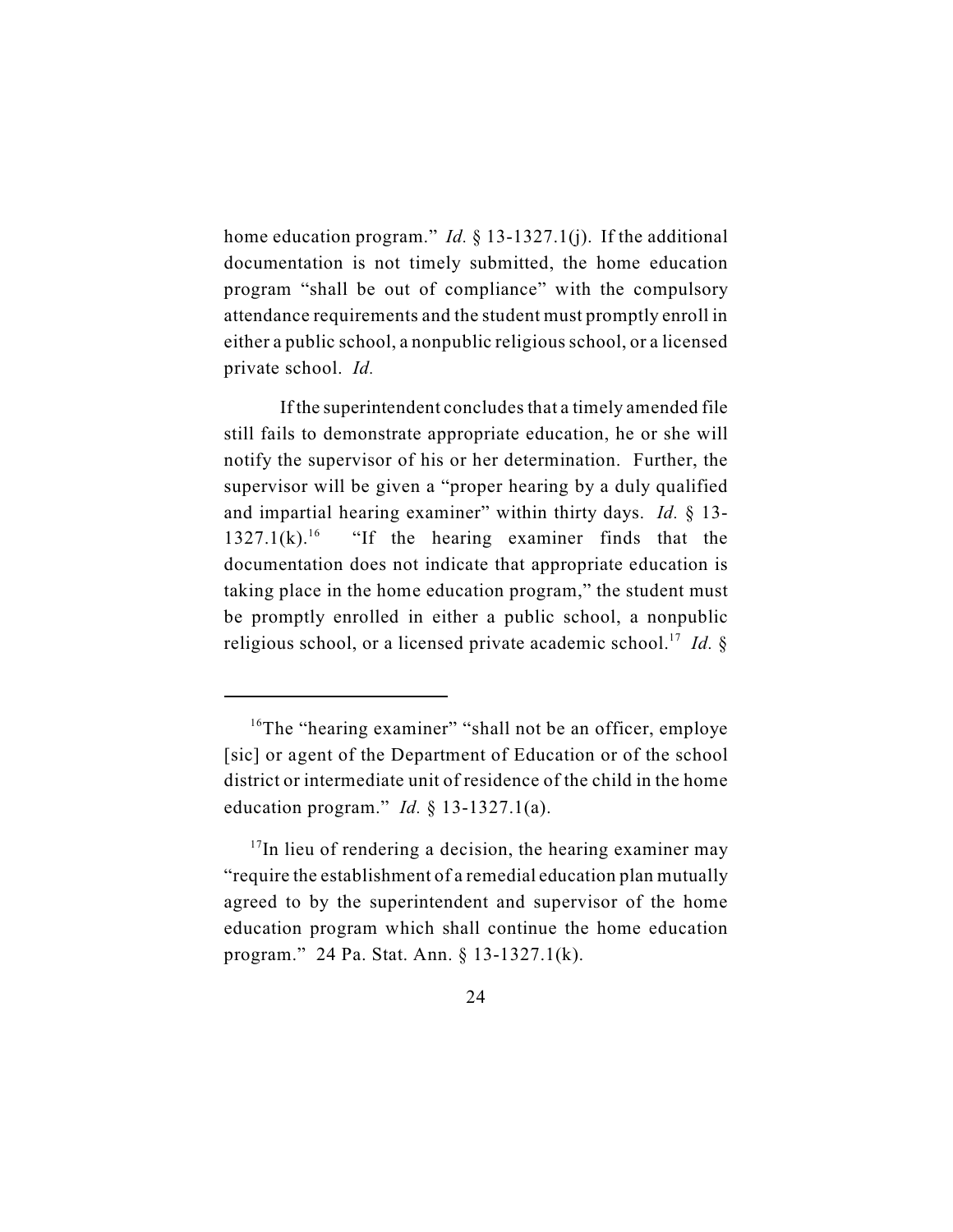home education program." *Id.* § 13-1327.1(j). If the additional documentation is not timely submitted, the home education program "shall be out of compliance" with the compulsory attendance requirements and the student must promptly enroll in either a public school, a nonpublic religious school, or a licensed private school. *Id.*

If the superintendent concludes that a timely amended file still fails to demonstrate appropriate education, he or she will notify the supervisor of his or her determination. Further, the supervisor will be given a "proper hearing by a duly qualified and impartial hearing examiner" within thirty days. *Id.* § 13-1327.1(k).[16] "If the hearing examiner finds that the documentation does not indicate that appropriate education is taking place in the home education program," the student must be promptly enrolled in either a public school, a nonpublic religious school, or a licensed private academic school.[17] *Id.* §

---

[16]The "hearing examiner" "shall not be an officer, employe [sic] or agent of the Department of Education or of the school district or intermediate unit of residence of the child in the home education program." *Id.* § 13-1327.1(a).

[17]In lieu of rendering a decision, the hearing examiner may "require the establishment of a remedial education plan mutually agreed to by the superintendent and supervisor of the home education program which shall continue the home education program." 24 Pa. Stat. Ann. § 13-1327.1(k).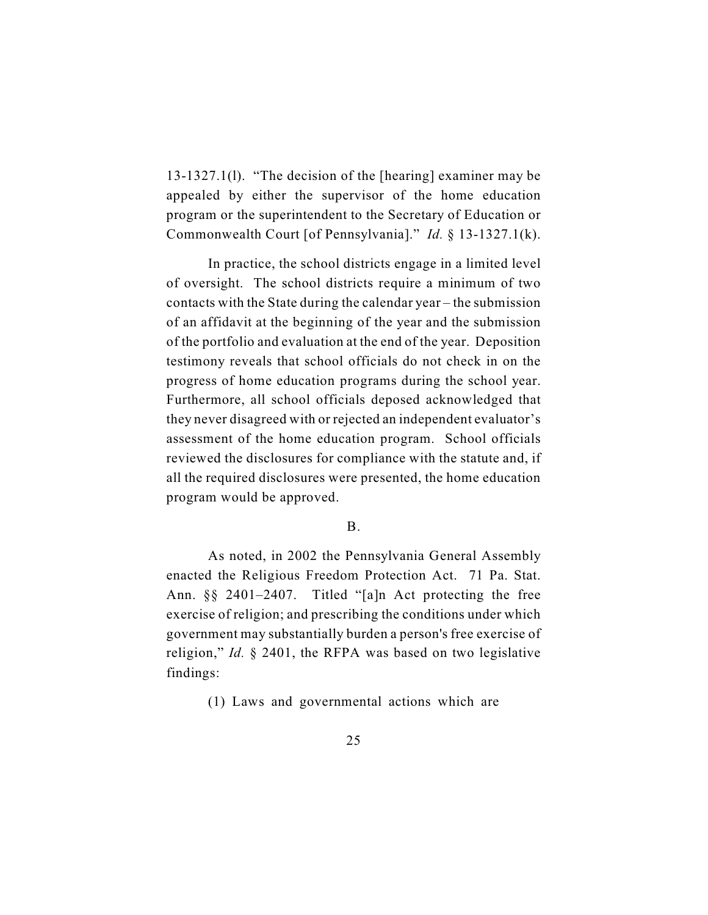13-1327.1(l). "The decision of the [hearing] examiner may be appealed by either the supervisor of the home education program or the superintendent to the Secretary of Education or Commonwealth Court [of Pennsylvania]." *Id.* § 13-1327.1(k).

In practice, the school districts engage in a limited level of oversight. The school districts require a minimum of two contacts with the State during the calendar year – the submission of an affidavit at the beginning of the year and the submission of the portfolio and evaluation at the end of the year. Deposition testimony reveals that school officials do not check in on the progress of home education programs during the school year. Furthermore, all school officials deposed acknowledged that they never disagreed with or rejected an independent evaluator's assessment of the home education program. School officials reviewed the disclosures for compliance with the statute and, if all the required disclosures were presented, the home education program would be approved.

B.

As noted, in 2002 the Pennsylvania General Assembly enacted the Religious Freedom Protection Act. 71 Pa. Stat. Ann. §§ 2401–2407. Titled "[a]n Act protecting the free exercise of religion; and prescribing the conditions under which government may substantially burden a person's free exercise of religion," *Id.* § 2401, the RFPA was based on two legislative findings:

(1) Laws and governmental actions which are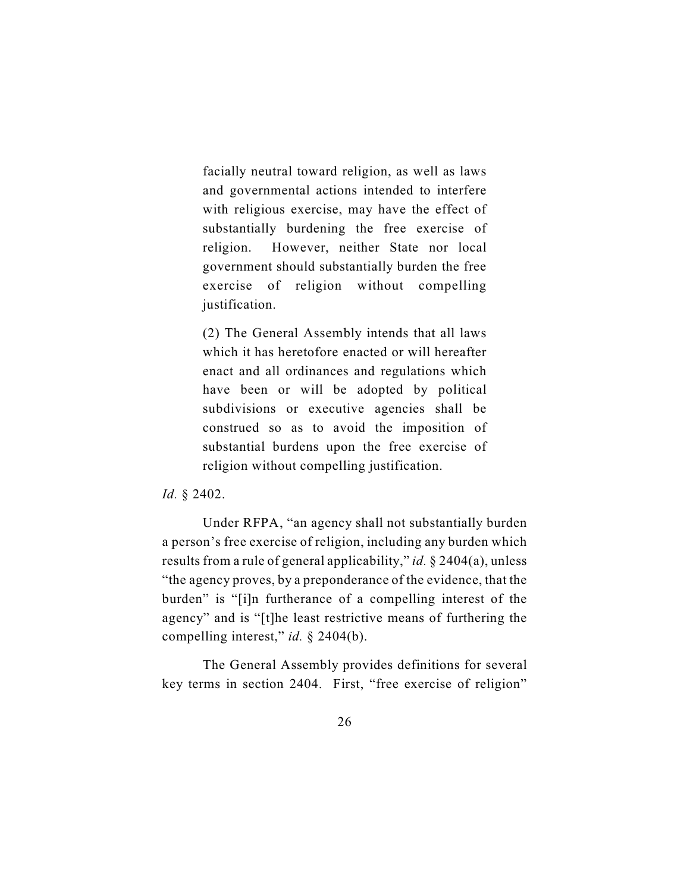> facially neutral toward religion, as well as laws and governmental actions intended to interfere with religious exercise, may have the effect of substantially burdening the free exercise of religion. However, neither State nor local government should substantially burden the free exercise of religion without compelling justification.
>
> (2) The General Assembly intends that all laws which it has heretofore enacted or will hereafter enact and all ordinances and regulations which have been or will be adopted by political subdivisions or executive agencies shall be construed so as to avoid the imposition of substantial burdens upon the free exercise of religion without compelling justification.

*Id.* § 2402.

Under RFPA, "an agency shall not substantially burden a person's free exercise of religion, including any burden which results from a rule of general applicability," *id.* § 2404(a), unless "the agency proves, by a preponderance of the evidence, that the burden" is "[i]n furtherance of a compelling interest of the agency" and is "[t]he least restrictive means of furthering the compelling interest," *id.* § 2404(b).

The General Assembly provides definitions for several key terms in section 2404. First, "free exercise of religion"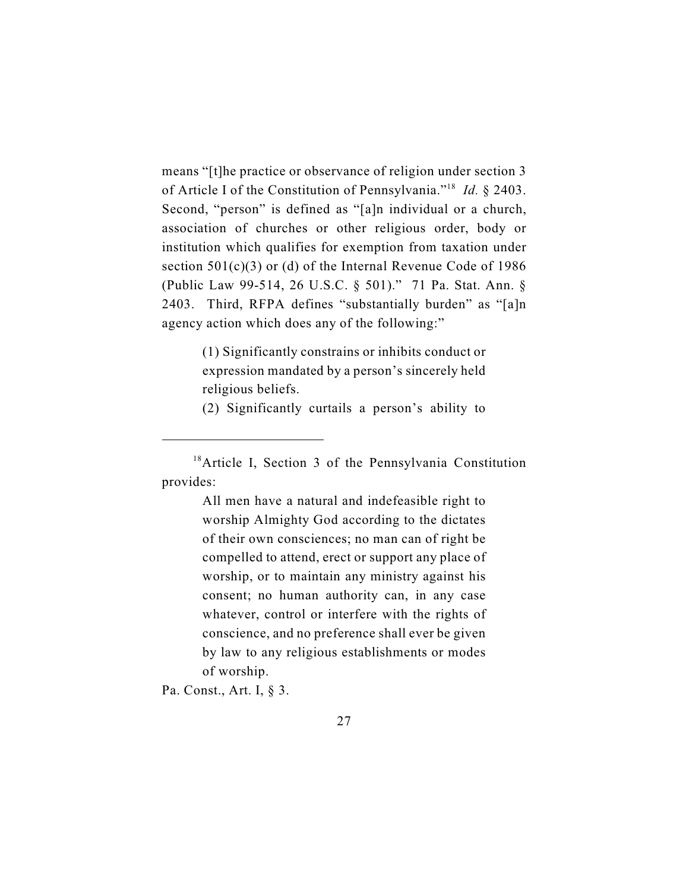means "[t]he practice or observance of religion under section 3 of Article I of the Constitution of Pennsylvania."[18] *Id.* § 2403. Second, "person" is defined as "[a]n individual or a church, association of churches or other religious order, body or institution which qualifies for exemption from taxation under section 501(c)(3) or (d) of the Internal Revenue Code of 1986 (Public Law 99-514, 26 U.S.C. § 501)." 71 Pa. Stat. Ann. § 2403. Third, RFPA defines "substantially burden" as "[a]n agency action which does any of the following:"

> (1) Significantly constrains or inhibits conduct or expression mandated by a person's sincerely held religious beliefs.
>
> (2) Significantly curtails a person's ability to

---

[18] Article I, Section 3 of the Pennsylvania Constitution provides:

> All men have a natural and indefeasible right to worship Almighty God according to the dictates of their own consciences; no man can of right be compelled to attend, erect or support any place of worship, or to maintain any ministry against his consent; no human authority can, in any case whatever, control or interfere with the rights of conscience, and no preference shall ever be given by law to any religious establishments or modes of worship.

Pa. Const., Art. I, § 3.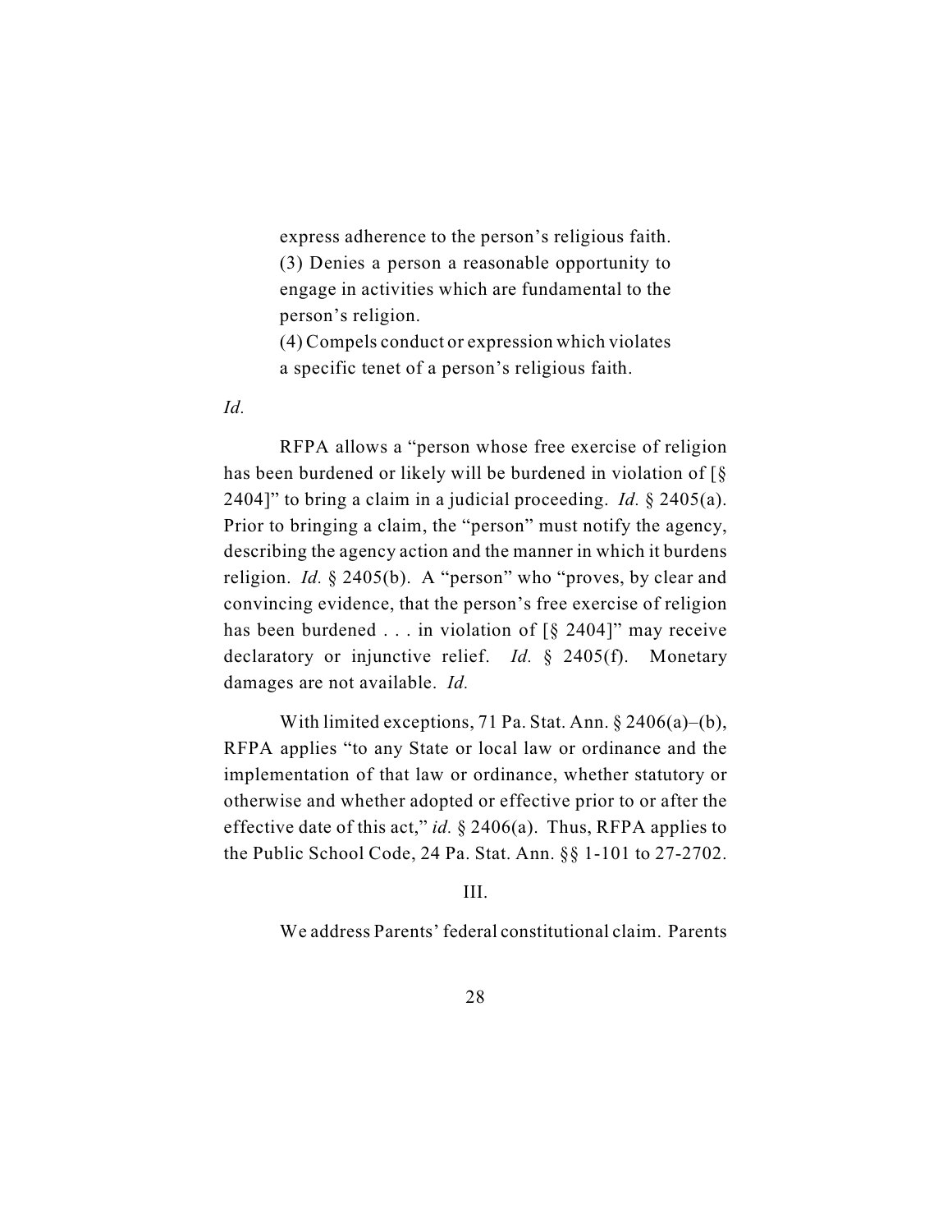> express adherence to the person's religious faith.
> (3) Denies a person a reasonable opportunity to engage in activities which are fundamental to the person's religion.
> (4) Compels conduct or expression which violates a specific tenet of a person's religious faith.

*Id.*

RFPA allows a "person whose free exercise of religion has been burdened or likely will be burdened in violation of [§ 2404]" to bring a claim in a judicial proceeding. *Id.* § 2405(a). Prior to bringing a claim, the "person" must notify the agency, describing the agency action and the manner in which it burdens religion. *Id.* § 2405(b). A "person" who "proves, by clear and convincing evidence, that the person's free exercise of religion has been burdened . . . in violation of [§ 2404]" may receive declaratory or injunctive relief. *Id.* § 2405(f). Monetary damages are not available. *Id.*

With limited exceptions, 71 Pa. Stat. Ann. § 2406(a)–(b), RFPA applies "to any State or local law or ordinance and the implementation of that law or ordinance, whether statutory or otherwise and whether adopted or effective prior to or after the effective date of this act," *id.* § 2406(a). Thus, RFPA applies to the Public School Code, 24 Pa. Stat. Ann. §§ 1-101 to 27-2702.

III.

We address Parents' federal constitutional claim. Parents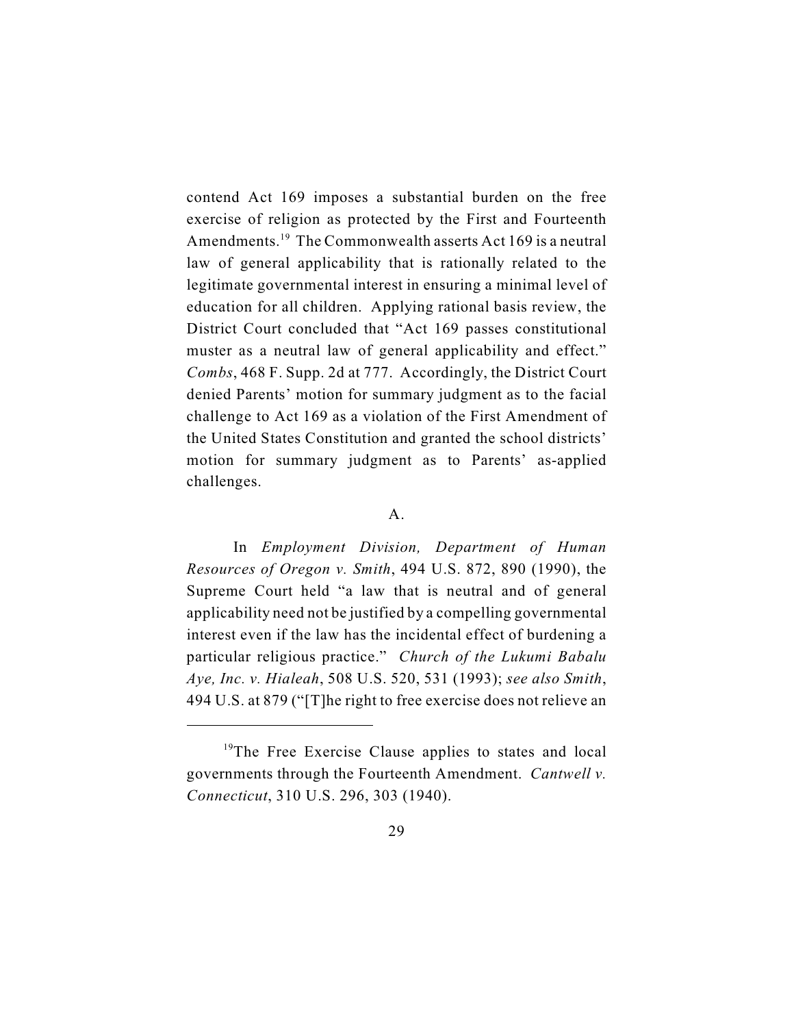contend Act 169 imposes a substantial burden on the free exercise of religion as protected by the First and Fourteenth Amendments.[19] The Commonwealth asserts Act 169 is a neutral law of general applicability that is rationally related to the legitimate governmental interest in ensuring a minimal level of education for all children. Applying rational basis review, the District Court concluded that "Act 169 passes constitutional muster as a neutral law of general applicability and effect." *Combs*, 468 F. Supp. 2d at 777. Accordingly, the District Court denied Parents' motion for summary judgment as to the facial challenge to Act 169 as a violation of the First Amendment of the United States Constitution and granted the school districts' motion for summary judgment as to Parents' as-applied challenges.

A.

In *Employment Division, Department of Human Resources of Oregon v. Smith*, 494 U.S. 872, 890 (1990), the Supreme Court held "a law that is neutral and of general applicability need not be justified by a compelling governmental interest even if the law has the incidental effect of burdening a particular religious practice." *Church of the Lukumi Babalu Aye, Inc. v. Hialeah*, 508 U.S. 520, 531 (1993); *see also Smith*, 494 U.S. at 879 ("[T]he right to free exercise does not relieve an

---

[19]The Free Exercise Clause applies to states and local governments through the Fourteenth Amendment. *Cantwell v. Connecticut*, 310 U.S. 296, 303 (1940).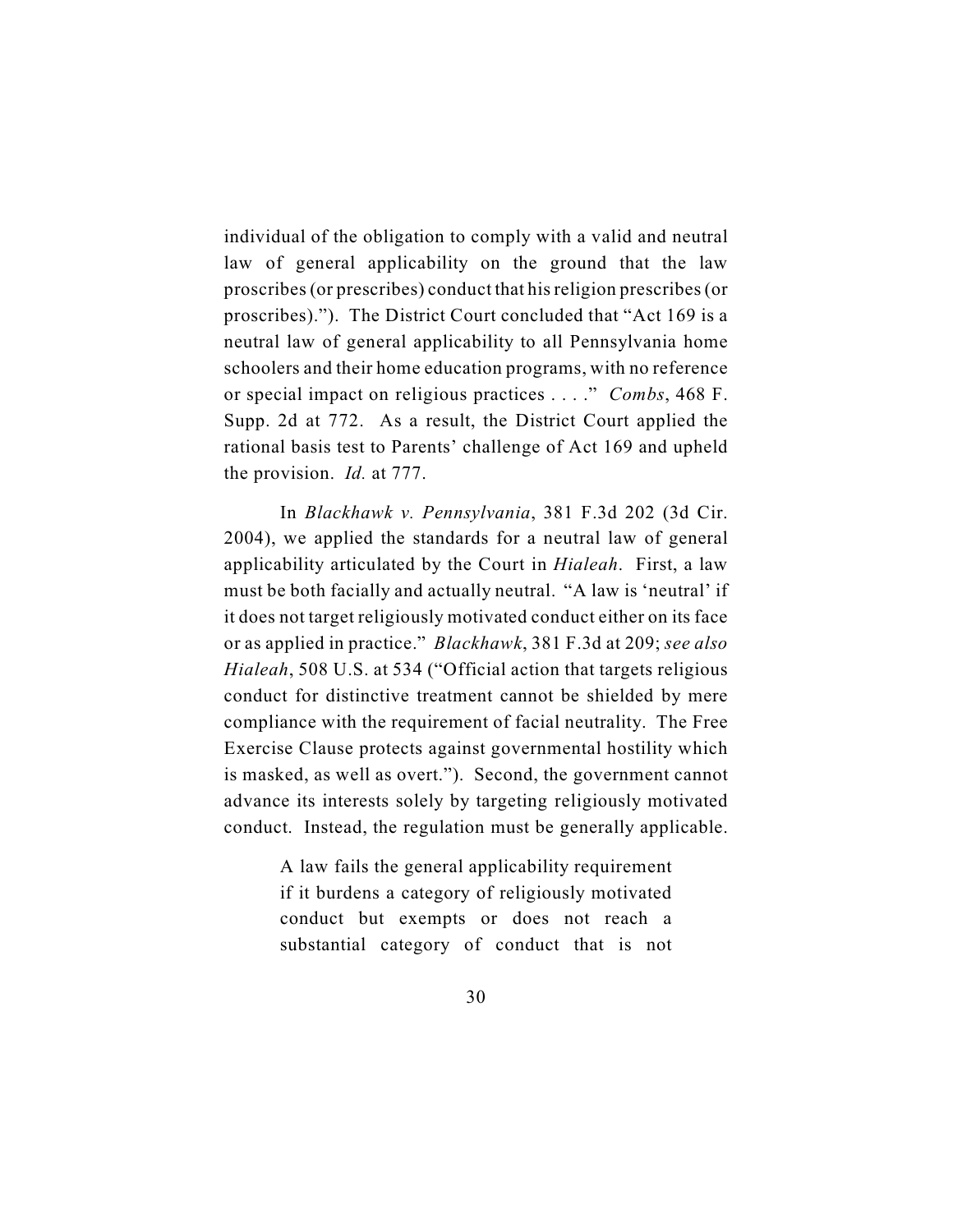individual of the obligation to comply with a valid and neutral law of general applicability on the ground that the law proscribes (or prescribes) conduct that his religion prescribes (or proscribes)."). The District Court concluded that "Act 169 is a neutral law of general applicability to all Pennsylvania home schoolers and their home education programs, with no reference or special impact on religious practices . . . ." *Combs*, 468 F. Supp. 2d at 772. As a result, the District Court applied the rational basis test to Parents' challenge of Act 169 and upheld the provision. *Id.* at 777.

In *Blackhawk v. Pennsylvania*, 381 F.3d 202 (3d Cir. 2004), we applied the standards for a neutral law of general applicability articulated by the Court in *Hialeah*. First, a law must be both facially and actually neutral. "A law is 'neutral' if it does not target religiously motivated conduct either on its face or as applied in practice." *Blackhawk*, 381 F.3d at 209; *see also Hialeah*, 508 U.S. at 534 ("Official action that targets religious conduct for distinctive treatment cannot be shielded by mere compliance with the requirement of facial neutrality. The Free Exercise Clause protects against governmental hostility which is masked, as well as overt."). Second, the government cannot advance its interests solely by targeting religiously motivated conduct. Instead, the regulation must be generally applicable.

> A law fails the general applicability requirement if it burdens a category of religiously motivated conduct but exempts or does not reach a substantial category of conduct that is not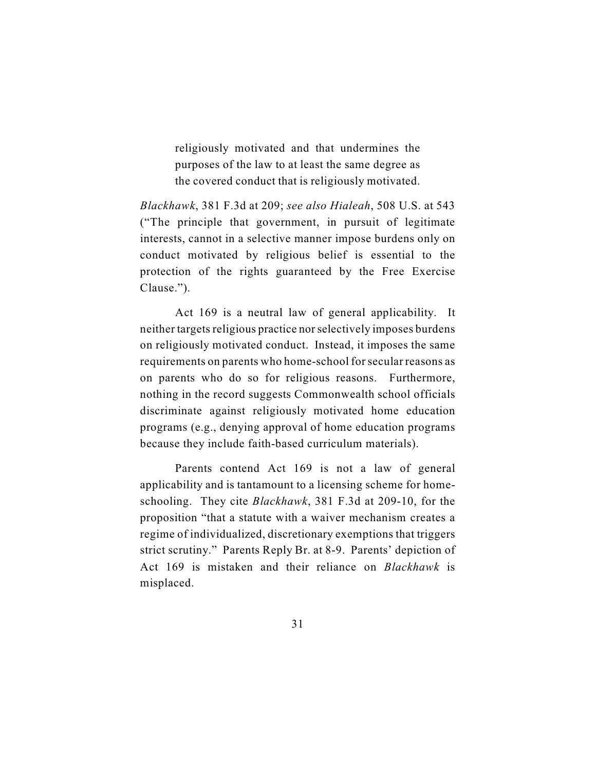> religiously motivated and that undermines the purposes of the law to at least the same degree as the covered conduct that is religiously motivated.

*Blackhawk*, 381 F.3d at 209; *see also Hialeah*, 508 U.S. at 543 ("The principle that government, in pursuit of legitimate interests, cannot in a selective manner impose burdens only on conduct motivated by religious belief is essential to the protection of the rights guaranteed by the Free Exercise Clause.").

Act 169 is a neutral law of general applicability. It neither targets religious practice nor selectively imposes burdens on religiously motivated conduct. Instead, it imposes the same requirements on parents who home-school for secular reasons as on parents who do so for religious reasons. Furthermore, nothing in the record suggests Commonwealth school officials discriminate against religiously motivated home education programs (e.g., denying approval of home education programs because they include faith-based curriculum materials).

Parents contend Act 169 is not a law of general applicability and is tantamount to a licensing scheme for home-schooling. They cite *Blackhawk*, 381 F.3d at 209-10, for the proposition "that a statute with a waiver mechanism creates a regime of individualized, discretionary exemptions that triggers strict scrutiny." Parents Reply Br. at 8-9. Parents' depiction of Act 169 is mistaken and their reliance on *Blackhawk* is misplaced.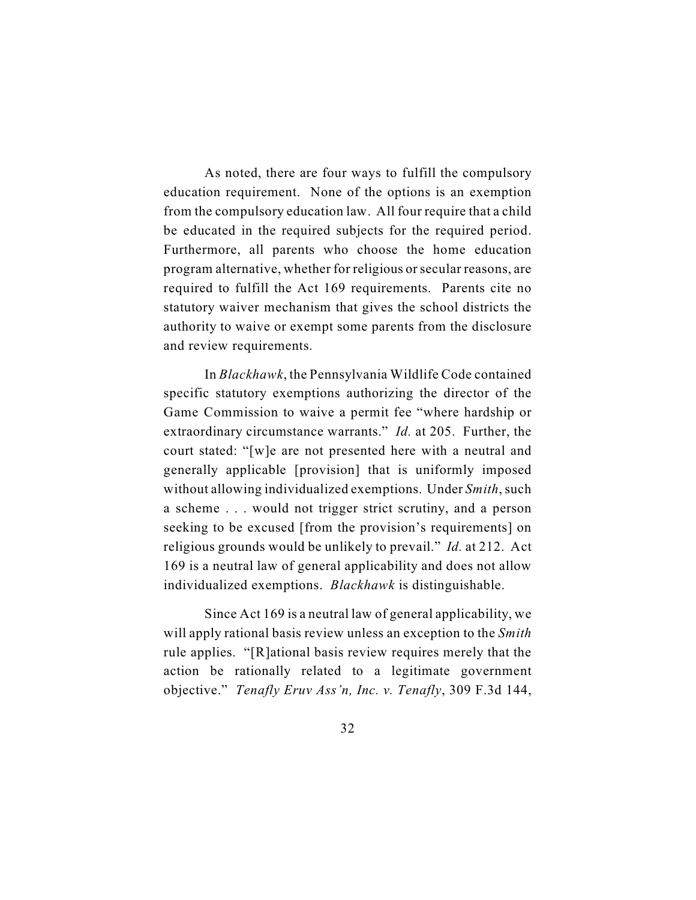As noted, there are four ways to fulfill the compulsory education requirement. None of the options is an exemption from the compulsory education law. All four require that a child be educated in the required subjects for the required period. Furthermore, all parents who choose the home education program alternative, whether for religious or secular reasons, are required to fulfill the Act 169 requirements. Parents cite no statutory waiver mechanism that gives the school districts the authority to waive or exempt some parents from the disclosure and review requirements.

In *Blackhawk*, the Pennsylvania Wildlife Code contained specific statutory exemptions authorizing the director of the Game Commission to waive a permit fee "where hardship or extraordinary circumstance warrants." *Id.* at 205. Further, the court stated: "[w]e are not presented here with a neutral and generally applicable [provision] that is uniformly imposed without allowing individualized exemptions. Under *Smith*, such a scheme . . . would not trigger strict scrutiny, and a person seeking to be excused [from the provision's requirements] on religious grounds would be unlikely to prevail." *Id.* at 212. Act 169 is a neutral law of general applicability and does not allow individualized exemptions. *Blackhawk* is distinguishable.

Since Act 169 is a neutral law of general applicability, we will apply rational basis review unless an exception to the *Smith* rule applies. "[R]ational basis review requires merely that the action be rationally related to a legitimate government objective." *Tenafly Eruv Ass'n, Inc. v. Tenafly*, 309 F.3d 144,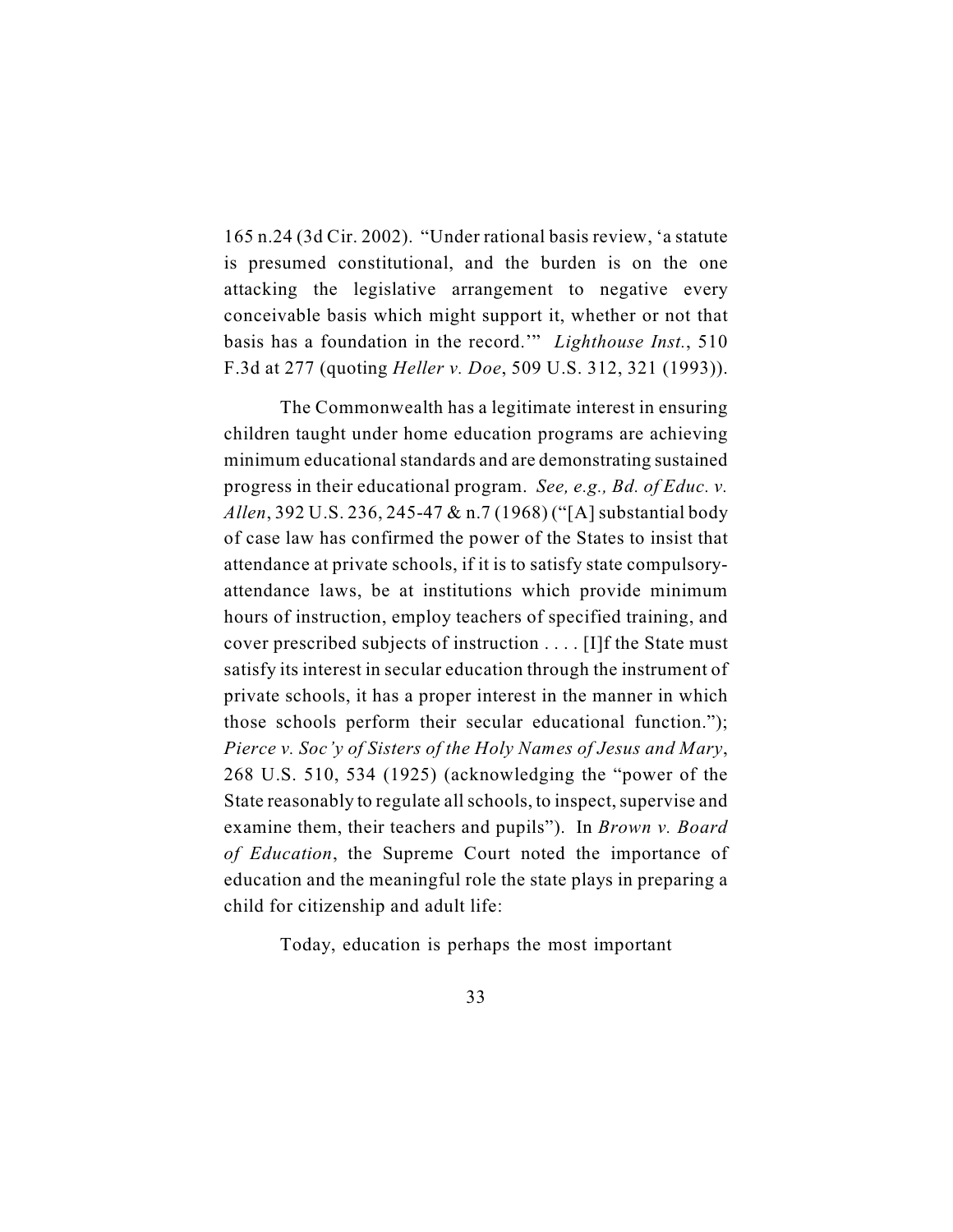165 n.24 (3d Cir. 2002). "Under rational basis review, 'a statute is presumed constitutional, and the burden is on the one attacking the legislative arrangement to negative every conceivable basis which might support it, whether or not that basis has a foundation in the record.'" *Lighthouse Inst.*, 510 F.3d at 277 (quoting *Heller v. Doe*, 509 U.S. 312, 321 (1993)).

The Commonwealth has a legitimate interest in ensuring children taught under home education programs are achieving minimum educational standards and are demonstrating sustained progress in their educational program. *See, e.g., Bd. of Educ. v. Allen*, 392 U.S. 236, 245-47 & n.7 (1968) ("[A] substantial body of case law has confirmed the power of the States to insist that attendance at private schools, if it is to satisfy state compulsory-attendance laws, be at institutions which provide minimum hours of instruction, employ teachers of specified training, and cover prescribed subjects of instruction . . . . [I]f the State must satisfy its interest in secular education through the instrument of private schools, it has a proper interest in the manner in which those schools perform their secular educational function."); *Pierce v. Soc'y of Sisters of the Holy Names of Jesus and Mary*, 268 U.S. 510, 534 (1925) (acknowledging the "power of the State reasonably to regulate all schools, to inspect, supervise and examine them, their teachers and pupils"). In *Brown v. Board of Education*, the Supreme Court noted the importance of education and the meaningful role the state plays in preparing a child for citizenship and adult life:

> Today, education is perhaps the most important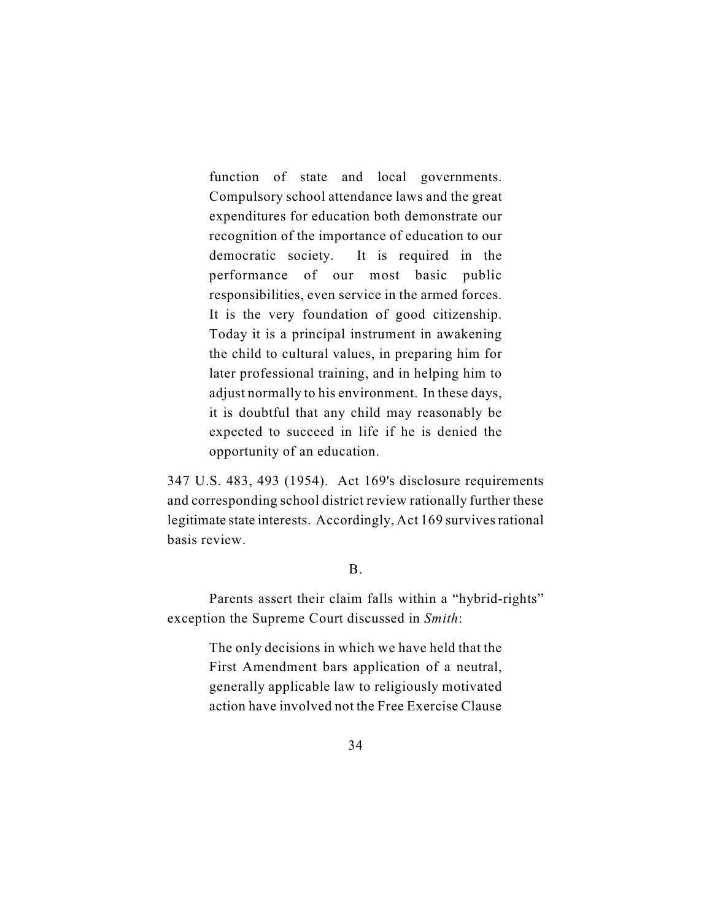> function of state and local governments. Compulsory school attendance laws and the great expenditures for education both demonstrate our recognition of the importance of education to our democratic society. It is required in the performance of our most basic public responsibilities, even service in the armed forces. It is the very foundation of good citizenship. Today it is a principal instrument in awakening the child to cultural values, in preparing him for later professional training, and in helping him to adjust normally to his environment. In these days, it is doubtful that any child may reasonably be expected to succeed in life if he is denied the opportunity of an education.

347 U.S. 483, 493 (1954). Act 169's disclosure requirements and corresponding school district review rationally further these legitimate state interests. Accordingly, Act 169 survives rational basis review.

B.

Parents assert their claim falls within a "hybrid-rights" exception the Supreme Court discussed in *Smith*:

> The only decisions in which we have held that the First Amendment bars application of a neutral, generally applicable law to religiously motivated action have involved not the Free Exercise Clause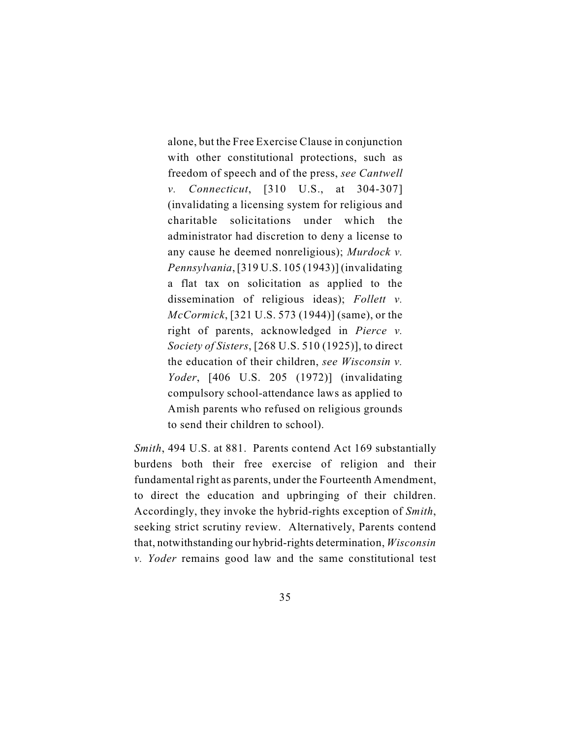> alone, but the Free Exercise Clause in conjunction with other constitutional protections, such as freedom of speech and of the press, *see Cantwell v. Connecticut*, [310 U.S., at 304-307] (invalidating a licensing system for religious and charitable solicitations under which the administrator had discretion to deny a license to any cause he deemed nonreligious); *Murdock v. Pennsylvania*, [319 U.S. 105 (1943)] (invalidating a flat tax on solicitation as applied to the dissemination of religious ideas); *Follett v. McCormick*, [321 U.S. 573 (1944)] (same), or the right of parents, acknowledged in *Pierce v. Society of Sisters*, [268 U.S. 510 (1925)], to direct the education of their children, *see Wisconsin v. Yoder*, [406 U.S. 205 (1972)] (invalidating compulsory school-attendance laws as applied to Amish parents who refused on religious grounds to send their children to school).

*Smith*, 494 U.S. at 881. Parents contend Act 169 substantially burdens both their free exercise of religion and their fundamental right as parents, under the Fourteenth Amendment, to direct the education and upbringing of their children. Accordingly, they invoke the hybrid-rights exception of *Smith*, seeking strict scrutiny review. Alternatively, Parents contend that, notwithstanding our hybrid-rights determination, *Wisconsin v. Yoder* remains good law and the same constitutional test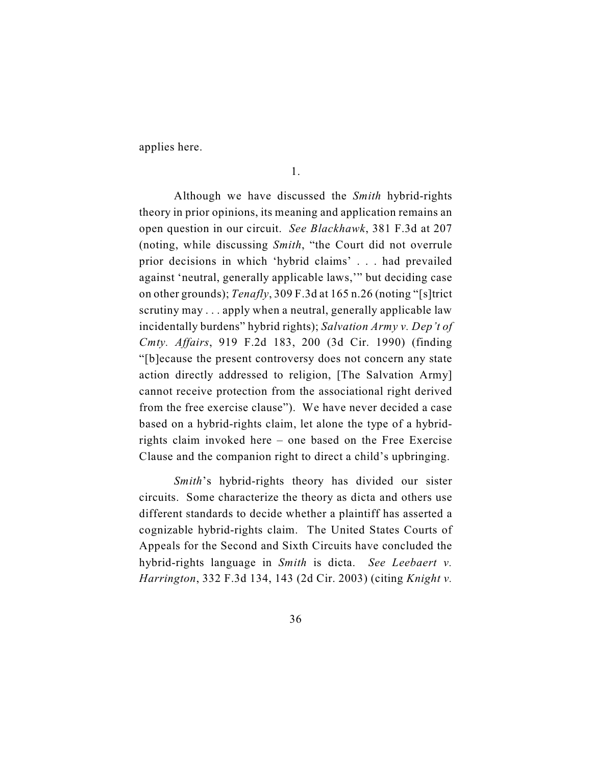applies here.

1.

Although we have discussed the *Smith* hybrid-rights theory in prior opinions, its meaning and application remains an open question in our circuit. *See Blackhawk*, 381 F.3d at 207 (noting, while discussing *Smith*, "the Court did not overrule prior decisions in which 'hybrid claims' . . . had prevailed against 'neutral, generally applicable laws,'" but deciding case on other grounds); *Tenafly*, 309 F.3d at 165 n.26 (noting "[s]trict scrutiny may . . . apply when a neutral, generally applicable law incidentally burdens" hybrid rights); *Salvation Army v. Dep't of Cmty. Affairs*, 919 F.2d 183, 200 (3d Cir. 1990) (finding "[b]ecause the present controversy does not concern any state action directly addressed to religion, [The Salvation Army] cannot receive protection from the associational right derived from the free exercise clause"). We have never decided a case based on a hybrid-rights claim, let alone the type of a hybrid-rights claim invoked here – one based on the Free Exercise Clause and the companion right to direct a child's upbringing.

*Smith*'s hybrid-rights theory has divided our sister circuits. Some characterize the theory as dicta and others use different standards to decide whether a plaintiff has asserted a cognizable hybrid-rights claim. The United States Courts of Appeals for the Second and Sixth Circuits have concluded the hybrid-rights language in *Smith* is dicta. *See Leebaert v. Harrington*, 332 F.3d 134, 143 (2d Cir. 2003) (citing *Knight v.*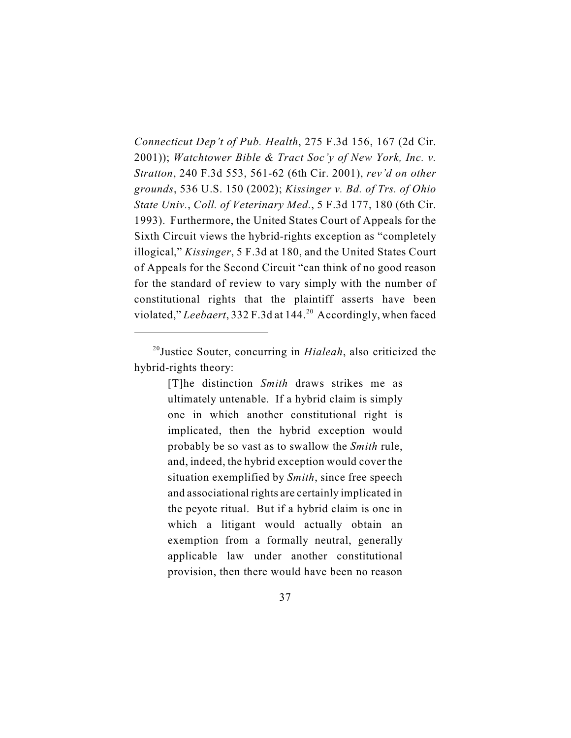*Connecticut Dep't of Pub. Health*, 275 F.3d 156, 167 (2d Cir. 2001)); *Watchtower Bible & Tract Soc'y of New York, Inc. v. Stratton*, 240 F.3d 553, 561-62 (6th Cir. 2001), *rev'd on other grounds*, 536 U.S. 150 (2002); *Kissinger v. Bd. of Trs. of Ohio State Univ., Coll. of Veterinary Med.*, 5 F.3d 177, 180 (6th Cir. 1993). Furthermore, the United States Court of Appeals for the Sixth Circuit views the hybrid-rights exception as "completely illogical," *Kissinger*, 5 F.3d at 180, and the United States Court of Appeals for the Second Circuit "can think of no good reason for the standard of review to vary simply with the number of constitutional rights that the plaintiff asserts have been violated," *Leebaert*, 332 F.3d at 144.[20] Accordingly, when faced

---

[20]Justice Souter, concurring in *Hialeah*, also criticized the hybrid-rights theory:

> [T]he distinction *Smith* draws strikes me as ultimately untenable. If a hybrid claim is simply one in which another constitutional right is implicated, then the hybrid exception would probably be so vast as to swallow the *Smith* rule, and, indeed, the hybrid exception would cover the situation exemplified by *Smith*, since free speech and associational rights are certainly implicated in the peyote ritual. But if a hybrid claim is one in which a litigant would actually obtain an exemption from a formally neutral, generally applicable law under another constitutional provision, then there would have been no reason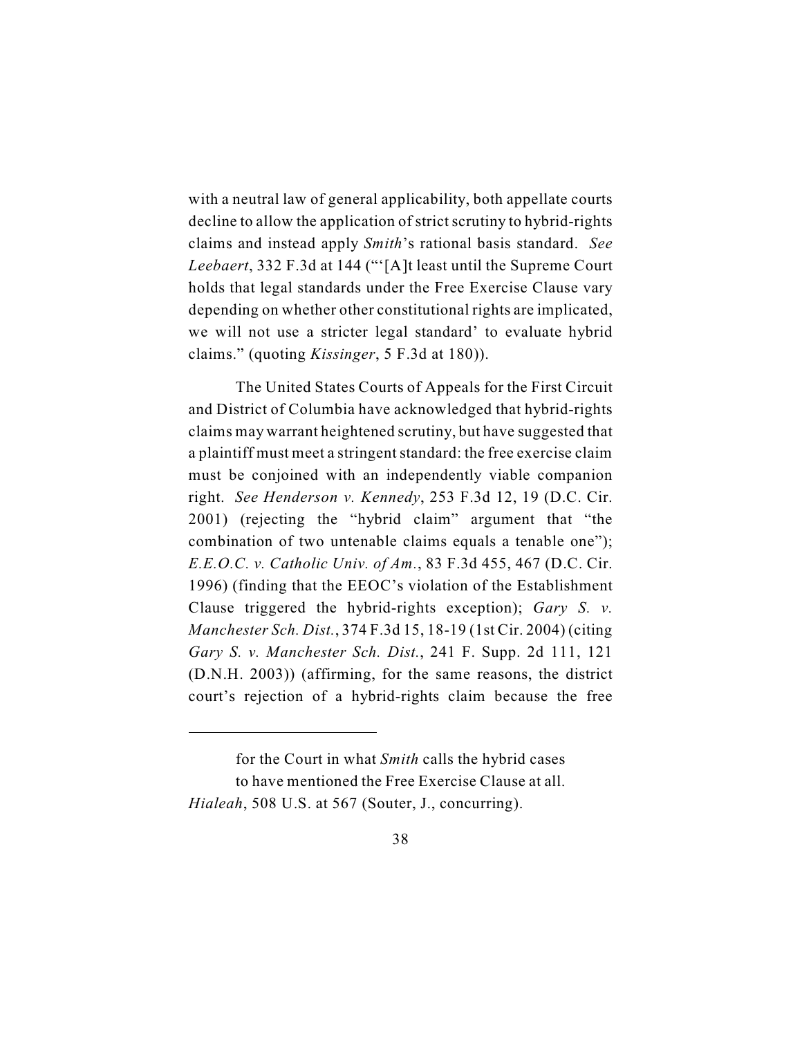with a neutral law of general applicability, both appellate courts decline to allow the application of strict scrutiny to hybrid-rights claims and instead apply *Smith*'s rational basis standard. *See Leebaert*, 332 F.3d at 144 ("'[A]t least until the Supreme Court holds that legal standards under the Free Exercise Clause vary depending on whether other constitutional rights are implicated, we will not use a stricter legal standard' to evaluate hybrid claims." (quoting *Kissinger*, 5 F.3d at 180)).

The United States Courts of Appeals for the First Circuit and District of Columbia have acknowledged that hybrid-rights claims may warrant heightened scrutiny, but have suggested that a plaintiff must meet a stringent standard: the free exercise claim must be conjoined with an independently viable companion right. *See Henderson v. Kennedy*, 253 F.3d 12, 19 (D.C. Cir. 2001) (rejecting the "hybrid claim" argument that "the combination of two untenable claims equals a tenable one"); *E.E.O.C. v. Catholic Univ. of Am.*, 83 F.3d 455, 467 (D.C. Cir. 1996) (finding that the EEOC's violation of the Establishment Clause triggered the hybrid-rights exception); *Gary S. v. Manchester Sch. Dist.*, 374 F.3d 15, 18-19 (1st Cir. 2004) (citing *Gary S. v. Manchester Sch. Dist.*, 241 F. Supp. 2d 111, 121 (D.N.H. 2003)) (affirming, for the same reasons, the district court's rejection of a hybrid-rights claim because the free

---

> for the Court in what *Smith* calls the hybrid cases
> to have mentioned the Free Exercise Clause at all.

*Hialeah*, 508 U.S. at 567 (Souter, J., concurring).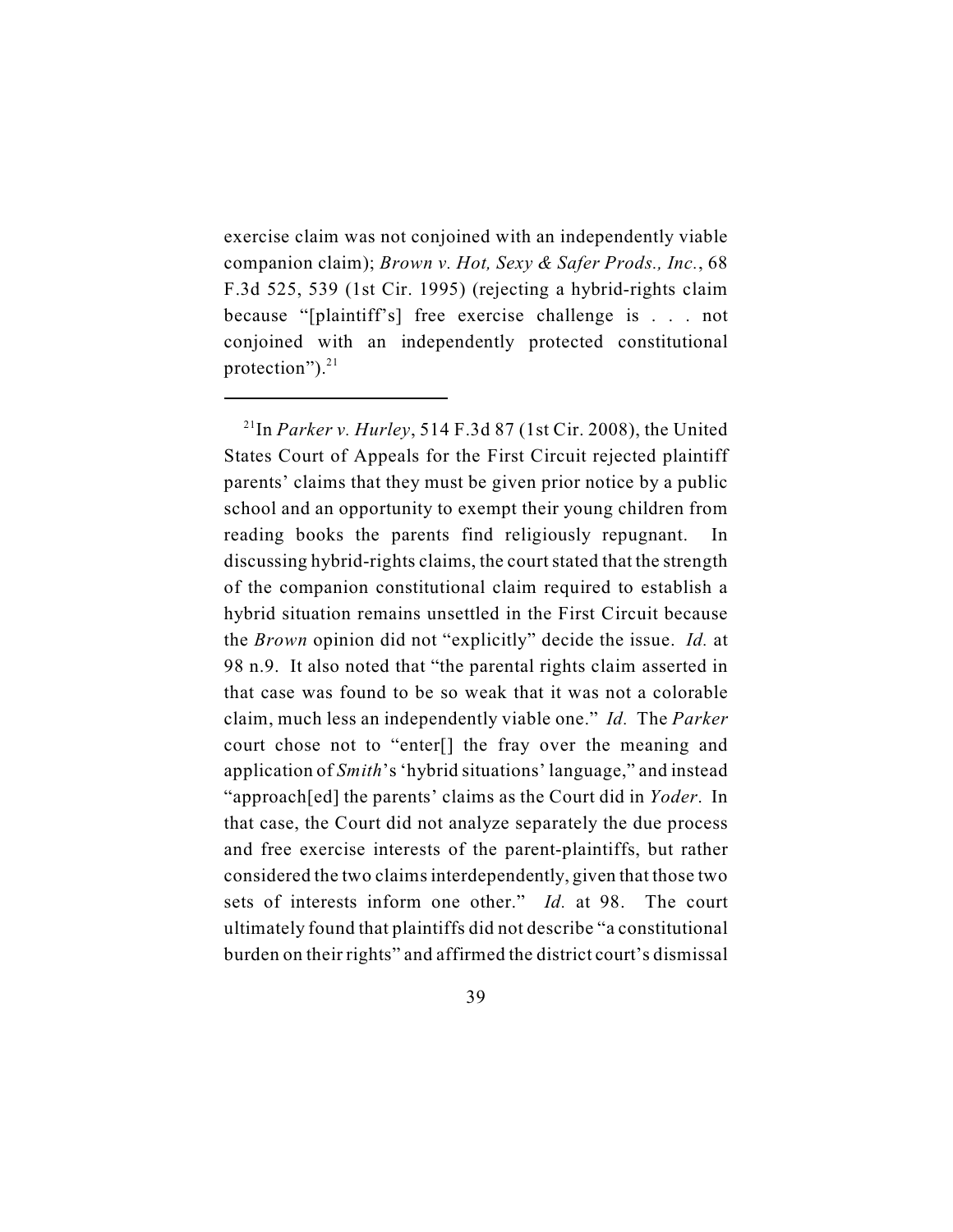exercise claim was not conjoined with an independently viable companion claim); *Brown v. Hot, Sexy & Safer Prods., Inc.*, 68 F.3d 525, 539 (1st Cir. 1995) (rejecting a hybrid-rights claim because "[plaintiff's] free exercise challenge is . . . not conjoined with an independently protected constitutional protection").[21]

---

[21]In *Parker v. Hurley*, 514 F.3d 87 (1st Cir. 2008), the United States Court of Appeals for the First Circuit rejected plaintiff parents' claims that they must be given prior notice by a public school and an opportunity to exempt their young children from reading books the parents find religiously repugnant. In discussing hybrid-rights claims, the court stated that the strength of the companion constitutional claim required to establish a hybrid situation remains unsettled in the First Circuit because the *Brown* opinion did not "explicitly" decide the issue. *Id.* at 98 n.9. It also noted that "the parental rights claim asserted in that case was found to be so weak that it was not a colorable claim, much less an independently viable one." *Id.* The *Parker* court chose not to "enter[] the fray over the meaning and application of *Smith*'s 'hybrid situations' language," and instead "approach[ed] the parents' claims as the Court did in *Yoder*. In that case, the Court did not analyze separately the due process and free exercise interests of the parent-plaintiffs, but rather considered the two claims interdependently, given that those two sets of interests inform one other." *Id.* at 98. The court ultimately found that plaintiffs did not describe "a constitutional burden on their rights" and affirmed the district court's dismissal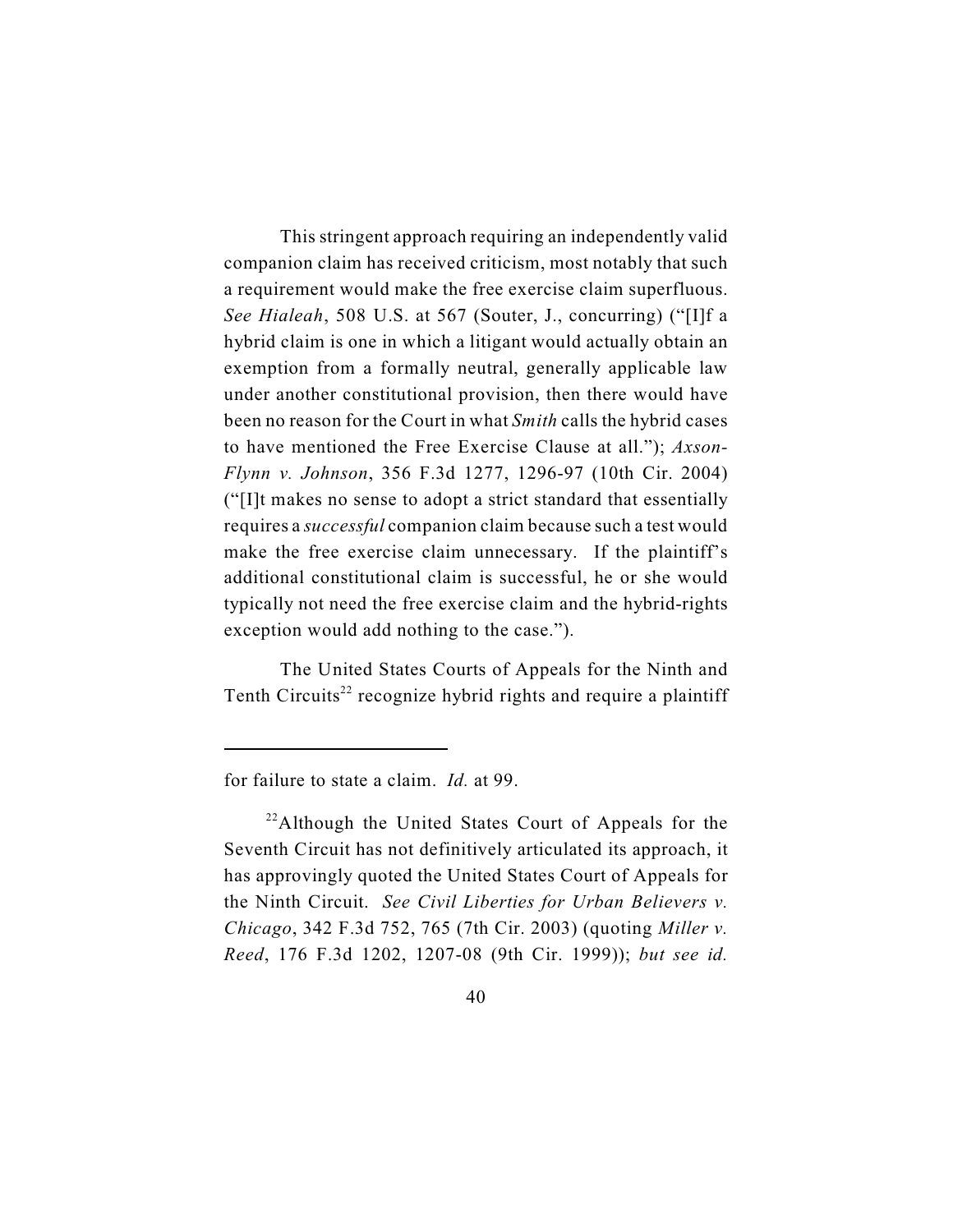This stringent approach requiring an independently valid companion claim has received criticism, most notably that such a requirement would make the free exercise claim superfluous. *See Hialeah*, 508 U.S. at 567 (Souter, J., concurring) ("[I]f a hybrid claim is one in which a litigant would actually obtain an exemption from a formally neutral, generally applicable law under another constitutional provision, then there would have been no reason for the Court in what *Smith* calls the hybrid cases to have mentioned the Free Exercise Clause at all."); *Axson-Flynn v. Johnson*, 356 F.3d 1277, 1296-97 (10th Cir. 2004) ("[I]t makes no sense to adopt a strict standard that essentially requires a *successful* companion claim because such a test would make the free exercise claim unnecessary. If the plaintiff's additional constitutional claim is successful, he or she would typically not need the free exercise claim and the hybrid-rights exception would add nothing to the case.").

The United States Courts of Appeals for the Ninth and Tenth Circuits[22] recognize hybrid rights and require a plaintiff

---

for failure to state a claim. *Id.* at 99.

[22] Although the United States Court of Appeals for the Seventh Circuit has not definitively articulated its approach, it has approvingly quoted the United States Court of Appeals for the Ninth Circuit. *See Civil Liberties for Urban Believers v. Chicago*, 342 F.3d 752, 765 (7th Cir. 2003) (quoting *Miller v. Reed*, 176 F.3d 1202, 1207-08 (9th Cir. 1999)); *but see id.*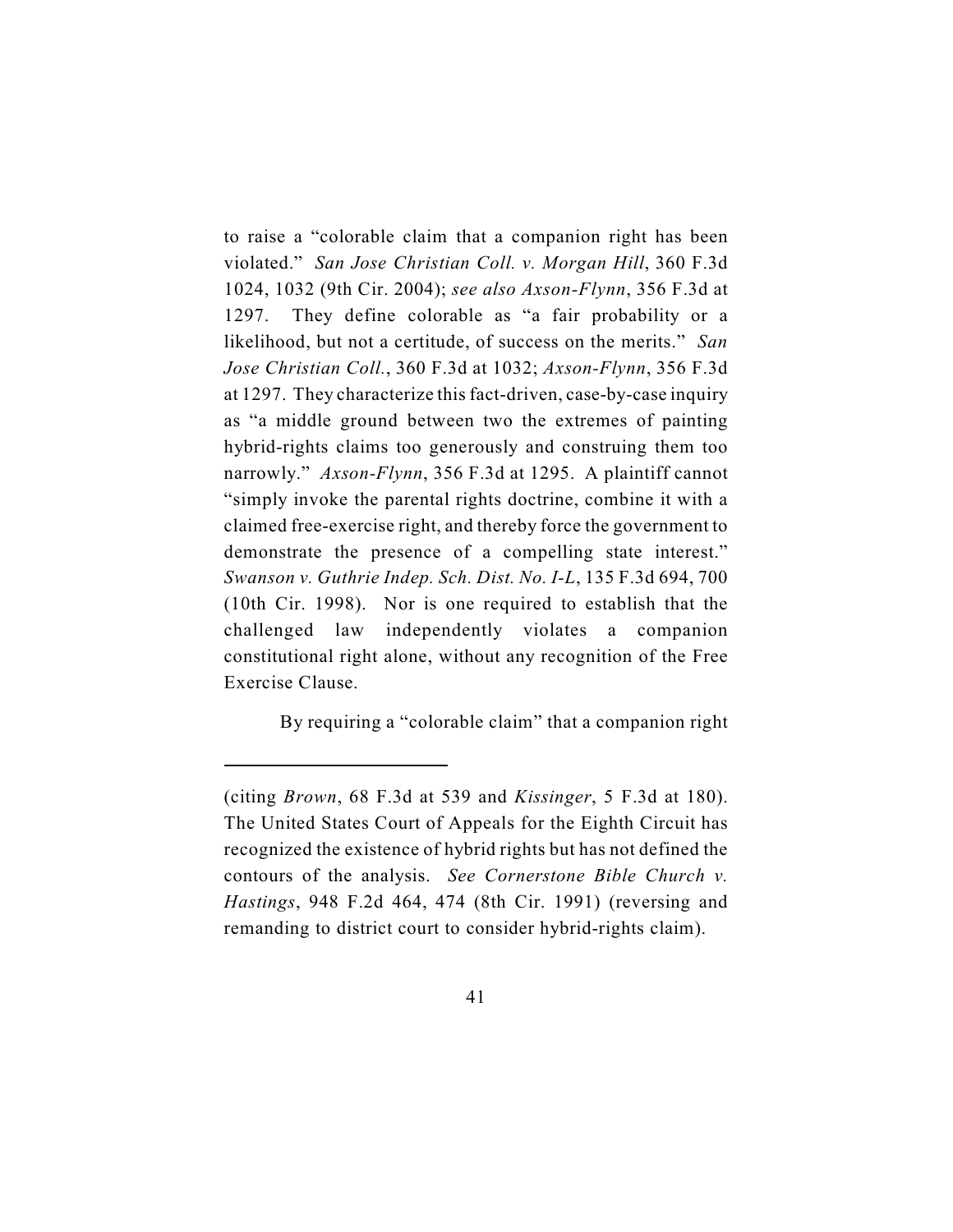to raise a "colorable claim that a companion right has been violated." *San Jose Christian Coll. v. Morgan Hill*, 360 F.3d 1024, 1032 (9th Cir. 2004); *see also Axson-Flynn*, 356 F.3d at 1297. They define colorable as "a fair probability or a likelihood, but not a certitude, of success on the merits." *San Jose Christian Coll.*, 360 F.3d at 1032; *Axson-Flynn*, 356 F.3d at 1297. They characterize this fact-driven, case-by-case inquiry as "a middle ground between two the extremes of painting hybrid-rights claims too generously and construing them too narrowly." *Axson-Flynn*, 356 F.3d at 1295. A plaintiff cannot "simply invoke the parental rights doctrine, combine it with a claimed free-exercise right, and thereby force the government to demonstrate the presence of a compelling state interest." *Swanson v. Guthrie Indep. Sch. Dist. No. I-L*, 135 F.3d 694, 700 (10th Cir. 1998). Nor is one required to establish that the challenged law independently violates a companion constitutional right alone, without any recognition of the Free Exercise Clause.

By requiring a "colorable claim" that a companion right

---

(citing *Brown*, 68 F.3d at 539 and *Kissinger*, 5 F.3d at 180). The United States Court of Appeals for the Eighth Circuit has recognized the existence of hybrid rights but has not defined the contours of the analysis. *See Cornerstone Bible Church v. Hastings*, 948 F.2d 464, 474 (8th Cir. 1991) (reversing and remanding to district court to consider hybrid-rights claim).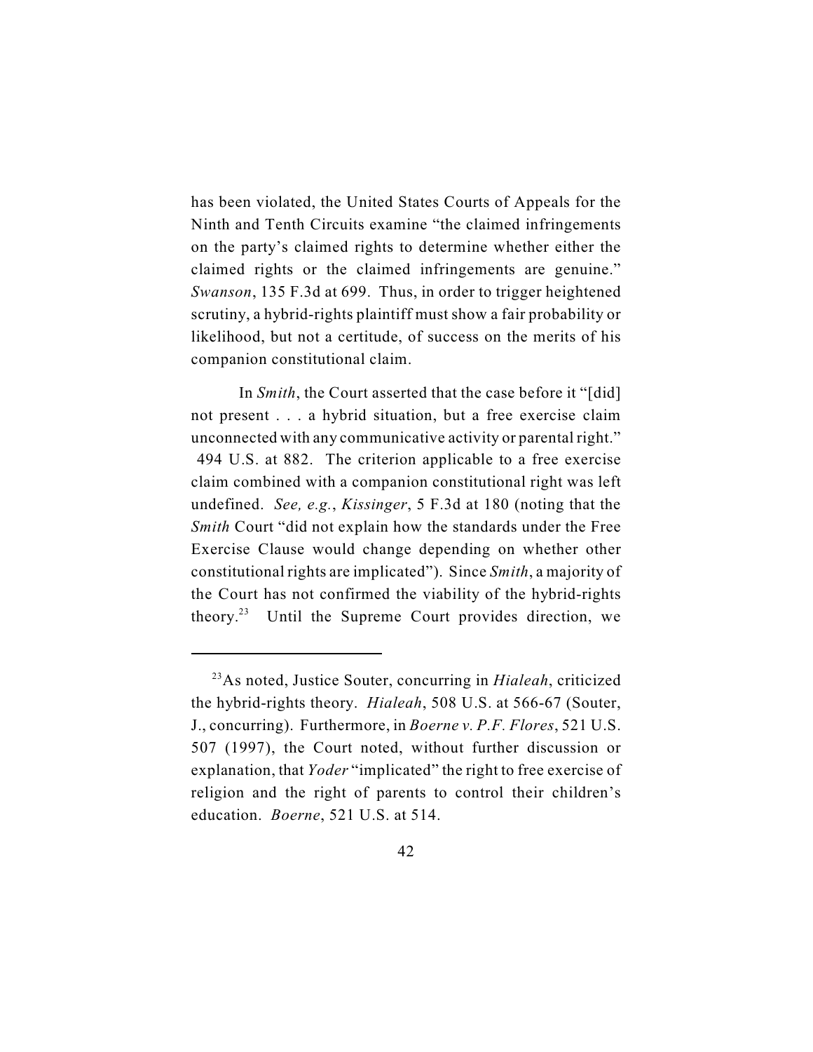has been violated, the United States Courts of Appeals for the Ninth and Tenth Circuits examine "the claimed infringements on the party's claimed rights to determine whether either the claimed rights or the claimed infringements are genuine." *Swanson*, 135 F.3d at 699. Thus, in order to trigger heightened scrutiny, a hybrid-rights plaintiff must show a fair probability or likelihood, but not a certitude, of success on the merits of his companion constitutional claim.

In *Smith*, the Court asserted that the case before it "[did] not present . . . a hybrid situation, but a free exercise claim unconnected with any communicative activity or parental right." 494 U.S. at 882. The criterion applicable to a free exercise claim combined with a companion constitutional right was left undefined. *See, e.g.*, *Kissinger*, 5 F.3d at 180 (noting that the *Smith* Court "did not explain how the standards under the Free Exercise Clause would change depending on whether other constitutional rights are implicated"). Since *Smith*, a majority of the Court has not confirmed the viability of the hybrid-rights theory.[23] Until the Supreme Court provides direction, we

---

[23] As noted, Justice Souter, concurring in *Hialeah*, criticized the hybrid-rights theory. *Hialeah*, 508 U.S. at 566-67 (Souter, J., concurring). Furthermore, in *Boerne v. P.F. Flores*, 521 U.S. 507 (1997), the Court noted, without further discussion or explanation, that *Yoder* "implicated" the right to free exercise of religion and the right of parents to control their children's education. *Boerne*, 521 U.S. at 514.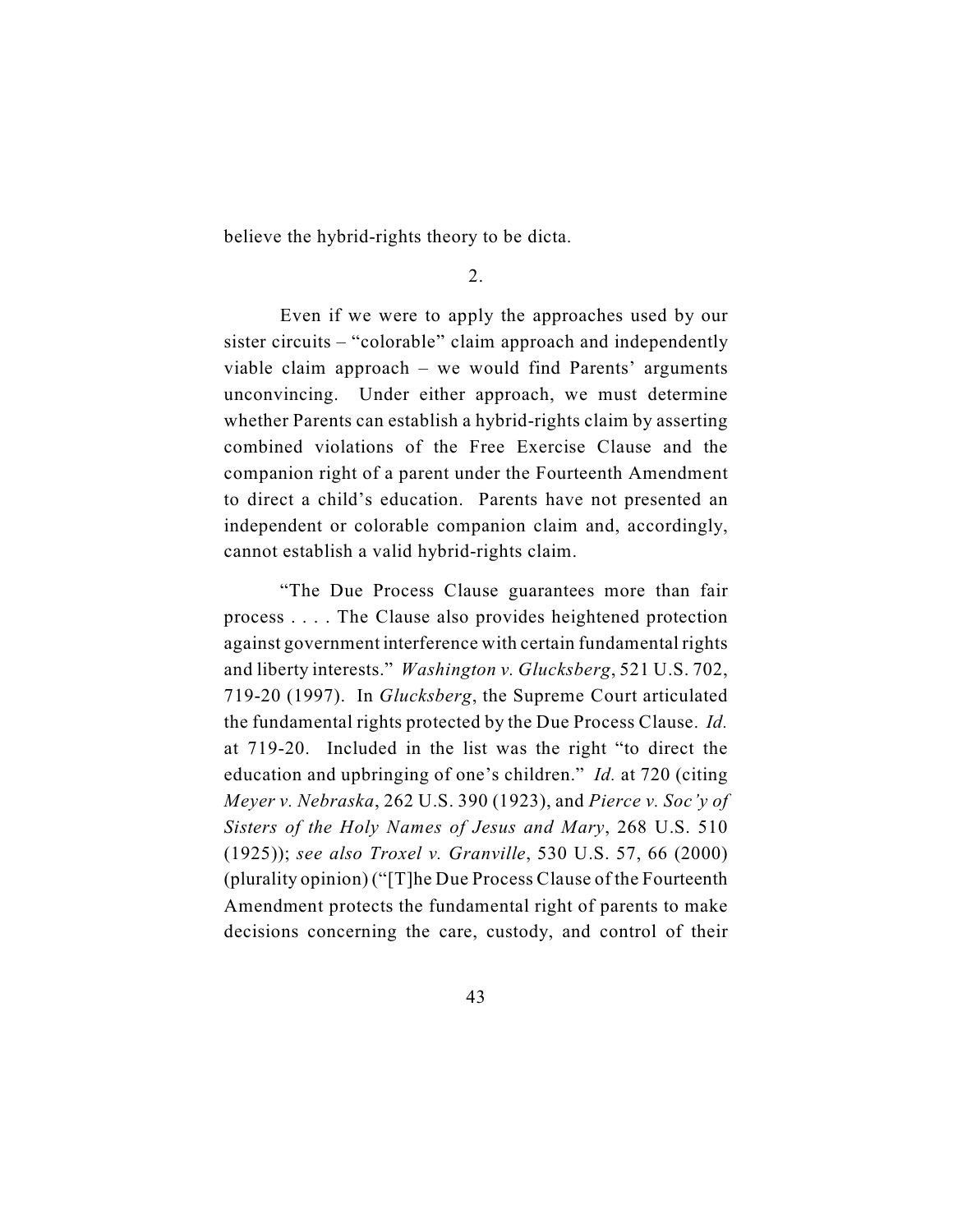believe the hybrid-rights theory to be dicta.

2.

Even if we were to apply the approaches used by our sister circuits – "colorable" claim approach and independently viable claim approach – we would find Parents' arguments unconvincing. Under either approach, we must determine whether Parents can establish a hybrid-rights claim by asserting combined violations of the Free Exercise Clause and the companion right of a parent under the Fourteenth Amendment to direct a child's education. Parents have not presented an independent or colorable companion claim and, accordingly, cannot establish a valid hybrid-rights claim.

"The Due Process Clause guarantees more than fair process . . . . The Clause also provides heightened protection against government interference with certain fundamental rights and liberty interests." *Washington v. Glucksberg*, 521 U.S. 702, 719-20 (1997). In *Glucksberg*, the Supreme Court articulated the fundamental rights protected by the Due Process Clause. *Id.* at 719-20. Included in the list was the right "to direct the education and upbringing of one's children." *Id.* at 720 (citing *Meyer v. Nebraska*, 262 U.S. 390 (1923), and *Pierce v. Soc'y of Sisters of the Holy Names of Jesus and Mary*, 268 U.S. 510 (1925)); *see also Troxel v. Granville*, 530 U.S. 57, 66 (2000) (plurality opinion) ("[T]he Due Process Clause of the Fourteenth Amendment protects the fundamental right of parents to make decisions concerning the care, custody, and control of their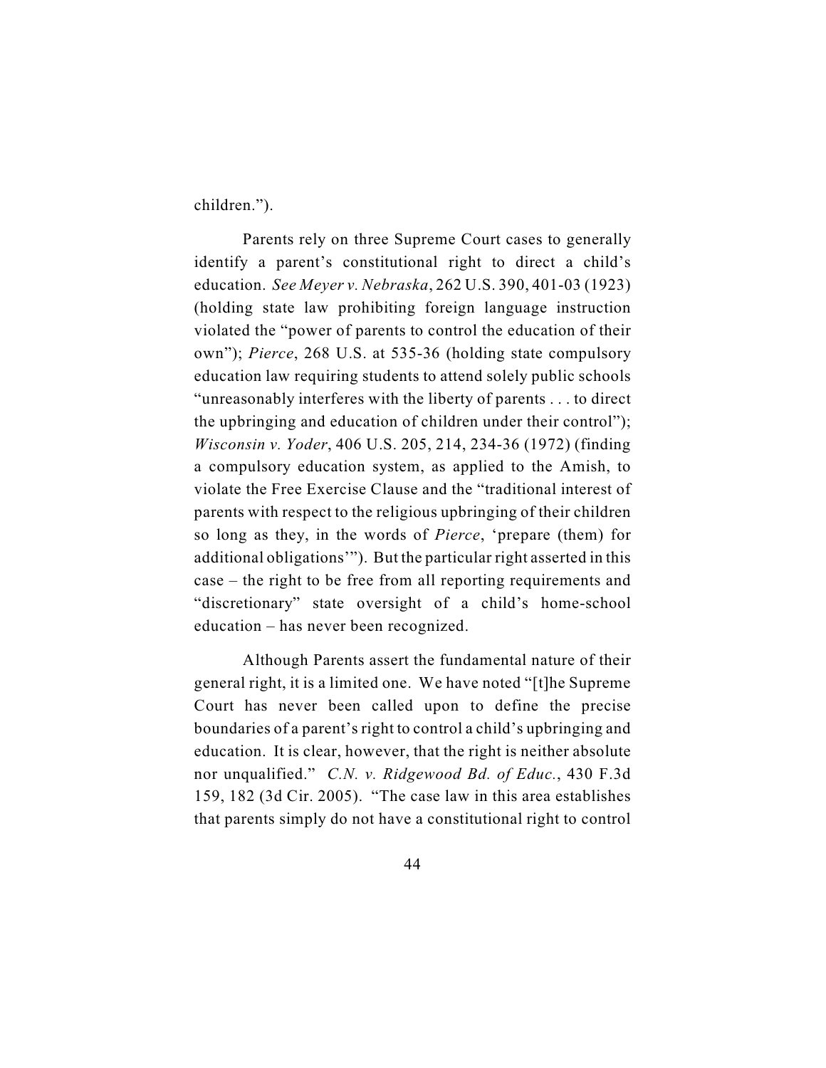children.").

Parents rely on three Supreme Court cases to generally identify a parent's constitutional right to direct a child's education. *See Meyer v. Nebraska*, 262 U.S. 390, 401-03 (1923) (holding state law prohibiting foreign language instruction violated the "power of parents to control the education of their own"); *Pierce*, 268 U.S. at 535-36 (holding state compulsory education law requiring students to attend solely public schools "unreasonably interferes with the liberty of parents . . . to direct the upbringing and education of children under their control"); *Wisconsin v. Yoder*, 406 U.S. 205, 214, 234-36 (1972) (finding a compulsory education system, as applied to the Amish, to violate the Free Exercise Clause and the "traditional interest of parents with respect to the religious upbringing of their children so long as they, in the words of *Pierce*, 'prepare (them) for additional obligations'"). But the particular right asserted in this case – the right to be free from all reporting requirements and "discretionary" state oversight of a child's home-school education – has never been recognized.

Although Parents assert the fundamental nature of their general right, it is a limited one. We have noted "[t]he Supreme Court has never been called upon to define the precise boundaries of a parent's right to control a child's upbringing and education. It is clear, however, that the right is neither absolute nor unqualified." *C.N. v. Ridgewood Bd. of Educ.*, 430 F.3d 159, 182 (3d Cir. 2005). "The case law in this area establishes that parents simply do not have a constitutional right to control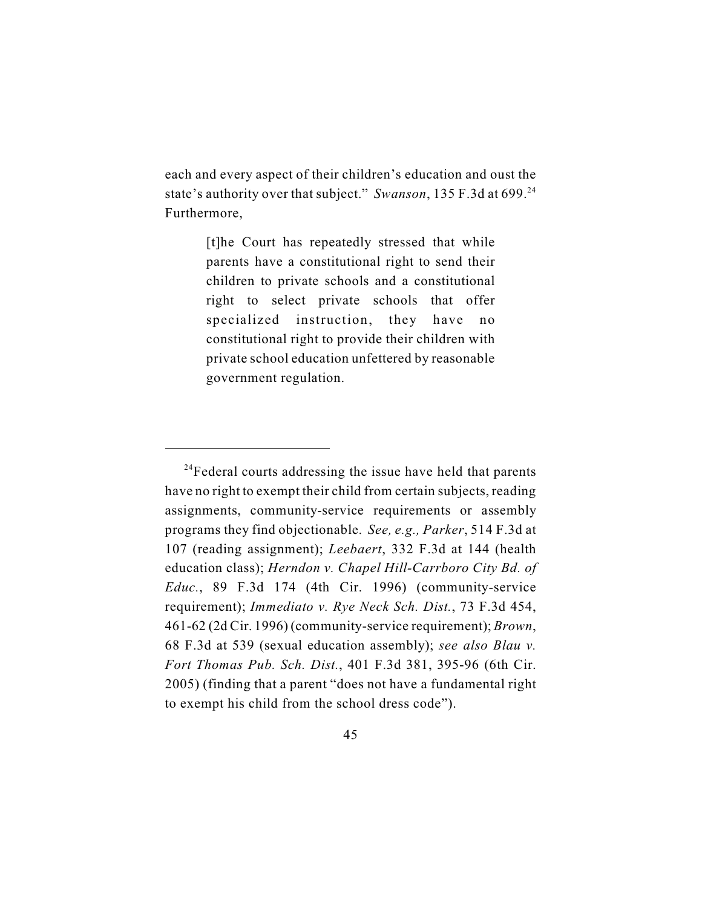each and every aspect of their children's education and oust the state's authority over that subject." *Swanson*, 135 F.3d at 699.[24] Furthermore,

> [t]he Court has repeatedly stressed that while parents have a constitutional right to send their children to private schools and a constitutional right to select private schools that offer specialized instruction, they have no constitutional right to provide their children with private school education unfettered by reasonable government regulation.

---

[24]Federal courts addressing the issue have held that parents have no right to exempt their child from certain subjects, reading assignments, community-service requirements or assembly programs they find objectionable. *See, e.g., Parker*, 514 F.3d at 107 (reading assignment); *Leebaert*, 332 F.3d at 144 (health education class); *Herndon v. Chapel Hill-Carrboro City Bd. of Educ.*, 89 F.3d 174 (4th Cir. 1996) (community-service requirement); *Immediato v. Rye Neck Sch. Dist.*, 73 F.3d 454, 461-62 (2d Cir. 1996) (community-service requirement); *Brown*, 68 F.3d at 539 (sexual education assembly); *see also Blau v. Fort Thomas Pub. Sch. Dist.*, 401 F.3d 381, 395-96 (6th Cir. 2005) (finding that a parent "does not have a fundamental right to exempt his child from the school dress code").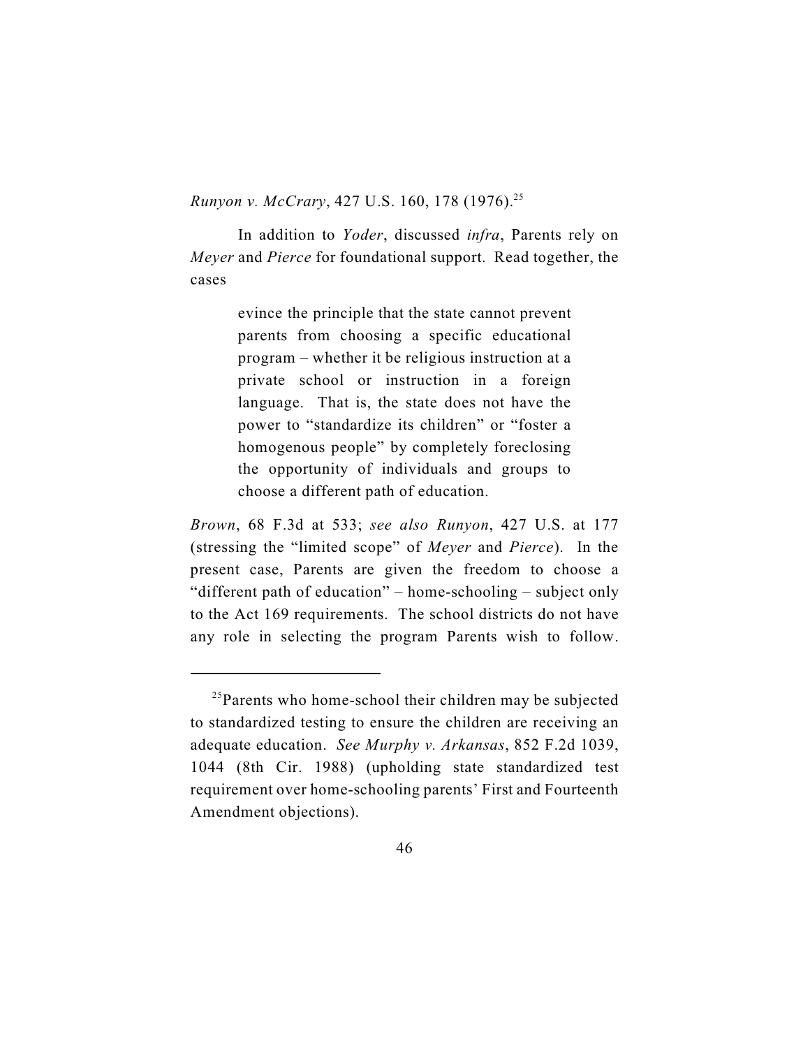*Runyon v. McCrary*, 427 U.S. 160, 178 (1976).[25]

In addition to *Yoder*, discussed *infra*, Parents rely on *Meyer* and *Pierce* for foundational support. Read together, the cases

> evince the principle that the state cannot prevent parents from choosing a specific educational program – whether it be religious instruction at a private school or instruction in a foreign language. That is, the state does not have the power to "standardize its children" or "foster a homogenous people" by completely foreclosing the opportunity of individuals and groups to choose a different path of education.

*Brown*, 68 F.3d at 533; *see also Runyon*, 427 U.S. at 177 (stressing the "limited scope" of *Meyer* and *Pierce*). In the present case, Parents are given the freedom to choose a "different path of education" – home-schooling – subject only to the Act 169 requirements. The school districts do not have any role in selecting the program Parents wish to follow.

---

[25]Parents who home-school their children may be subjected to standardized testing to ensure the children are receiving an adequate education. *See Murphy v. Arkansas*, 852 F.2d 1039, 1044 (8th Cir. 1988) (upholding state standardized test requirement over home-schooling parents' First and Fourteenth Amendment objections).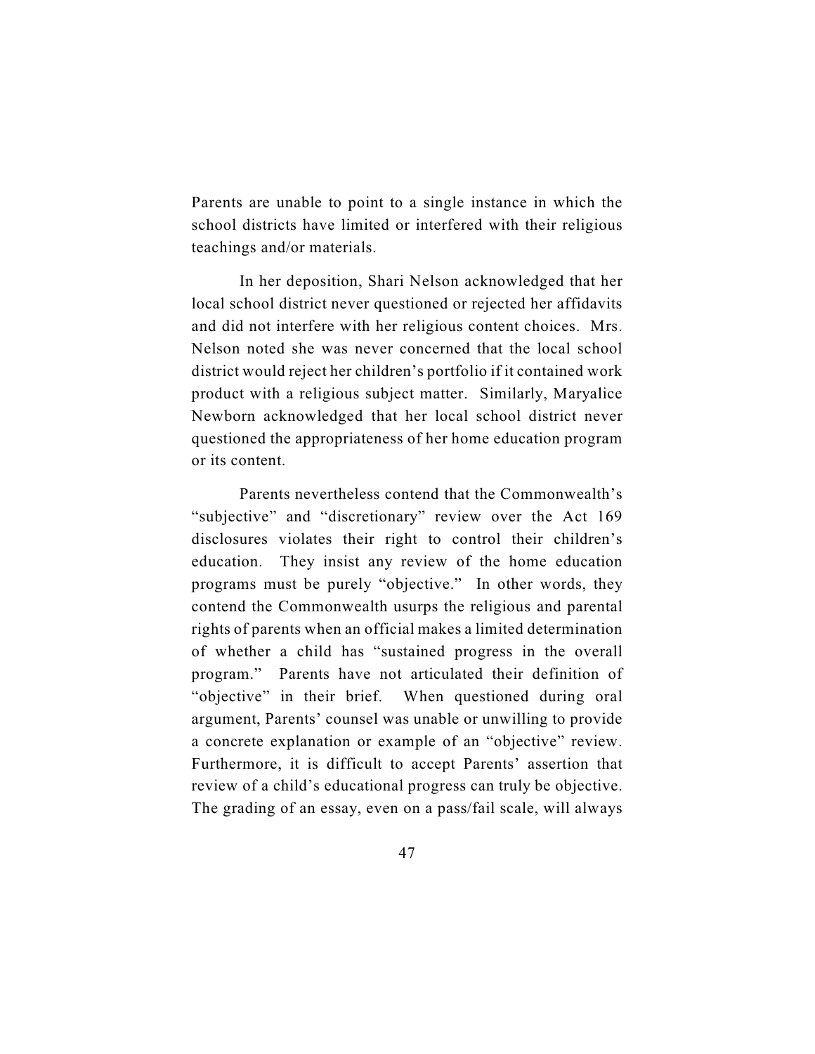Parents are unable to point to a single instance in which the school districts have limited or interfered with their religious teachings and/or materials.

In her deposition, Shari Nelson acknowledged that her local school district never questioned or rejected her affidavits and did not interfere with her religious content choices. Mrs. Nelson noted she was never concerned that the local school district would reject her children's portfolio if it contained work product with a religious subject matter. Similarly, Maryalice Newborn acknowledged that her local school district never questioned the appropriateness of her home education program or its content.

Parents nevertheless contend that the Commonwealth's "subjective" and "discretionary" review over the Act 169 disclosures violates their right to control their children's education. They insist any review of the home education programs must be purely "objective." In other words, they contend the Commonwealth usurps the religious and parental rights of parents when an official makes a limited determination of whether a child has "sustained progress in the overall program." Parents have not articulated their definition of "objective" in their brief. When questioned during oral argument, Parents' counsel was unable or unwilling to provide a concrete explanation or example of an "objective" review. Furthermore, it is difficult to accept Parents' assertion that review of a child's educational progress can truly be objective. The grading of an essay, even on a pass/fail scale, will always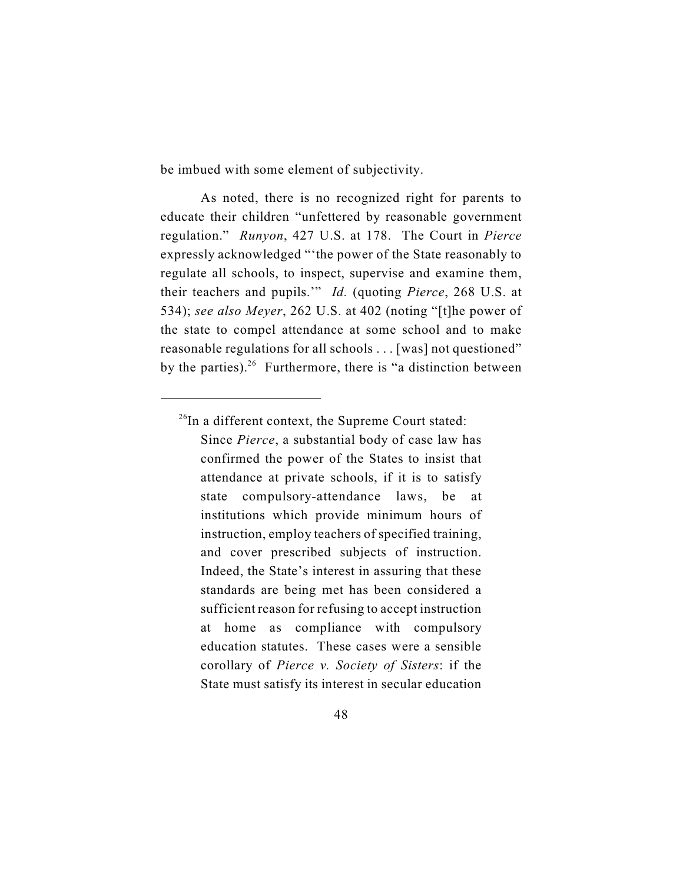be imbued with some element of subjectivity.

As noted, there is no recognized right for parents to educate their children "unfettered by reasonable government regulation." *Runyon*, 427 U.S. at 178. The Court in *Pierce* expressly acknowledged "'the power of the State reasonably to regulate all schools, to inspect, supervise and examine them, their teachers and pupils.'" *Id.* (quoting *Pierce*, 268 U.S. at 534); *see also Meyer*, 262 U.S. at 402 (noting "[t]he power of the state to compel attendance at some school and to make reasonable regulations for all schools . . . [was] not questioned" by the parties).[26] Furthermore, there is "a distinction between

---

[26]In a different context, the Supreme Court stated:

> Since *Pierce*, a substantial body of case law has confirmed the power of the States to insist that attendance at private schools, if it is to satisfy state compulsory-attendance laws, be at institutions which provide minimum hours of instruction, employ teachers of specified training, and cover prescribed subjects of instruction. Indeed, the State's interest in assuring that these standards are being met has been considered a sufficient reason for refusing to accept instruction at home as compliance with compulsory education statutes. These cases were a sensible corollary of *Pierce v. Society of Sisters*: if the State must satisfy its interest in secular education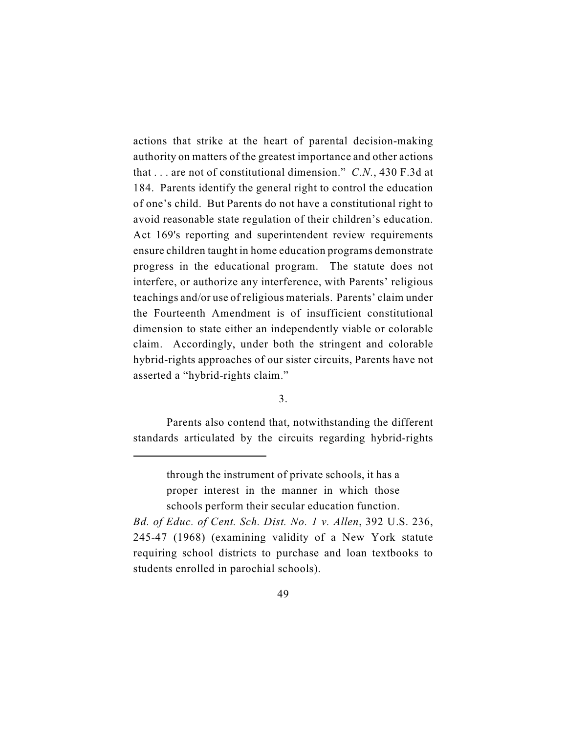actions that strike at the heart of parental decision-making authority on matters of the greatest importance and other actions that . . . are not of constitutional dimension." *C.N.*, 430 F.3d at 184. Parents identify the general right to control the education of one's child. But Parents do not have a constitutional right to avoid reasonable state regulation of their children's education. Act 169's reporting and superintendent review requirements ensure children taught in home education programs demonstrate progress in the educational program. The statute does not interfere, or authorize any interference, with Parents' religious teachings and/or use of religious materials. Parents' claim under the Fourteenth Amendment is of insufficient constitutional dimension to state either an independently viable or colorable claim. Accordingly, under both the stringent and colorable hybrid-rights approaches of our sister circuits, Parents have not asserted a "hybrid-rights claim."

3.

Parents also contend that, notwithstanding the different standards articulated by the circuits regarding hybrid-rights

---

> through the instrument of private schools, it has a proper interest in the manner in which those schools perform their secular education function.

*Bd. of Educ. of Cent. Sch. Dist. No. 1 v. Allen*, 392 U.S. 236, 245-47 (1968) (examining validity of a New York statute requiring school districts to purchase and loan textbooks to students enrolled in parochial schools).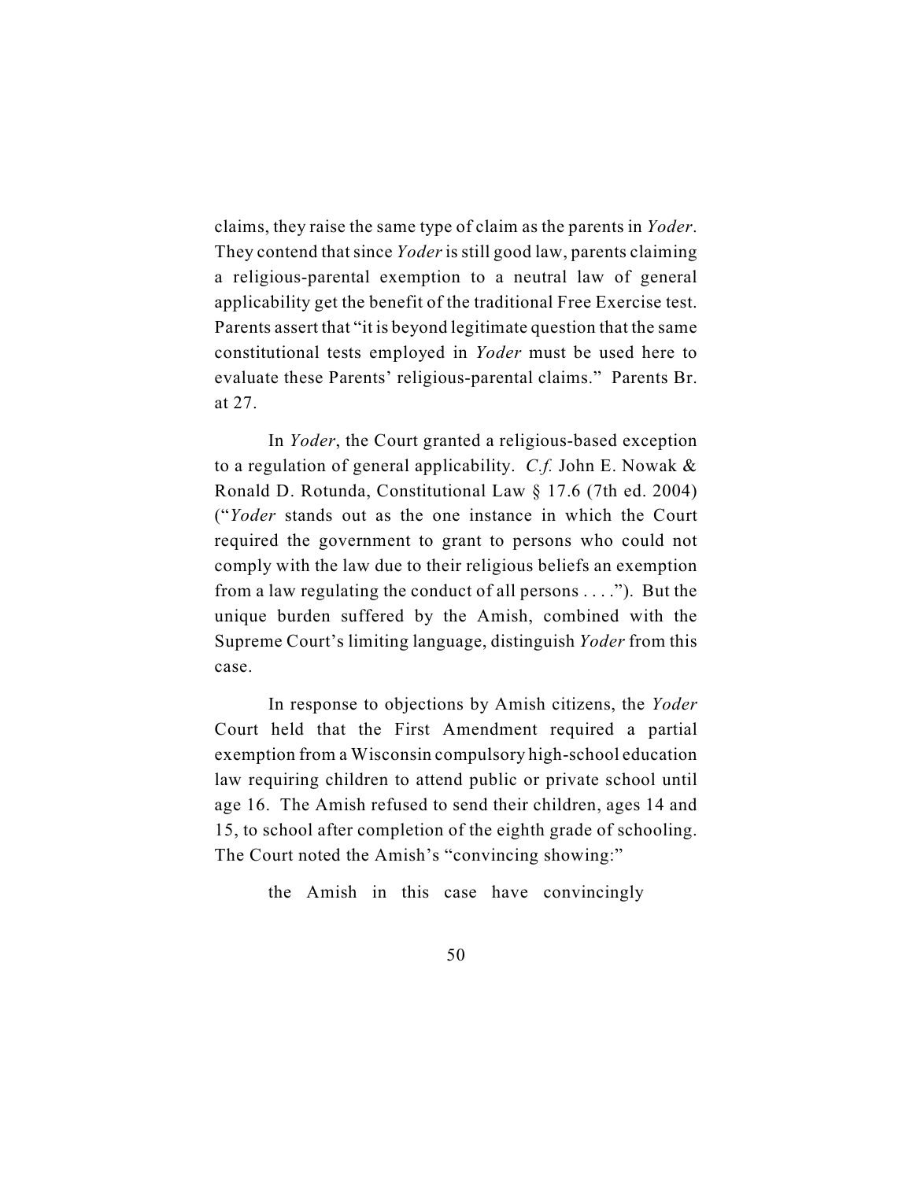claims, they raise the same type of claim as the parents in *Yoder*. They contend that since *Yoder* is still good law, parents claiming a religious-parental exemption to a neutral law of general applicability get the benefit of the traditional Free Exercise test. Parents assert that "it is beyond legitimate question that the same constitutional tests employed in *Yoder* must be used here to evaluate these Parents' religious-parental claims." Parents Br. at 27.

In *Yoder*, the Court granted a religious-based exception to a regulation of general applicability. *C.f.* John E. Nowak & Ronald D. Rotunda, Constitutional Law § 17.6 (7th ed. 2004) ("*Yoder* stands out as the one instance in which the Court required the government to grant to persons who could not comply with the law due to their religious beliefs an exemption from a law regulating the conduct of all persons . . . ."). But the unique burden suffered by the Amish, combined with the Supreme Court's limiting language, distinguish *Yoder* from this case.

In response to objections by Amish citizens, the *Yoder* Court held that the First Amendment required a partial exemption from a Wisconsin compulsory high-school education law requiring children to attend public or private school until age 16. The Amish refused to send their children, ages 14 and 15, to school after completion of the eighth grade of schooling. The Court noted the Amish's "convincing showing:"

> the Amish in this case have convincingly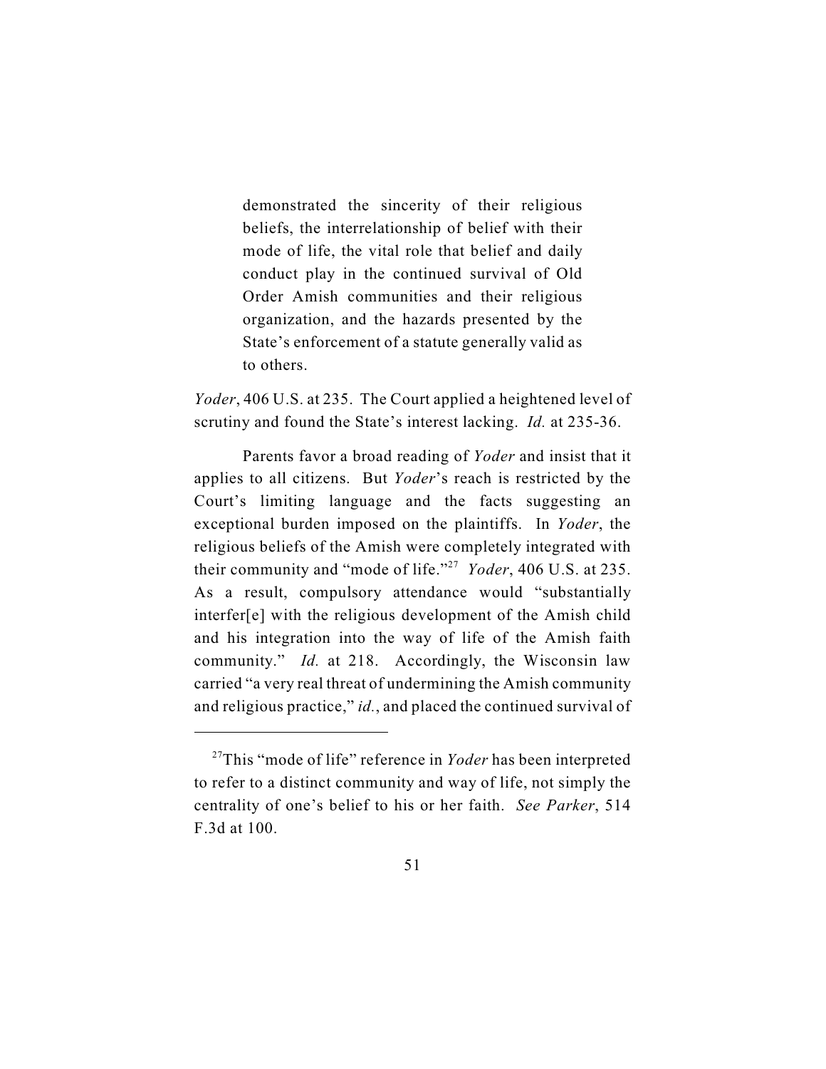> demonstrated the sincerity of their religious beliefs, the interrelationship of belief with their mode of life, the vital role that belief and daily conduct play in the continued survival of Old Order Amish communities and their religious organization, and the hazards presented by the State's enforcement of a statute generally valid as to others.

*Yoder*, 406 U.S. at 235. The Court applied a heightened level of scrutiny and found the State's interest lacking. *Id.* at 235-36.

Parents favor a broad reading of *Yoder* and insist that it applies to all citizens. But *Yoder*'s reach is restricted by the Court's limiting language and the facts suggesting an exceptional burden imposed on the plaintiffs. In *Yoder*, the religious beliefs of the Amish were completely integrated with their community and "mode of life."[27] *Yoder*, 406 U.S. at 235. As a result, compulsory attendance would "substantially interfer[e] with the religious development of the Amish child and his integration into the way of life of the Amish faith community." *Id.* at 218. Accordingly, the Wisconsin law carried "a very real threat of undermining the Amish community and religious practice," *id.*, and placed the continued survival of

---

[27]This "mode of life" reference in *Yoder* has been interpreted to refer to a distinct community and way of life, not simply the centrality of one's belief to his or her faith. *See Parker*, 514 F.3d at 100.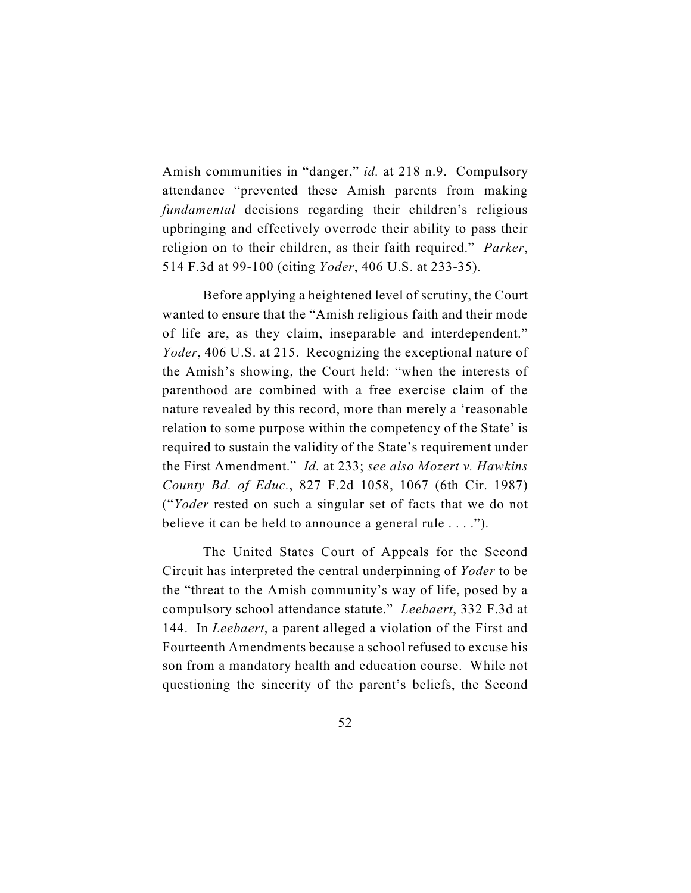Amish communities in "danger," *id.* at 218 n.9. Compulsory attendance "prevented these Amish parents from making *fundamental* decisions regarding their children's religious upbringing and effectively overrode their ability to pass their religion on to their children, as their faith required." *Parker*, 514 F.3d at 99-100 (citing *Yoder*, 406 U.S. at 233-35).

Before applying a heightened level of scrutiny, the Court wanted to ensure that the "Amish religious faith and their mode of life are, as they claim, inseparable and interdependent." *Yoder*, 406 U.S. at 215. Recognizing the exceptional nature of the Amish's showing, the Court held: "when the interests of parenthood are combined with a free exercise claim of the nature revealed by this record, more than merely a 'reasonable relation to some purpose within the competency of the State' is required to sustain the validity of the State's requirement under the First Amendment." *Id.* at 233; *see also Mozert v. Hawkins County Bd. of Educ.*, 827 F.2d 1058, 1067 (6th Cir. 1987) ("*Yoder* rested on such a singular set of facts that we do not believe it can be held to announce a general rule . . . .").

The United States Court of Appeals for the Second Circuit has interpreted the central underpinning of *Yoder* to be the "threat to the Amish community's way of life, posed by a compulsory school attendance statute." *Leebaert*, 332 F.3d at 144. In *Leebaert*, a parent alleged a violation of the First and Fourteenth Amendments because a school refused to excuse his son from a mandatory health and education course. While not questioning the sincerity of the parent's beliefs, the Second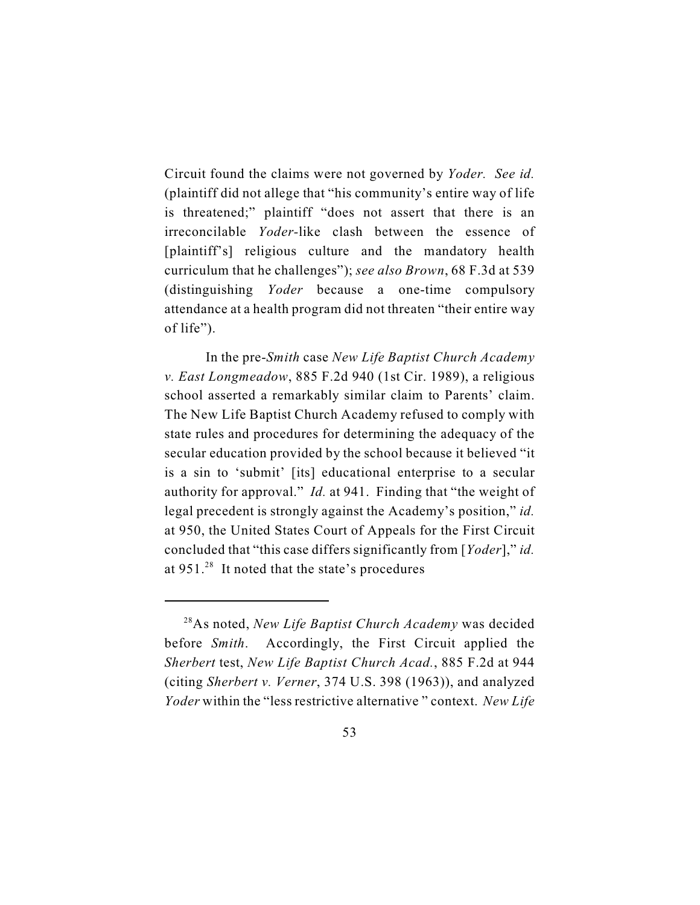Circuit found the claims were not governed by *Yoder.* *See id.* (plaintiff did not allege that "his community's entire way of life is threatened;" plaintiff "does not assert that there is an irreconcilable *Yoder*-like clash between the essence of [plaintiff's] religious culture and the mandatory health curriculum that he challenges"); *see also Brown*, 68 F.3d at 539 (distinguishing *Yoder* because a one-time compulsory attendance at a health program did not threaten "their entire way of life").

In the pre-*Smith* case *New Life Baptist Church Academy v. East Longmeadow*, 885 F.2d 940 (1st Cir. 1989), a religious school asserted a remarkably similar claim to Parents' claim. The New Life Baptist Church Academy refused to comply with state rules and procedures for determining the adequacy of the secular education provided by the school because it believed "it is a sin to 'submit' [its] educational enterprise to a secular authority for approval." *Id.* at 941. Finding that "the weight of legal precedent is strongly against the Academy's position," *id.* at 950, the United States Court of Appeals for the First Circuit concluded that "this case differs significantly from [*Yoder*]," *id.* at 951.[28] It noted that the state's procedures

---

[28]As noted, *New Life Baptist Church Academy* was decided before *Smith*. Accordingly, the First Circuit applied the *Sherbert* test, *New Life Baptist Church Acad.*, 885 F.2d at 944 (citing *Sherbert v. Verner*, 374 U.S. 398 (1963)), and analyzed *Yoder* within the "less restrictive alternative " context. *New Life*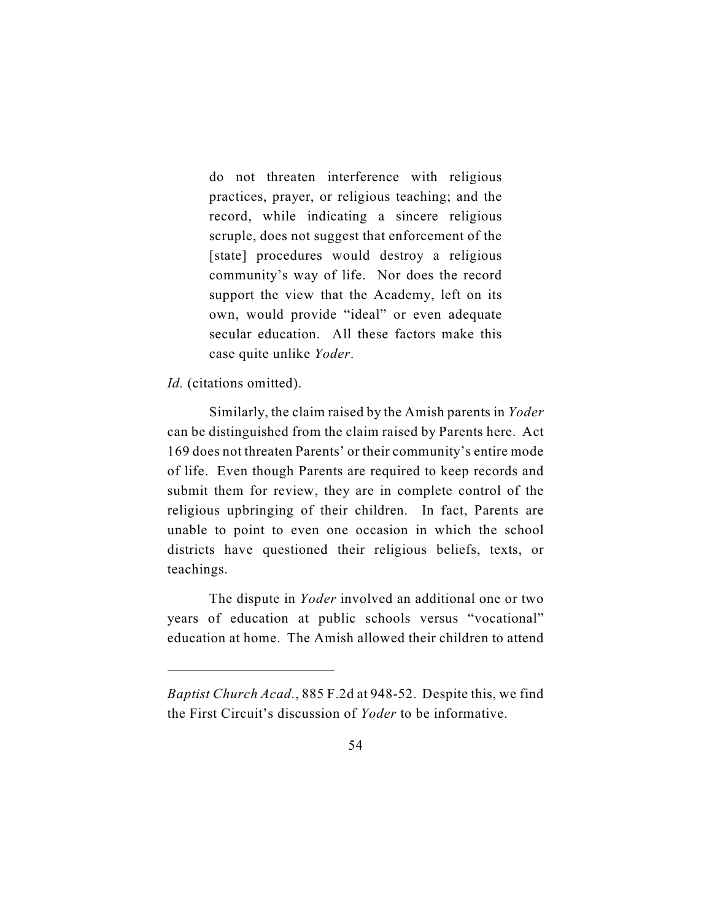> do not threaten interference with religious practices, prayer, or religious teaching; and the record, while indicating a sincere religious scruple, does not suggest that enforcement of the [state] procedures would destroy a religious community's way of life. Nor does the record support the view that the Academy, left on its own, would provide "ideal" or even adequate secular education. All these factors make this case quite unlike *Yoder*.

*Id.* (citations omitted).

Similarly, the claim raised by the Amish parents in *Yoder* can be distinguished from the claim raised by Parents here. Act 169 does not threaten Parents' or their community's entire mode of life. Even though Parents are required to keep records and submit them for review, they are in complete control of the religious upbringing of their children. In fact, Parents are unable to point to even one occasion in which the school districts have questioned their religious beliefs, texts, or teachings.

The dispute in *Yoder* involved an additional one or two years of education at public schools versus "vocational" education at home. The Amish allowed their children to attend

---

*Baptist Church Acad.*, 885 F.2d at 948-52. Despite this, we find the First Circuit's discussion of *Yoder* to be informative.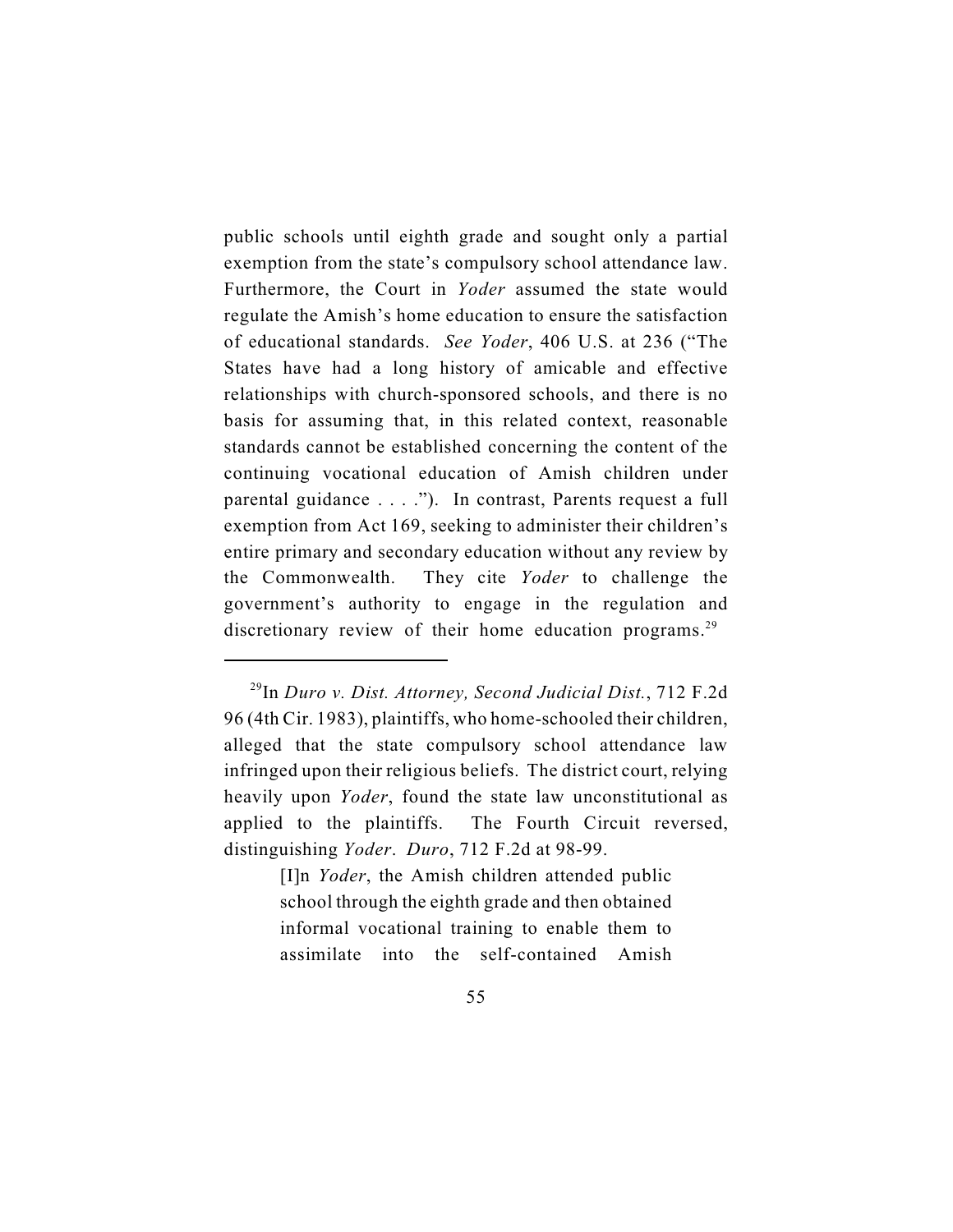public schools until eighth grade and sought only a partial exemption from the state's compulsory school attendance law. Furthermore, the Court in *Yoder* assumed the state would regulate the Amish's home education to ensure the satisfaction of educational standards. *See Yoder*, 406 U.S. at 236 ("The States have had a long history of amicable and effective relationships with church-sponsored schools, and there is no basis for assuming that, in this related context, reasonable standards cannot be established concerning the content of the continuing vocational education of Amish children under parental guidance . . . ."). In contrast, Parents request a full exemption from Act 169, seeking to administer their children's entire primary and secondary education without any review by the Commonwealth. They cite *Yoder* to challenge the government's authority to engage in the regulation and discretionary review of their home education programs.[29]

---

[29]In *Duro v. Dist. Attorney, Second Judicial Dist.*, 712 F.2d 96 (4th Cir. 1983), plaintiffs, who home-schooled their children, alleged that the state compulsory school attendance law infringed upon their religious beliefs. The district court, relying heavily upon *Yoder*, found the state law unconstitutional as applied to the plaintiffs. The Fourth Circuit reversed, distinguishing *Yoder*. *Duro*, 712 F.2d at 98-99.

> [I]n *Yoder*, the Amish children attended public school through the eighth grade and then obtained informal vocational training to enable them to assimilate into the self-contained Amish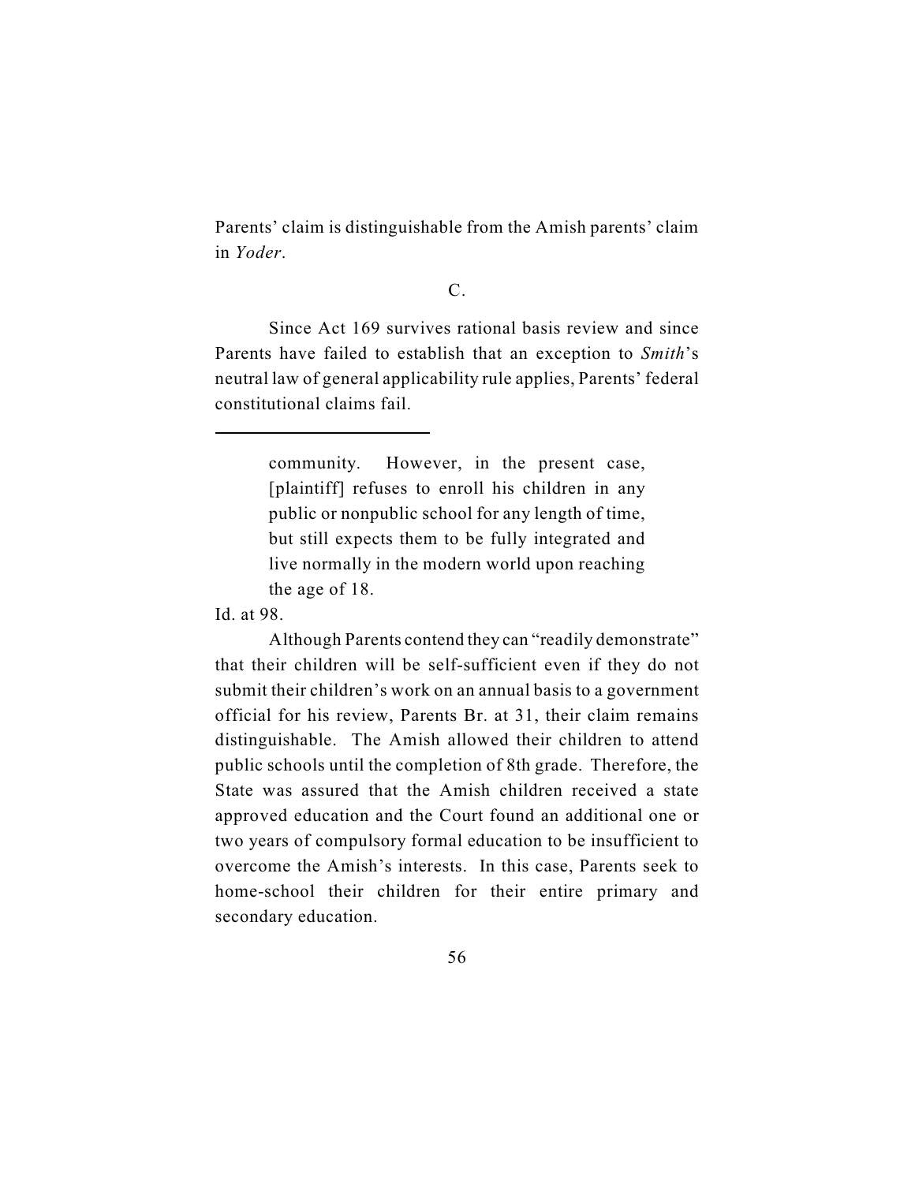Parents' claim is distinguishable from the Amish parents' claim in *Yoder*.

C.

Since Act 169 survives rational basis review and since Parents have failed to establish that an exception to *Smith*'s neutral law of general applicability rule applies, Parents' federal constitutional claims fail.

---

> community. However, in the present case, [plaintiff] refuses to enroll his children in any public or nonpublic school for any length of time, but still expects them to be fully integrated and live normally in the modern world upon reaching the age of 18.

Id. at 98.

Although Parents contend they can "readily demonstrate" that their children will be self-sufficient even if they do not submit their children's work on an annual basis to a government official for his review, Parents Br. at 31, their claim remains distinguishable. The Amish allowed their children to attend public schools until the completion of 8th grade. Therefore, the State was assured that the Amish children received a state approved education and the Court found an additional one or two years of compulsory formal education to be insufficient to overcome the Amish's interests. In this case, Parents seek to home-school their children for their entire primary and secondary education.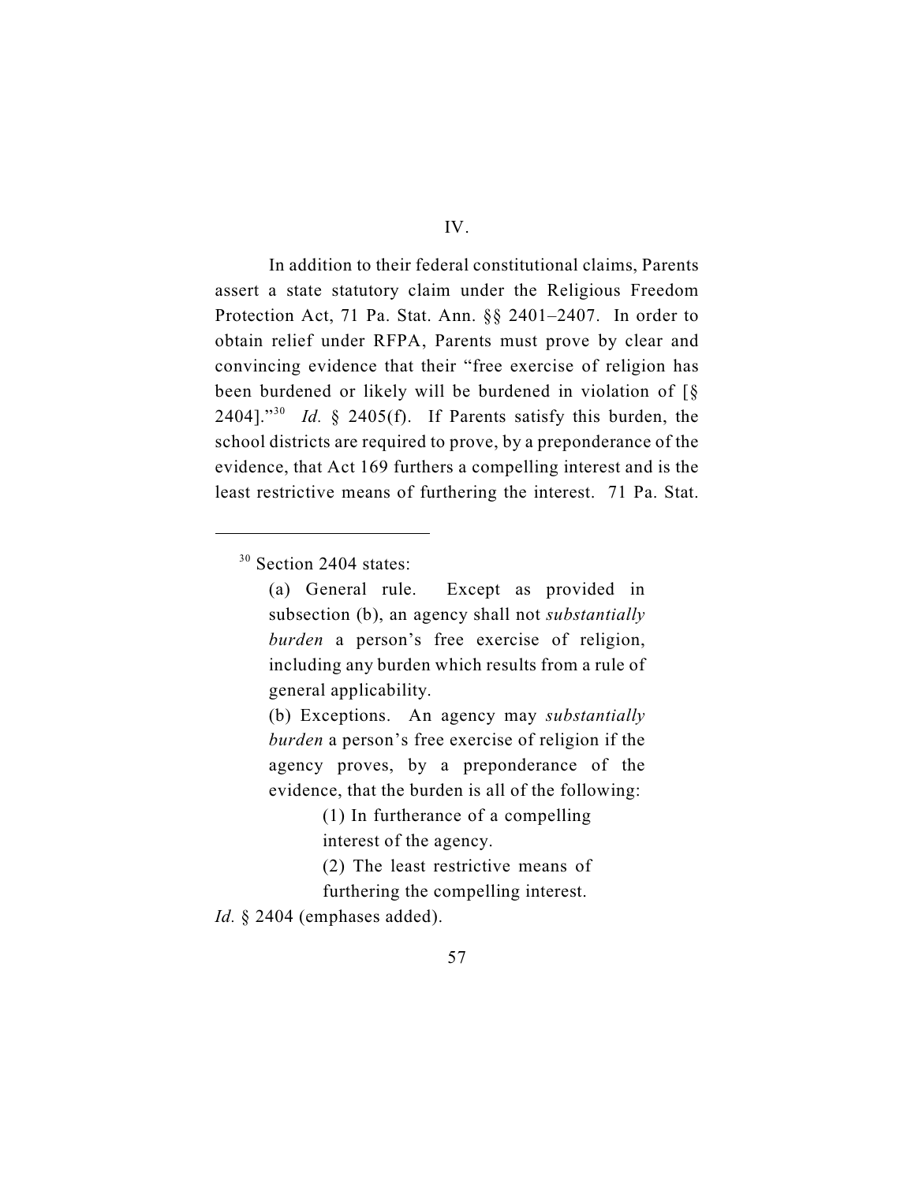## IV.

In addition to their federal constitutional claims, Parents assert a state statutory claim under the Religious Freedom Protection Act, 71 Pa. Stat. Ann. §§ 2401–2407. In order to obtain relief under RFPA, Parents must prove by clear and convincing evidence that their "free exercise of religion has been burdened or likely will be burdened in violation of [§ 2404]."[30] *Id.* § 2405(f). If Parents satisfy this burden, the school districts are required to prove, by a preponderance of the evidence, that Act 169 furthers a compelling interest and is the least restrictive means of furthering the interest. 71 Pa. Stat.

---

[30] Section 2404 states:

> (a) General rule. Except as provided in subsection (b), an agency shall not *substantially burden* a person's free exercise of religion, including any burden which results from a rule of general applicability.
>
> (b) Exceptions. An agency may *substantially burden* a person's free exercise of religion if the agency proves, by a preponderance of the evidence, that the burden is all of the following:
>
> > (1) In furtherance of a compelling interest of the agency.
> >
> > (2) The least restrictive means of furthering the compelling interest.

*Id.* § 2404 (emphases added).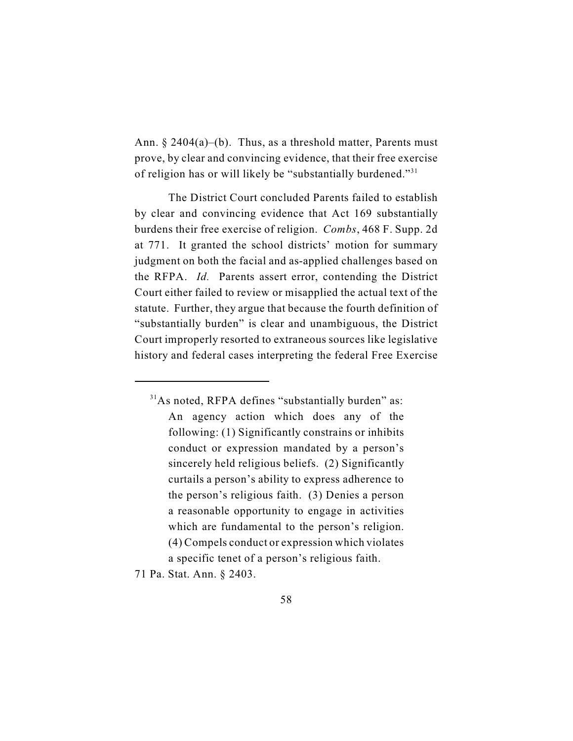Ann. § 2404(a)–(b). Thus, as a threshold matter, Parents must prove, by clear and convincing evidence, that their free exercise of religion has or will likely be "substantially burdened."[31]

The District Court concluded Parents failed to establish by clear and convincing evidence that Act 169 substantially burdens their free exercise of religion. *Combs*, 468 F. Supp. 2d at 771. It granted the school districts' motion for summary judgment on both the facial and as-applied challenges based on the RFPA. *Id.* Parents assert error, contending the District Court either failed to review or misapplied the actual text of the statute. Further, they argue that because the fourth definition of "substantially burden" is clear and unambiguous, the District Court improperly resorted to extraneous sources like legislative history and federal cases interpreting the federal Free Exercise

---

[31] As noted, RFPA defines "substantially burden" as:

> An agency action which does any of the following: (1) Significantly constrains or inhibits conduct or expression mandated by a person's sincerely held religious beliefs. (2) Significantly curtails a person's ability to express adherence to the person's religious faith. (3) Denies a person a reasonable opportunity to engage in activities which are fundamental to the person's religion. (4) Compels conduct or expression which violates a specific tenet of a person's religious faith.

71 Pa. Stat. Ann. § 2403.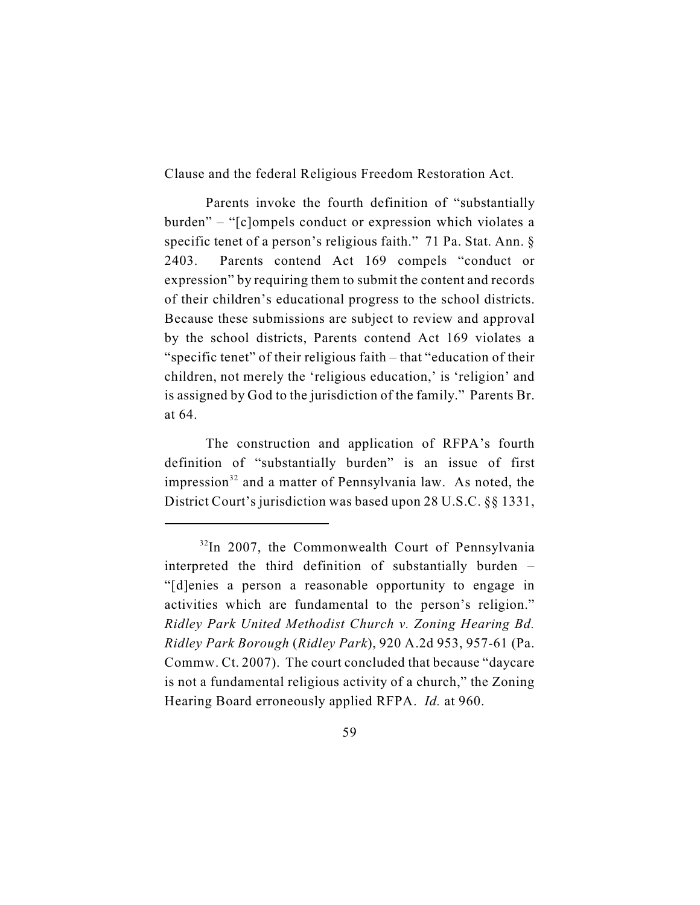Clause and the federal Religious Freedom Restoration Act.

Parents invoke the fourth definition of "substantially burden" – "[c]ompels conduct or expression which violates a specific tenet of a person's religious faith." 71 Pa. Stat. Ann. § 2403. Parents contend Act 169 compels "conduct or expression" by requiring them to submit the content and records of their children's educational progress to the school districts. Because these submissions are subject to review and approval by the school districts, Parents contend Act 169 violates a "specific tenet" of their religious faith – that "education of their children, not merely the 'religious education,' is 'religion' and is assigned by God to the jurisdiction of the family." Parents Br. at 64.

The construction and application of RFPA's fourth definition of "substantially burden" is an issue of first impression[32] and a matter of Pennsylvania law. As noted, the District Court's jurisdiction was based upon 28 U.S.C. §§ 1331,

---

[32]In 2007, the Commonwealth Court of Pennsylvania interpreted the third definition of substantially burden – "[d]enies a person a reasonable opportunity to engage in activities which are fundamental to the person's religion." *Ridley Park United Methodist Church v. Zoning Hearing Bd. Ridley Park Borough* (*Ridley Park*), 920 A.2d 953, 957-61 (Pa. Commw. Ct. 2007). The court concluded that because "daycare is not a fundamental religious activity of a church," the Zoning Hearing Board erroneously applied RFPA. *Id.* at 960.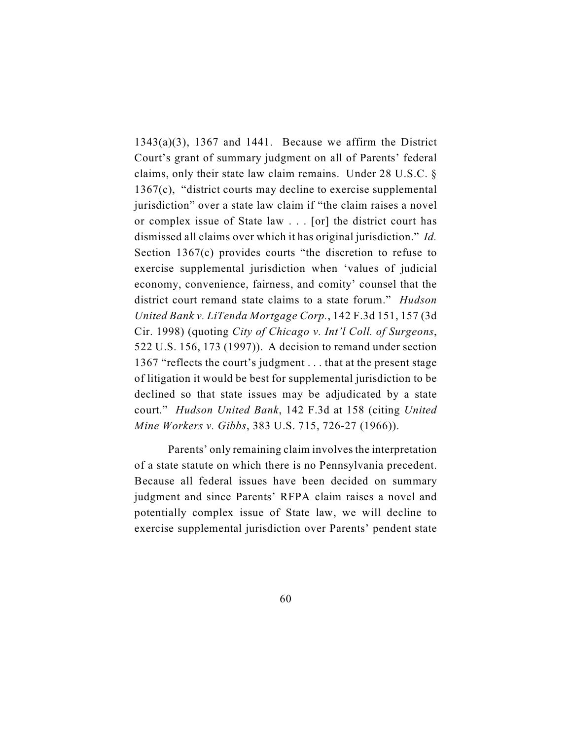1343(a)(3), 1367 and 1441. Because we affirm the District Court's grant of summary judgment on all of Parents' federal claims, only their state law claim remains. Under 28 U.S.C. § 1367(c), "district courts may decline to exercise supplemental jurisdiction" over a state law claim if "the claim raises a novel or complex issue of State law . . . [or] the district court has dismissed all claims over which it has original jurisdiction." *Id.* Section 1367(c) provides courts "the discretion to refuse to exercise supplemental jurisdiction when 'values of judicial economy, convenience, fairness, and comity' counsel that the district court remand state claims to a state forum." *Hudson United Bank v. LiTenda Mortgage Corp.*, 142 F.3d 151, 157 (3d Cir. 1998) (quoting *City of Chicago v. Int'l Coll. of Surgeons*, 522 U.S. 156, 173 (1997)). A decision to remand under section 1367 "reflects the court's judgment . . . that at the present stage of litigation it would be best for supplemental jurisdiction to be declined so that state issues may be adjudicated by a state court." *Hudson United Bank*, 142 F.3d at 158 (citing *United Mine Workers v. Gibbs*, 383 U.S. 715, 726-27 (1966)).

Parents' only remaining claim involves the interpretation of a state statute on which there is no Pennsylvania precedent. Because all federal issues have been decided on summary judgment and since Parents' RFPA claim raises a novel and potentially complex issue of State law, we will decline to exercise supplemental jurisdiction over Parents' pendent state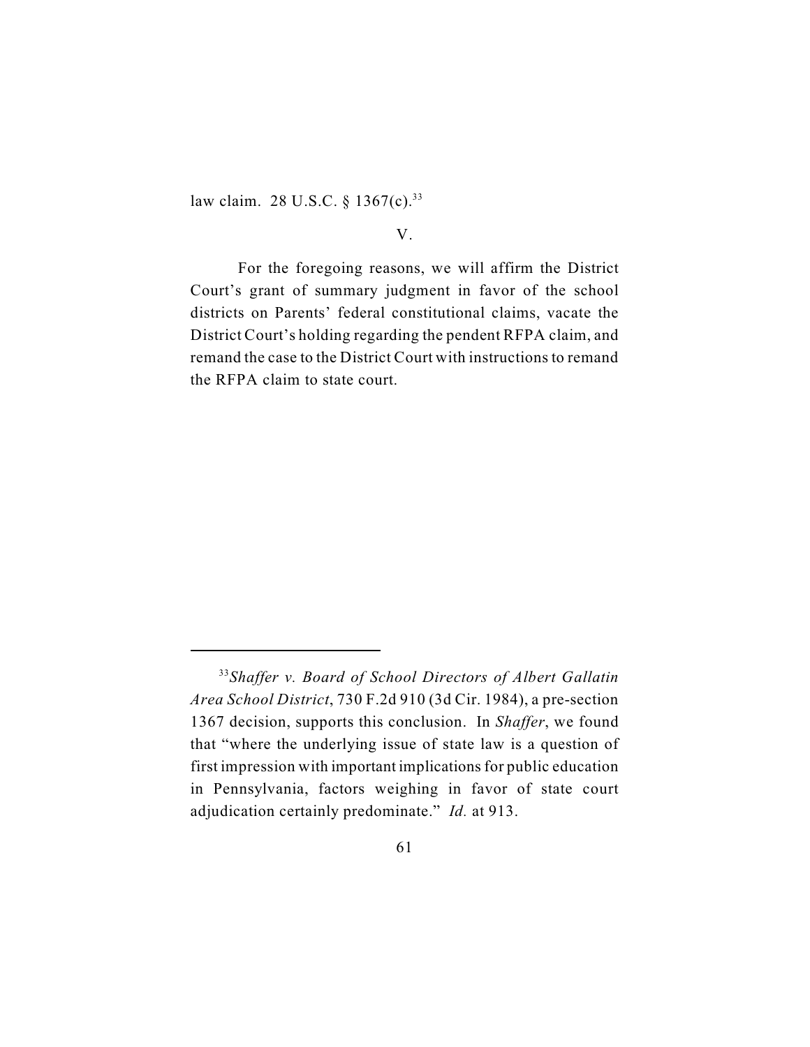law claim. 28 U.S.C. § 1367(c).[33]

V.

For the foregoing reasons, we will affirm the District Court's grant of summary judgment in favor of the school districts on Parents' federal constitutional claims, vacate the District Court's holding regarding the pendent RFPA claim, and remand the case to the District Court with instructions to remand the RFPA claim to state court.

---

[33] *Shaffer v. Board of School Directors of Albert Gallatin Area School District*, 730 F.2d 910 (3d Cir. 1984), a pre-section 1367 decision, supports this conclusion. In *Shaffer*, we found that "where the underlying issue of state law is a question of first impression with important implications for public education in Pennsylvania, factors weighing in favor of state court adjudication certainly predominate." *Id.* at 913.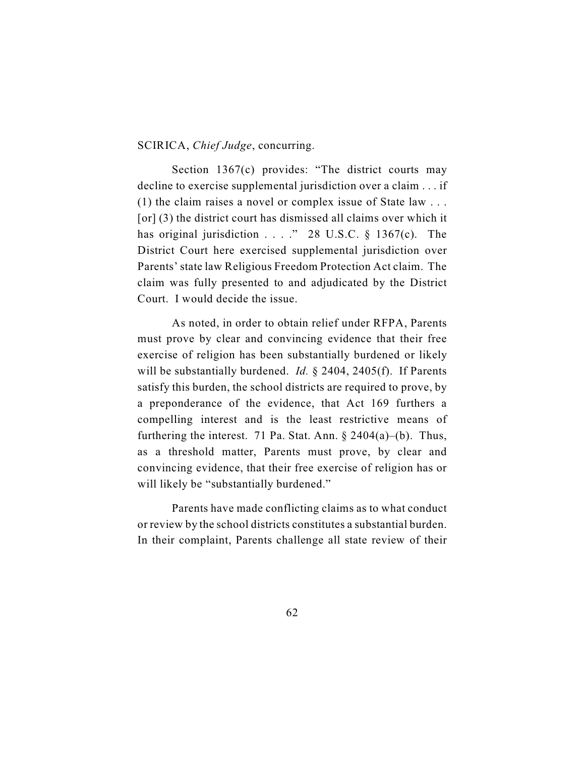SCIRICA, *Chief Judge*, concurring.

Section 1367(c) provides: "The district courts may decline to exercise supplemental jurisdiction over a claim . . . if (1) the claim raises a novel or complex issue of State law . . . [or] (3) the district court has dismissed all claims over which it has original jurisdiction . . . ." 28 U.S.C. § 1367(c). The District Court here exercised supplemental jurisdiction over Parents' state law Religious Freedom Protection Act claim. The claim was fully presented to and adjudicated by the District Court. I would decide the issue.

As noted, in order to obtain relief under RFPA, Parents must prove by clear and convincing evidence that their free exercise of religion has been substantially burdened or likely will be substantially burdened. *Id.* § 2404, 2405(f). If Parents satisfy this burden, the school districts are required to prove, by a preponderance of the evidence, that Act 169 furthers a compelling interest and is the least restrictive means of furthering the interest. 71 Pa. Stat. Ann. § 2404(a)–(b). Thus, as a threshold matter, Parents must prove, by clear and convincing evidence, that their free exercise of religion has or will likely be "substantially burdened."

Parents have made conflicting claims as to what conduct or review by the school districts constitutes a substantial burden. In their complaint, Parents challenge all state review of their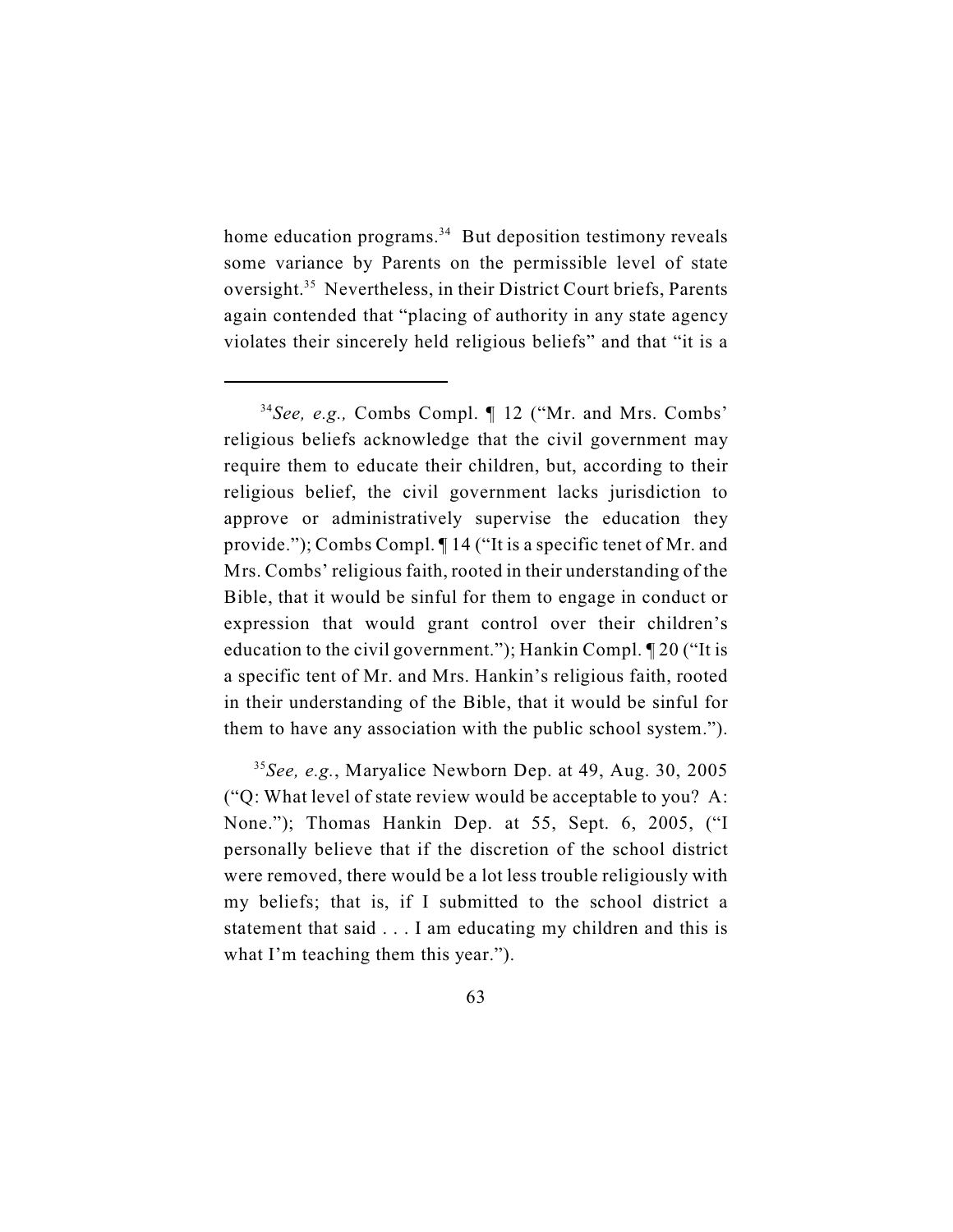home education programs.[34] But deposition testimony reveals some variance by Parents on the permissible level of state oversight.[35] Nevertheless, in their District Court briefs, Parents again contended that "placing of authority in any state agency violates their sincerely held religious beliefs" and that "it is a

---

[34]*See, e.g.,* Combs Compl. ¶ 12 ("Mr. and Mrs. Combs' religious beliefs acknowledge that the civil government may require them to educate their children, but, according to their religious belief, the civil government lacks jurisdiction to approve or administratively supervise the education they provide."); Combs Compl. ¶ 14 ("It is a specific tenet of Mr. and Mrs. Combs' religious faith, rooted in their understanding of the Bible, that it would be sinful for them to engage in conduct or expression that would grant control over their children's education to the civil government."); Hankin Compl. ¶ 20 ("It is a specific tent of Mr. and Mrs. Hankin's religious faith, rooted in their understanding of the Bible, that it would be sinful for them to have any association with the public school system.").

[35]*See, e.g.*, Maryalice Newborn Dep. at 49, Aug. 30, 2005 ("Q: What level of state review would be acceptable to you? A: None."); Thomas Hankin Dep. at 55, Sept. 6, 2005, ("I personally believe that if the discretion of the school district were removed, there would be a lot less trouble religiously with my beliefs; that is, if I submitted to the school district a statement that said . . . I am educating my children and this is what I'm teaching them this year.").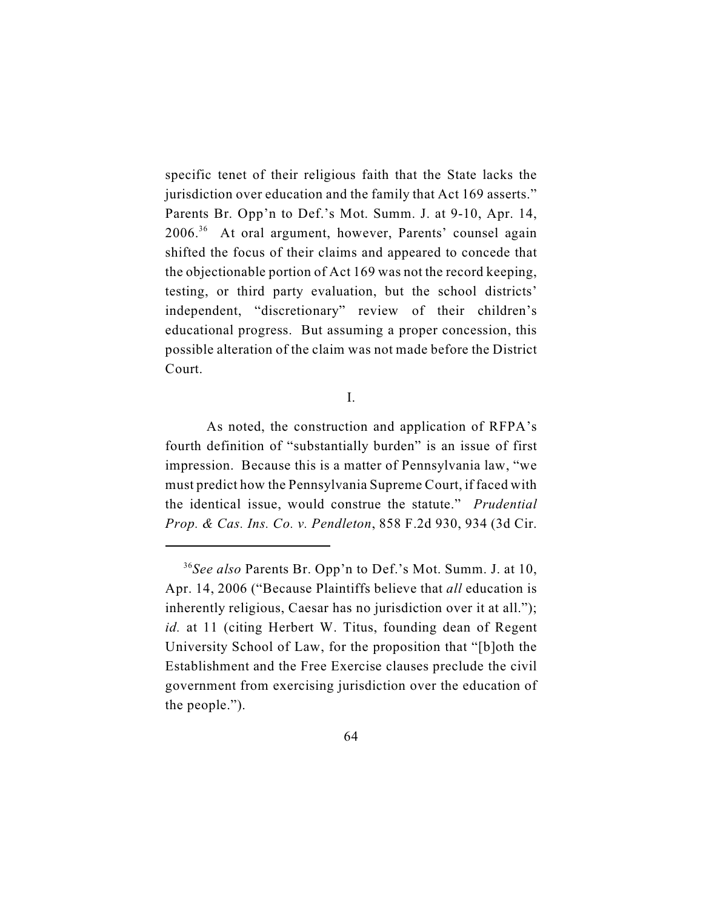specific tenet of their religious faith that the State lacks the jurisdiction over education and the family that Act 169 asserts." Parents Br. Opp'n to Def.'s Mot. Summ. J. at 9-10, Apr. 14, 2006.[36] At oral argument, however, Parents' counsel again shifted the focus of their claims and appeared to concede that the objectionable portion of Act 169 was not the record keeping, testing, or third party evaluation, but the school districts' independent, "discretionary" review of their children's educational progress. But assuming a proper concession, this possible alteration of the claim was not made before the District Court.

I.

As noted, the construction and application of RFPA's fourth definition of "substantially burden" is an issue of first impression. Because this is a matter of Pennsylvania law, "we must predict how the Pennsylvania Supreme Court, if faced with the identical issue, would construe the statute." *Prudential Prop. & Cas. Ins. Co. v. Pendleton*, 858 F.2d 930, 934 (3d Cir.

---

[36] *See also* Parents Br. Opp'n to Def.'s Mot. Summ. J. at 10, Apr. 14, 2006 ("Because Plaintiffs believe that *all* education is inherently religious, Caesar has no jurisdiction over it at all."); *id.* at 11 (citing Herbert W. Titus, founding dean of Regent University School of Law, for the proposition that "[b]oth the Establishment and the Free Exercise clauses preclude the civil government from exercising jurisdiction over the education of the people.").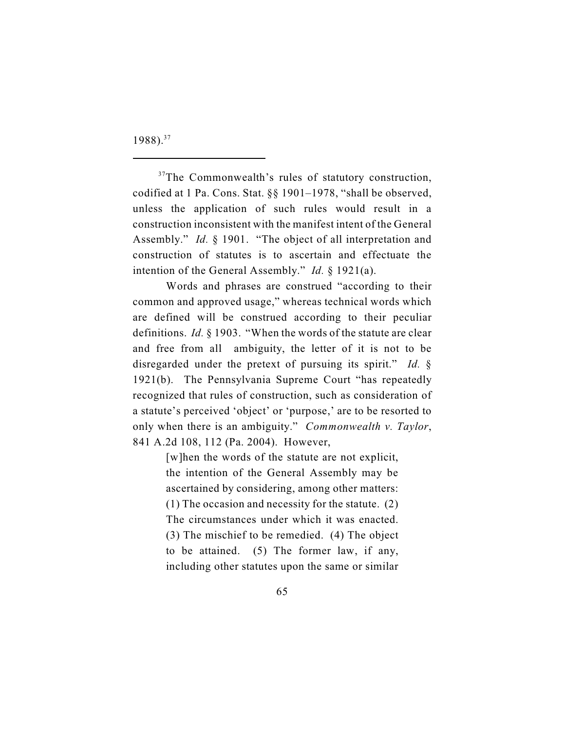1988).[37]

---

[37]The Commonwealth's rules of statutory construction, codified at 1 Pa. Cons. Stat. §§ 1901–1978, "shall be observed, unless the application of such rules would result in a construction inconsistent with the manifest intent of the General Assembly." *Id.* § 1901. "The object of all interpretation and construction of statutes is to ascertain and effectuate the intention of the General Assembly." *Id.* § 1921(a).

Words and phrases are construed "according to their common and approved usage," whereas technical words which are defined will be construed according to their peculiar definitions. *Id.* § 1903. "When the words of the statute are clear and free from all ambiguity, the letter of it is not to be disregarded under the pretext of pursuing its spirit." *Id.* § 1921(b). The Pennsylvania Supreme Court "has repeatedly recognized that rules of construction, such as consideration of a statute's perceived 'object' or 'purpose,' are to be resorted to only when there is an ambiguity." *Commonwealth v. Taylor*, 841 A.2d 108, 112 (Pa. 2004). However,

> [w]hen the words of the statute are not explicit, the intention of the General Assembly may be ascertained by considering, among other matters: (1) The occasion and necessity for the statute. (2) The circumstances under which it was enacted. (3) The mischief to be remedied. (4) The object to be attained. (5) The former law, if any, including other statutes upon the same or similar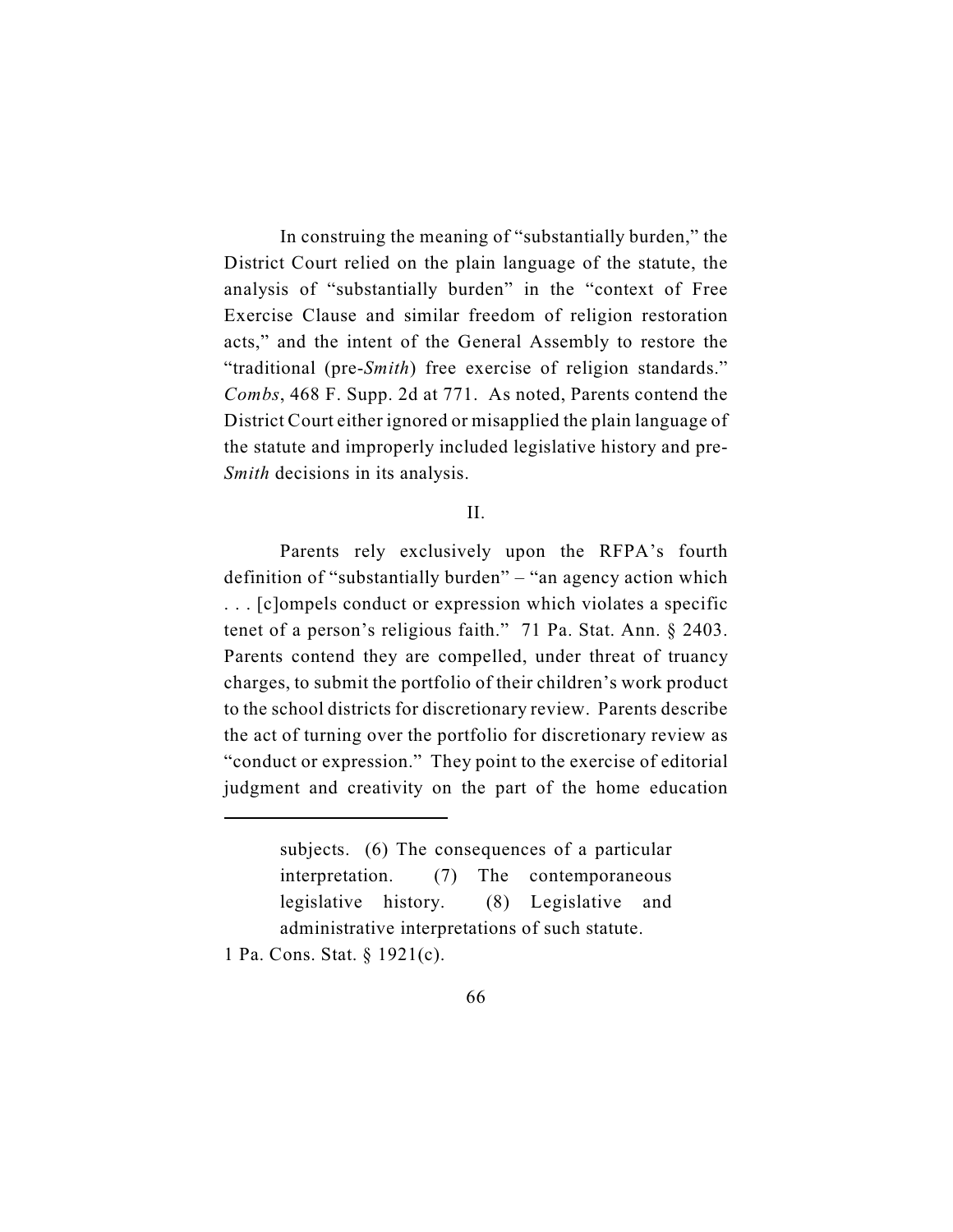In construing the meaning of "substantially burden," the District Court relied on the plain language of the statute, the analysis of "substantially burden" in the "context of Free Exercise Clause and similar freedom of religion restoration acts," and the intent of the General Assembly to restore the "traditional (pre-*Smith*) free exercise of religion standards." *Combs*, 468 F. Supp. 2d at 771. As noted, Parents contend the District Court either ignored or misapplied the plain language of the statute and improperly included legislative history and pre-*Smith* decisions in its analysis.

## II.

Parents rely exclusively upon the RFPA's fourth definition of "substantially burden" – "an agency action which . . . [c]ompels conduct or expression which violates a specific tenet of a person's religious faith." 71 Pa. Stat. Ann. § 2403. Parents contend they are compelled, under threat of truancy charges, to submit the portfolio of their children's work product to the school districts for discretionary review. Parents describe the act of turning over the portfolio for discretionary review as "conduct or expression." They point to the exercise of editorial judgment and creativity on the part of the home education

---

> subjects. (6) The consequences of a particular interpretation. (7) The contemporaneous legislative history. (8) Legislative and administrative interpretations of such statute.

1 Pa. Cons. Stat. § 1921(c).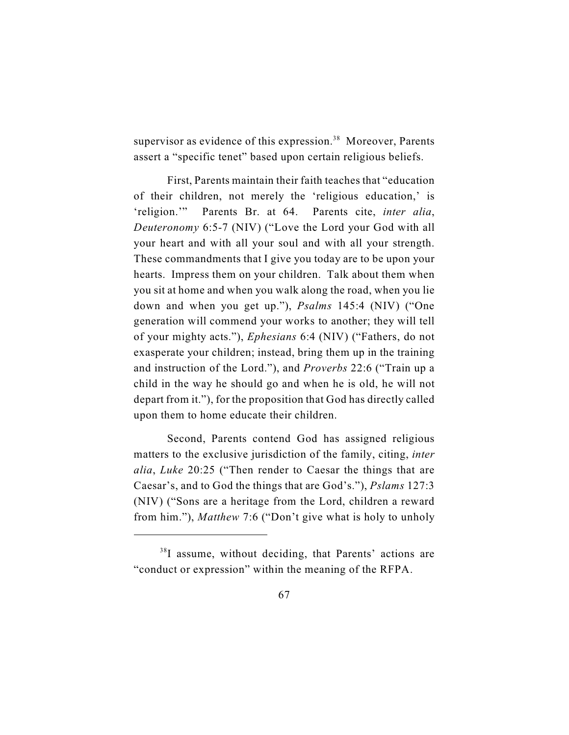supervisor as evidence of this expression.[38] Moreover, Parents assert a "specific tenet" based upon certain religious beliefs.

First, Parents maintain their faith teaches that "education of their children, not merely the 'religious education,' is 'religion.'" Parents Br. at 64. Parents cite, *inter alia*, *Deuteronomy* 6:5-7 (NIV) ("Love the Lord your God with all your heart and with all your soul and with all your strength. These commandments that I give you today are to be upon your hearts. Impress them on your children. Talk about them when you sit at home and when you walk along the road, when you lie down and when you get up."), *Psalms* 145:4 (NIV) ("One generation will commend your works to another; they will tell of your mighty acts."), *Ephesians* 6:4 (NIV) ("Fathers, do not exasperate your children; instead, bring them up in the training and instruction of the Lord."), and *Proverbs* 22:6 ("Train up a child in the way he should go and when he is old, he will not depart from it."), for the proposition that God has directly called upon them to home educate their children.

Second, Parents contend God has assigned religious matters to the exclusive jurisdiction of the family, citing, *inter alia*, *Luke* 20:25 ("Then render to Caesar the things that are Caesar's, and to God the things that are God's."), *Pslams* 127:3 (NIV) ("Sons are a heritage from the Lord, children a reward from him."), *Matthew* 7:6 ("Don't give what is holy to unholy

---

[38] I assume, without deciding, that Parents' actions are "conduct or expression" within the meaning of the RFPA.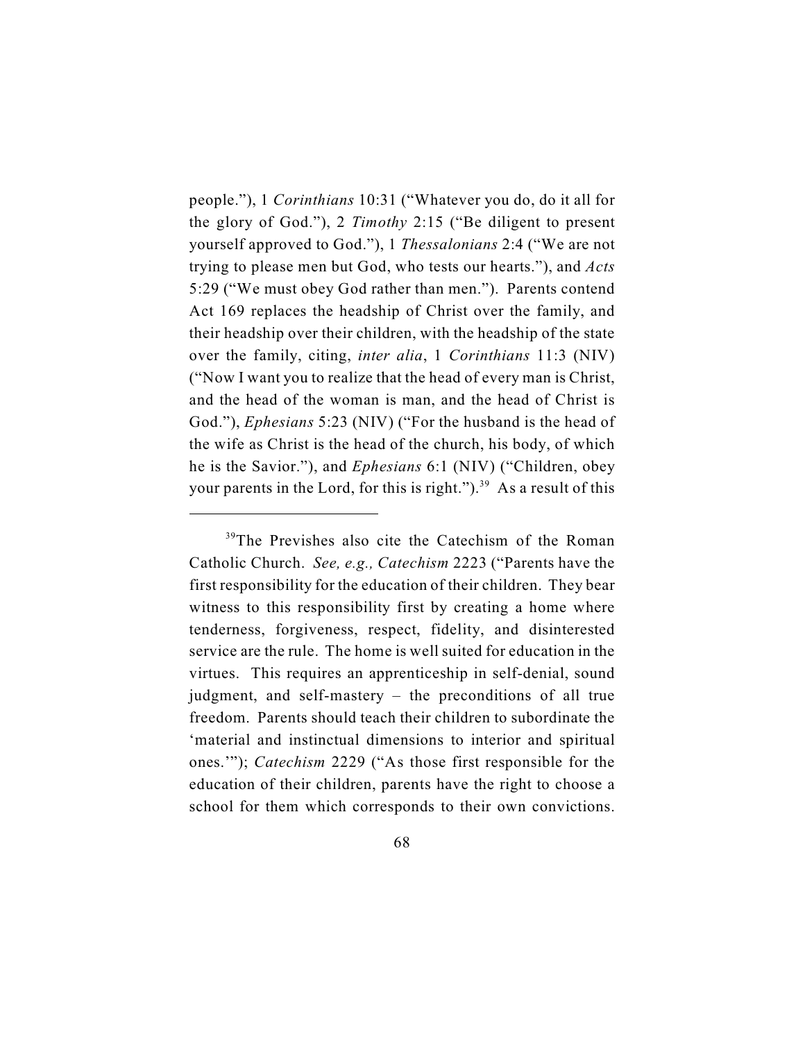people."), 1 *Corinthians* 10:31 ("Whatever you do, do it all for the glory of God."), 2 *Timothy* 2:15 ("Be diligent to present yourself approved to God."), 1 *Thessalonians* 2:4 ("We are not trying to please men but God, who tests our hearts."), and *Acts* 5:29 ("We must obey God rather than men."). Parents contend Act 169 replaces the headship of Christ over the family, and their headship over their children, with the headship of the state over the family, citing, *inter alia*, 1 *Corinthians* 11:3 (NIV) ("Now I want you to realize that the head of every man is Christ, and the head of the woman is man, and the head of Christ is God."), *Ephesians* 5:23 (NIV) ("For the husband is the head of the wife as Christ is the head of the church, his body, of which he is the Savior."), and *Ephesians* 6:1 (NIV) ("Children, obey your parents in the Lord, for this is right.").[39] As a result of this

---

[39]The Previshes also cite the Catechism of the Roman Catholic Church. *See, e.g., Catechism* 2223 ("Parents have the first responsibility for the education of their children. They bear witness to this responsibility first by creating a home where tenderness, forgiveness, respect, fidelity, and disinterested service are the rule. The home is well suited for education in the virtues. This requires an apprenticeship in self-denial, sound judgment, and self-mastery – the preconditions of all true freedom. Parents should teach their children to subordinate the 'material and instinctual dimensions to interior and spiritual ones.'"); *Catechism* 2229 ("As those first responsible for the education of their children, parents have the right to choose a school for them which corresponds to their own convictions.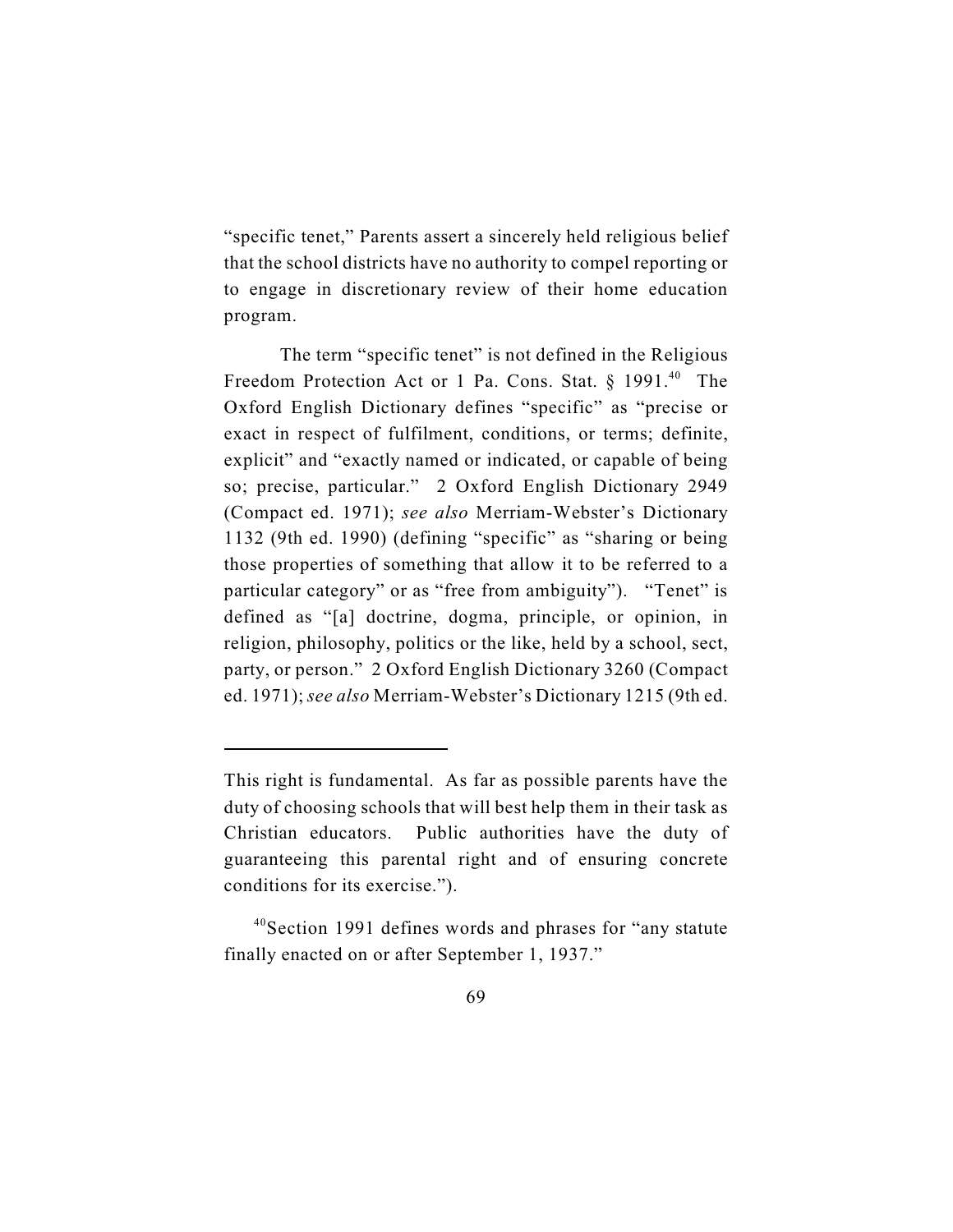"specific tenet," Parents assert a sincerely held religious belief that the school districts have no authority to compel reporting or to engage in discretionary review of their home education program.

The term "specific tenet" is not defined in the Religious Freedom Protection Act or 1 Pa. Cons. Stat. § 1991.[40] The Oxford English Dictionary defines "specific" as "precise or exact in respect of fulfilment, conditions, or terms; definite, explicit" and "exactly named or indicated, or capable of being so; precise, particular." 2 Oxford English Dictionary 2949 (Compact ed. 1971); *see also* Merriam-Webster's Dictionary 1132 (9th ed. 1990) (defining "specific" as "sharing or being those properties of something that allow it to be referred to a particular category" or as "free from ambiguity"). "Tenet" is defined as "[a] doctrine, dogma, principle, or opinion, in religion, philosophy, politics or the like, held by a school, sect, party, or person." 2 Oxford English Dictionary 3260 (Compact ed. 1971); *see also* Merriam-Webster's Dictionary 1215 (9th ed.

---

This right is fundamental. As far as possible parents have the duty of choosing schools that will best help them in their task as Christian educators. Public authorities have the duty of guaranteeing this parental right and of ensuring concrete conditions for its exercise.").

[40]Section 1991 defines words and phrases for "any statute finally enacted on or after September 1, 1937."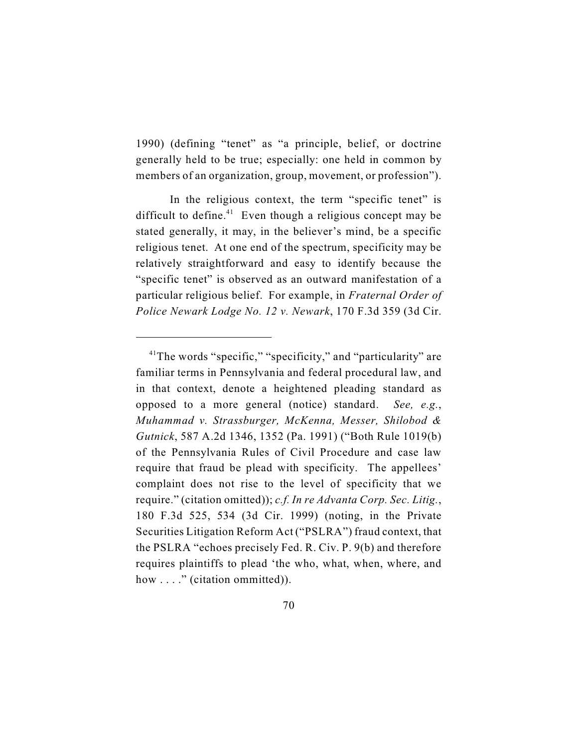1990) (defining "tenet" as "a principle, belief, or doctrine generally held to be true; especially: one held in common by members of an organization, group, movement, or profession").

In the religious context, the term "specific tenet" is difficult to define.[41] Even though a religious concept may be stated generally, it may, in the believer's mind, be a specific religious tenet. At one end of the spectrum, specificity may be relatively straightforward and easy to identify because the "specific tenet" is observed as an outward manifestation of a particular religious belief. For example, in *Fraternal Order of Police Newark Lodge No. 12 v. Newark*, 170 F.3d 359 (3d Cir.

---

[41]The words "specific," "specificity," and "particularity" are familiar terms in Pennsylvania and federal procedural law, and in that context, denote a heightened pleading standard as opposed to a more general (notice) standard. *See, e.g.*, *Muhammad v. Strassburger, McKenna, Messer, Shilobod & Gutnick*, 587 A.2d 1346, 1352 (Pa. 1991) ("Both Rule 1019(b) of the Pennsylvania Rules of Civil Procedure and case law require that fraud be plead with specificity. The appellees' complaint does not rise to the level of specificity that we require." (citation omitted)); *c.f. In re Advanta Corp. Sec. Litig.*, 180 F.3d 525, 534 (3d Cir. 1999) (noting, in the Private Securities Litigation Reform Act ("PSLRA") fraud context, that the PSLRA "echoes precisely Fed. R. Civ. P. 9(b) and therefore requires plaintiffs to plead 'the who, what, when, where, and how . . . ." (citation ommitted)).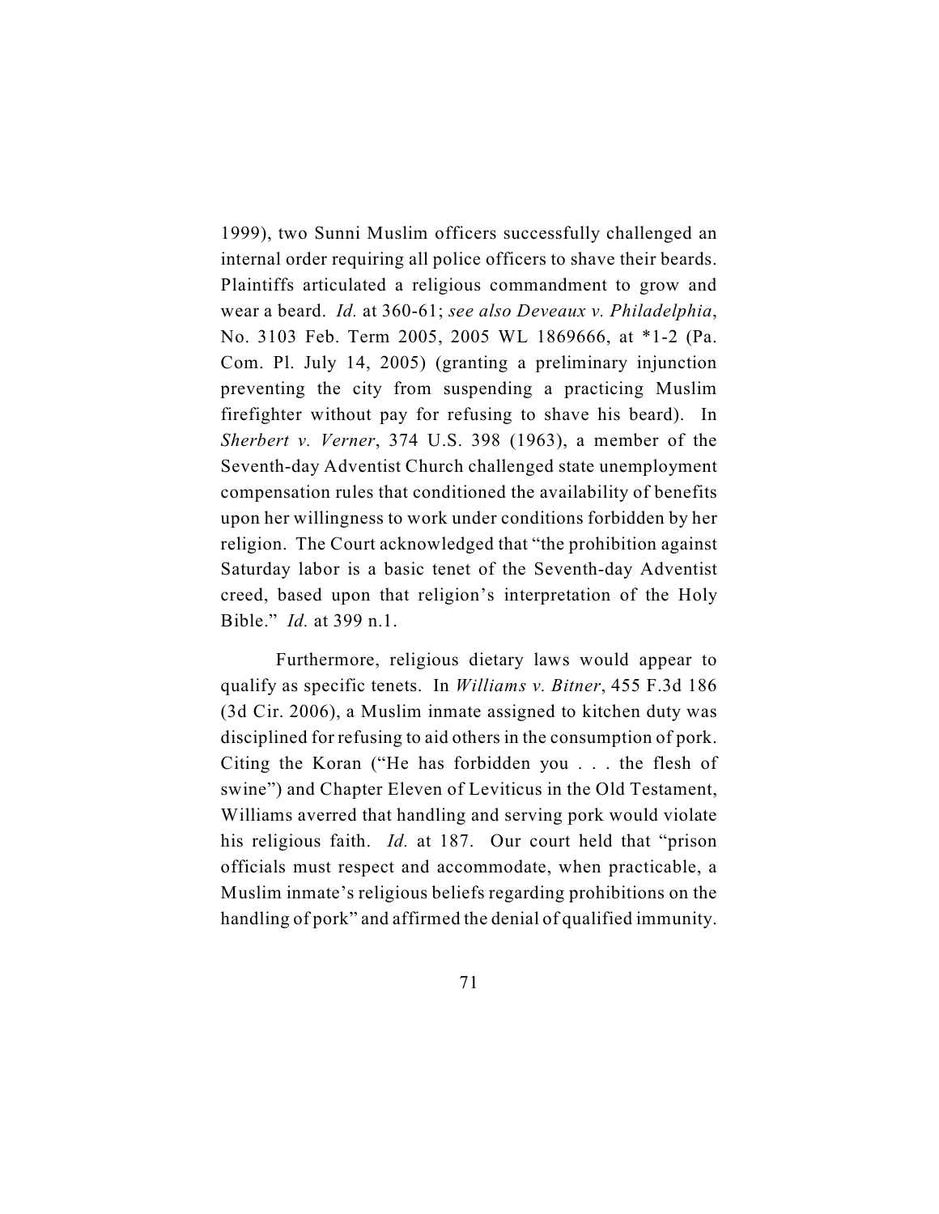1999), two Sunni Muslim officers successfully challenged an internal order requiring all police officers to shave their beards. Plaintiffs articulated a religious commandment to grow and wear a beard. *Id.* at 360-61; *see also Deveaux v. Philadelphia*, No. 3103 Feb. Term 2005, 2005 WL 1869666, at *1-2 (Pa. Com. Pl. July 14, 2005) (granting a preliminary injunction preventing the city from suspending a practicing Muslim firefighter without pay for refusing to shave his beard). In *Sherbert v. Verner*, 374 U.S. 398 (1963), a member of the Seventh-day Adventist Church challenged state unemployment compensation rules that conditioned the availability of benefits upon her willingness to work under conditions forbidden by her religion. The Court acknowledged that "the prohibition against Saturday labor is a basic tenet of the Seventh-day Adventist creed, based upon that religion's interpretation of the Holy Bible." *Id.* at 399 n.1.

Furthermore, religious dietary laws would appear to qualify as specific tenets. In *Williams v. Bitner*, 455 F.3d 186 (3d Cir. 2006), a Muslim inmate assigned to kitchen duty was disciplined for refusing to aid others in the consumption of pork. Citing the Koran ("He has forbidden you . . . the flesh of swine") and Chapter Eleven of Leviticus in the Old Testament, Williams averred that handling and serving pork would violate his religious faith. *Id.* at 187. Our court held that "prison officials must respect and accommodate, when practicable, a Muslim inmate's religious beliefs regarding prohibitions on the handling of pork" and affirmed the denial of qualified immunity.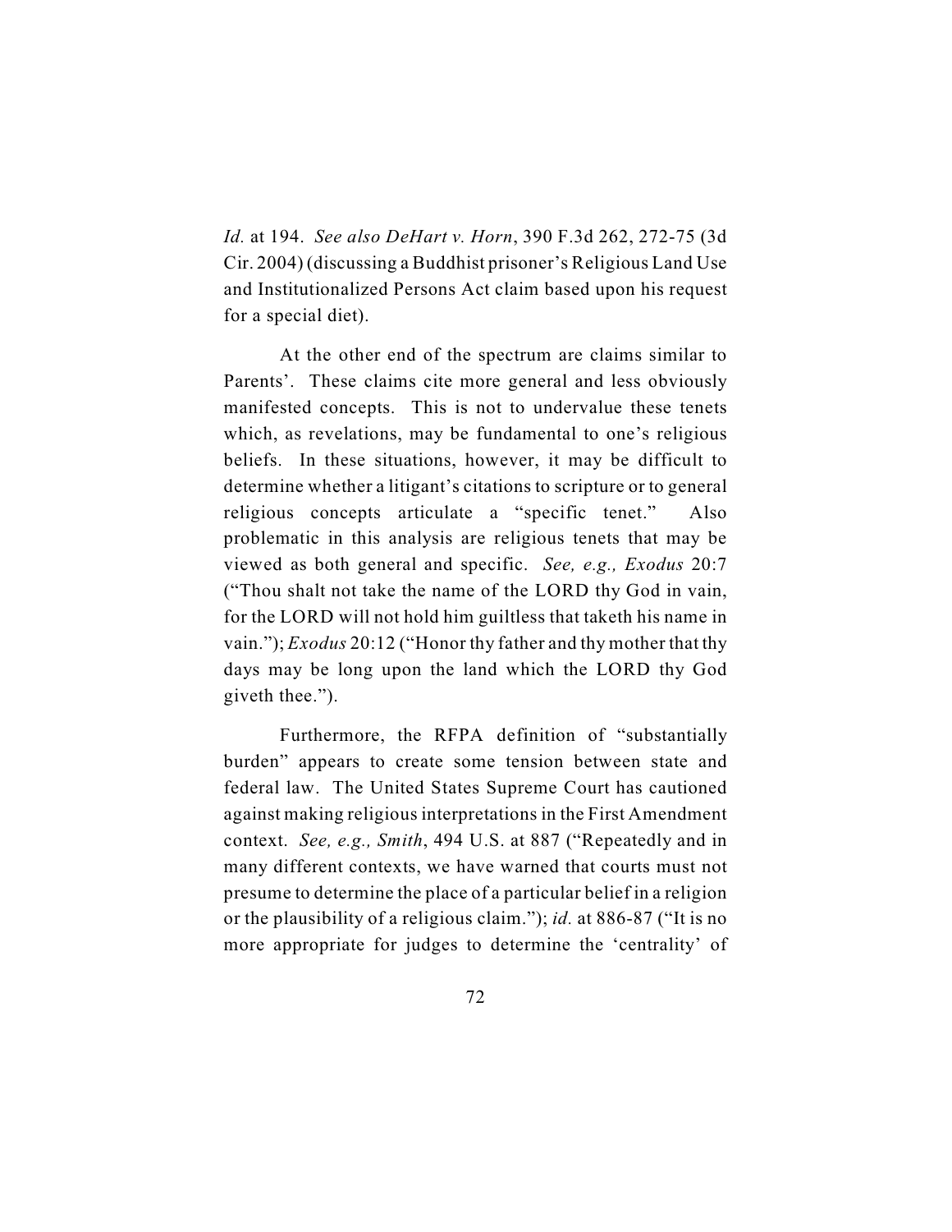*Id.* at 194. *See also DeHart v. Horn*, 390 F.3d 262, 272-75 (3d Cir. 2004) (discussing a Buddhist prisoner's Religious Land Use and Institutionalized Persons Act claim based upon his request for a special diet).

At the other end of the spectrum are claims similar to Parents'. These claims cite more general and less obviously manifested concepts. This is not to undervalue these tenets which, as revelations, may be fundamental to one's religious beliefs. In these situations, however, it may be difficult to determine whether a litigant's citations to scripture or to general religious concepts articulate a "specific tenet." Also problematic in this analysis are religious tenets that may be viewed as both general and specific. *See, e.g., Exodus* 20:7 ("Thou shalt not take the name of the LORD thy God in vain, for the LORD will not hold him guiltless that taketh his name in vain."); *Exodus* 20:12 ("Honor thy father and thy mother that thy days may be long upon the land which the LORD thy God giveth thee.").

Furthermore, the RFPA definition of "substantially burden" appears to create some tension between state and federal law. The United States Supreme Court has cautioned against making religious interpretations in the First Amendment context. *See, e.g., Smith*, 494 U.S. at 887 ("Repeatedly and in many different contexts, we have warned that courts must not presume to determine the place of a particular belief in a religion or the plausibility of a religious claim."); *id.* at 886-87 ("It is no more appropriate for judges to determine the 'centrality' of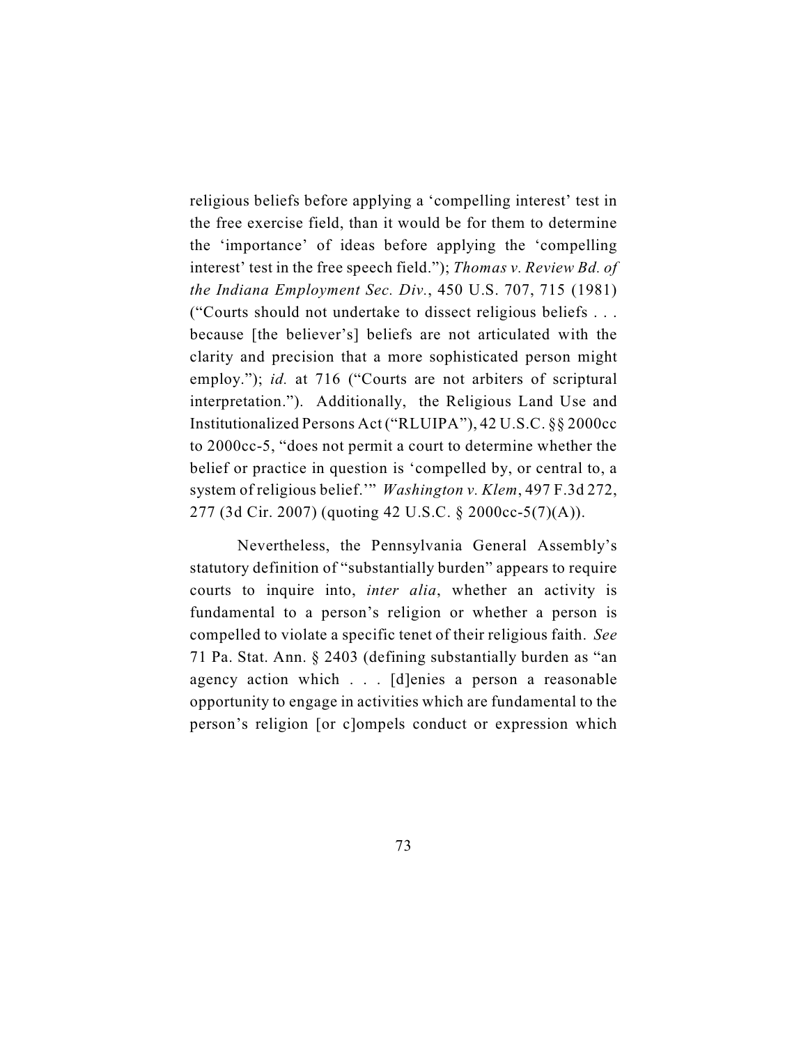religious beliefs before applying a 'compelling interest' test in the free exercise field, than it would be for them to determine the 'importance' of ideas before applying the 'compelling interest' test in the free speech field."); *Thomas v. Review Bd. of the Indiana Employment Sec. Div.*, 450 U.S. 707, 715 (1981) ("Courts should not undertake to dissect religious beliefs . . . because [the believer's] beliefs are not articulated with the clarity and precision that a more sophisticated person might employ."); *id.* at 716 ("Courts are not arbiters of scriptural interpretation."). Additionally, the Religious Land Use and Institutionalized Persons Act ("RLUIPA"), 42 U.S.C. §§ 2000cc to 2000cc-5, "does not permit a court to determine whether the belief or practice in question is 'compelled by, or central to, a system of religious belief.'" *Washington v. Klem*, 497 F.3d 272, 277 (3d Cir. 2007) (quoting 42 U.S.C. § 2000cc-5(7)(A)).

Nevertheless, the Pennsylvania General Assembly's statutory definition of "substantially burden" appears to require courts to inquire into, *inter alia*, whether an activity is fundamental to a person's religion or whether a person is compelled to violate a specific tenet of their religious faith. *See* 71 Pa. Stat. Ann. § 2403 (defining substantially burden as "an agency action which . . . [d]enies a person a reasonable opportunity to engage in activities which are fundamental to the person's religion [or c]ompels conduct or expression which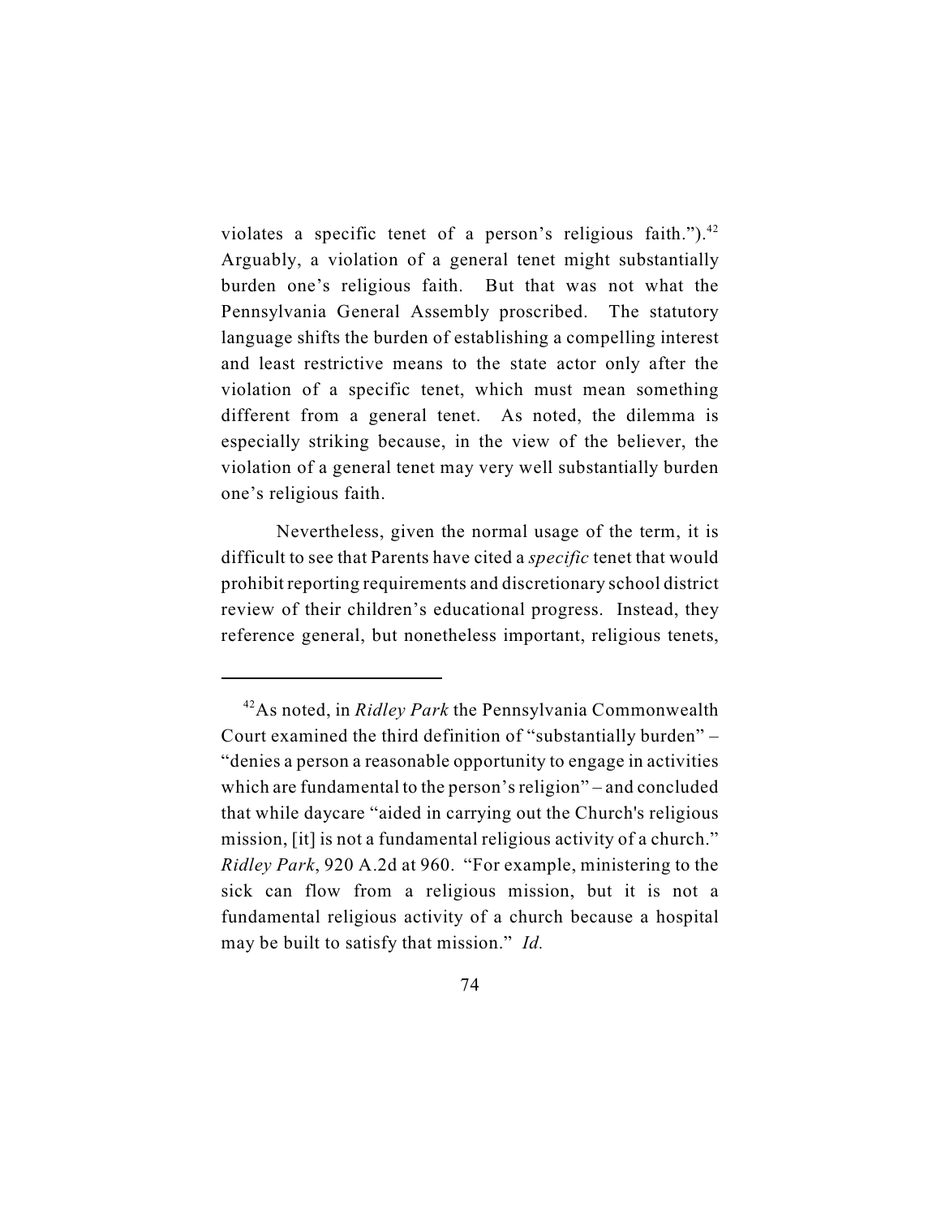violates a specific tenet of a person's religious faith.").[42] Arguably, a violation of a general tenet might substantially burden one's religious faith. But that was not what the Pennsylvania General Assembly proscribed. The statutory language shifts the burden of establishing a compelling interest and least restrictive means to the state actor only after the violation of a specific tenet, which must mean something different from a general tenet. As noted, the dilemma is especially striking because, in the view of the believer, the violation of a general tenet may very well substantially burden one's religious faith.

Nevertheless, given the normal usage of the term, it is difficult to see that Parents have cited a *specific* tenet that would prohibit reporting requirements and discretionary school district review of their children's educational progress. Instead, they reference general, but nonetheless important, religious tenets,

---

[42] As noted, in *Ridley Park* the Pennsylvania Commonwealth Court examined the third definition of "substantially burden" – "denies a person a reasonable opportunity to engage in activities which are fundamental to the person's religion" – and concluded that while daycare "aided in carrying out the Church's religious mission, [it] is not a fundamental religious activity of a church." *Ridley Park*, 920 A.2d at 960. "For example, ministering to the sick can flow from a religious mission, but it is not a fundamental religious activity of a church because a hospital may be built to satisfy that mission." *Id.*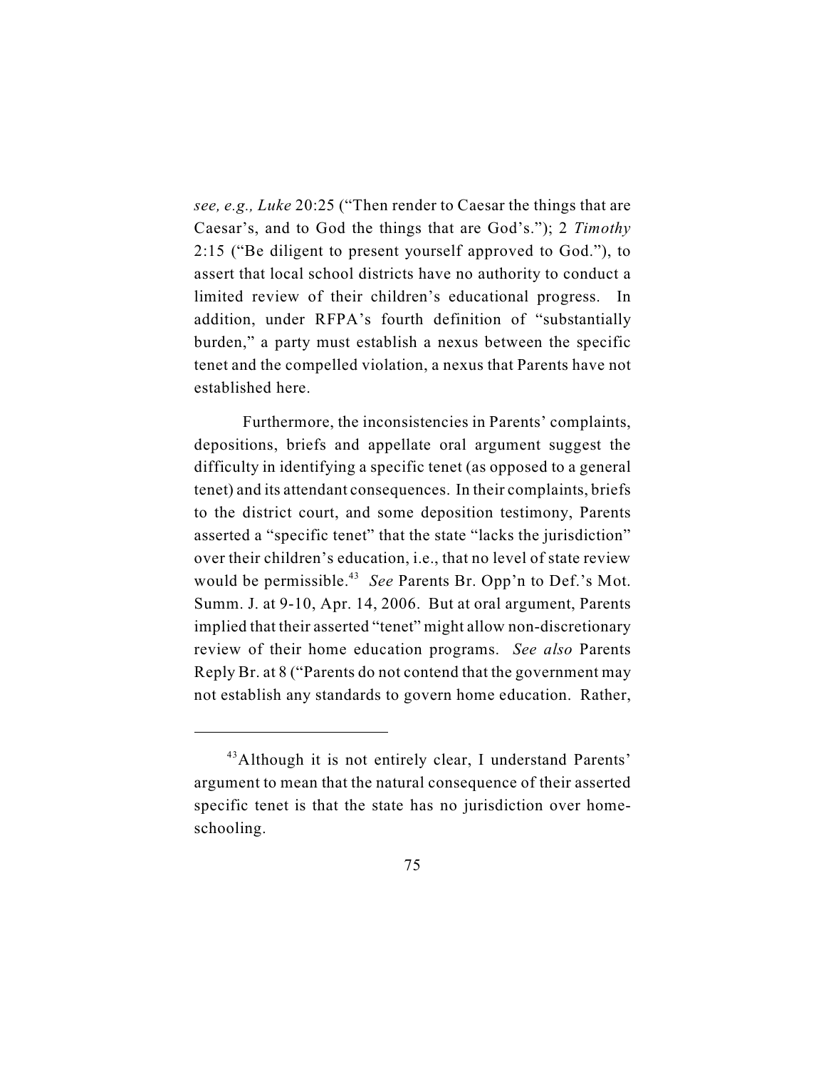*see, e.g., Luke* 20:25 ("Then render to Caesar the things that are Caesar's, and to God the things that are God's."); 2 *Timothy* 2:15 ("Be diligent to present yourself approved to God."), to assert that local school districts have no authority to conduct a limited review of their children's educational progress. In addition, under RFPA's fourth definition of "substantially burden," a party must establish a nexus between the specific tenet and the compelled violation, a nexus that Parents have not established here.

Furthermore, the inconsistencies in Parents' complaints, depositions, briefs and appellate oral argument suggest the difficulty in identifying a specific tenet (as opposed to a general tenet) and its attendant consequences. In their complaints, briefs to the district court, and some deposition testimony, Parents asserted a "specific tenet" that the state "lacks the jurisdiction" over their children's education, i.e., that no level of state review would be permissible.[43] *See* Parents Br. Opp'n to Def.'s Mot. Summ. J. at 9-10, Apr. 14, 2006. But at oral argument, Parents implied that their asserted "tenet" might allow non-discretionary review of their home education programs. *See also* Parents Reply Br. at 8 ("Parents do not contend that the government may not establish any standards to govern home education. Rather,

---

[43] Although it is not entirely clear, I understand Parents' argument to mean that the natural consequence of their asserted specific tenet is that the state has no jurisdiction over home-schooling.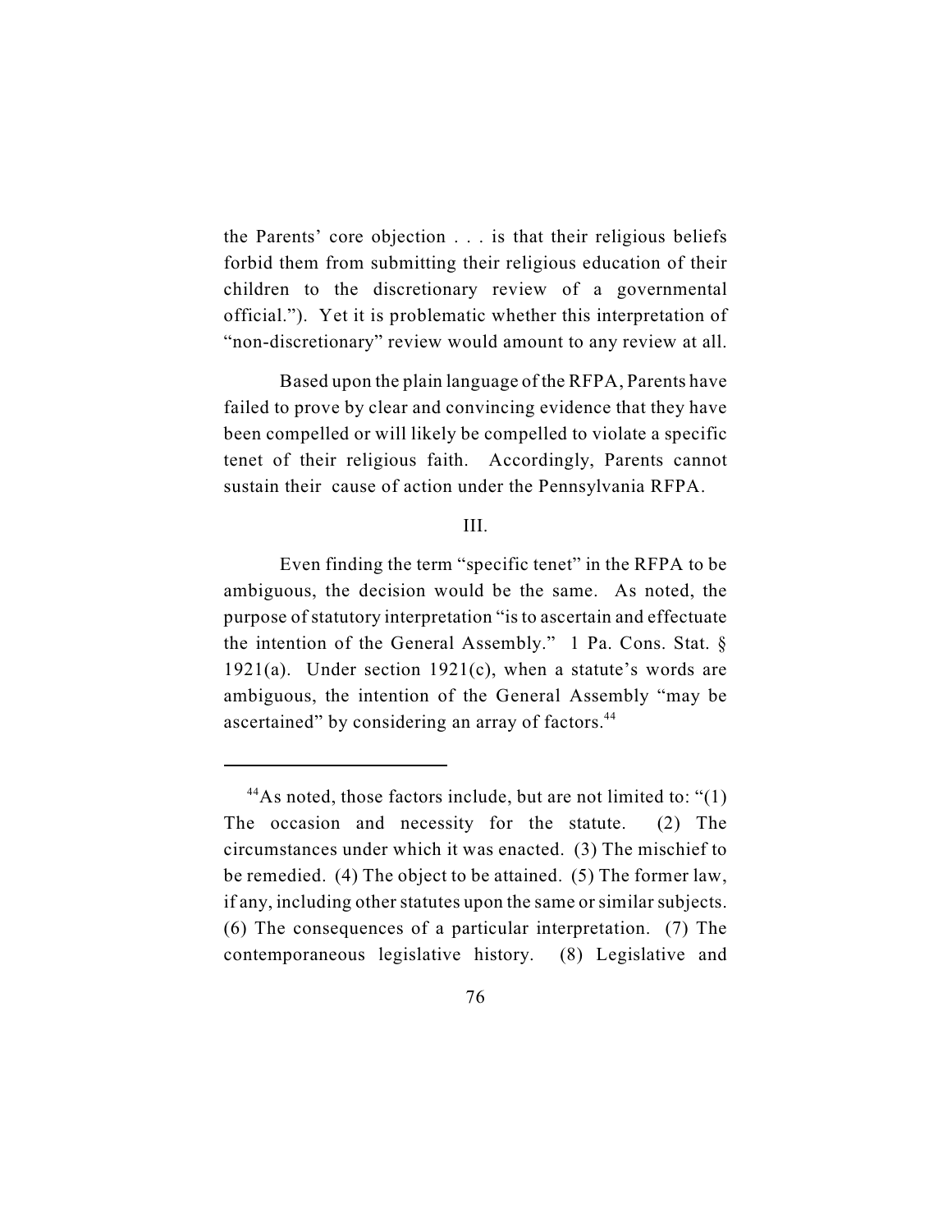the Parents' core objection . . . is that their religious beliefs forbid them from submitting their religious education of their children to the discretionary review of a governmental official."). Yet it is problematic whether this interpretation of "non-discretionary" review would amount to any review at all.

Based upon the plain language of the RFPA, Parents have failed to prove by clear and convincing evidence that they have been compelled or will likely be compelled to violate a specific tenet of their religious faith. Accordingly, Parents cannot sustain their cause of action under the Pennsylvania RFPA.

III.

Even finding the term "specific tenet" in the RFPA to be ambiguous, the decision would be the same. As noted, the purpose of statutory interpretation "is to ascertain and effectuate the intention of the General Assembly." 1 Pa. Cons. Stat. § 1921(a). Under section 1921(c), when a statute's words are ambiguous, the intention of the General Assembly "may be ascertained" by considering an array of factors.[44]

---

[44]As noted, those factors include, but are not limited to: "(1) The occasion and necessity for the statute. (2) The circumstances under which it was enacted. (3) The mischief to be remedied. (4) The object to be attained. (5) The former law, if any, including other statutes upon the same or similar subjects. (6) The consequences of a particular interpretation. (7) The contemporaneous legislative history. (8) Legislative and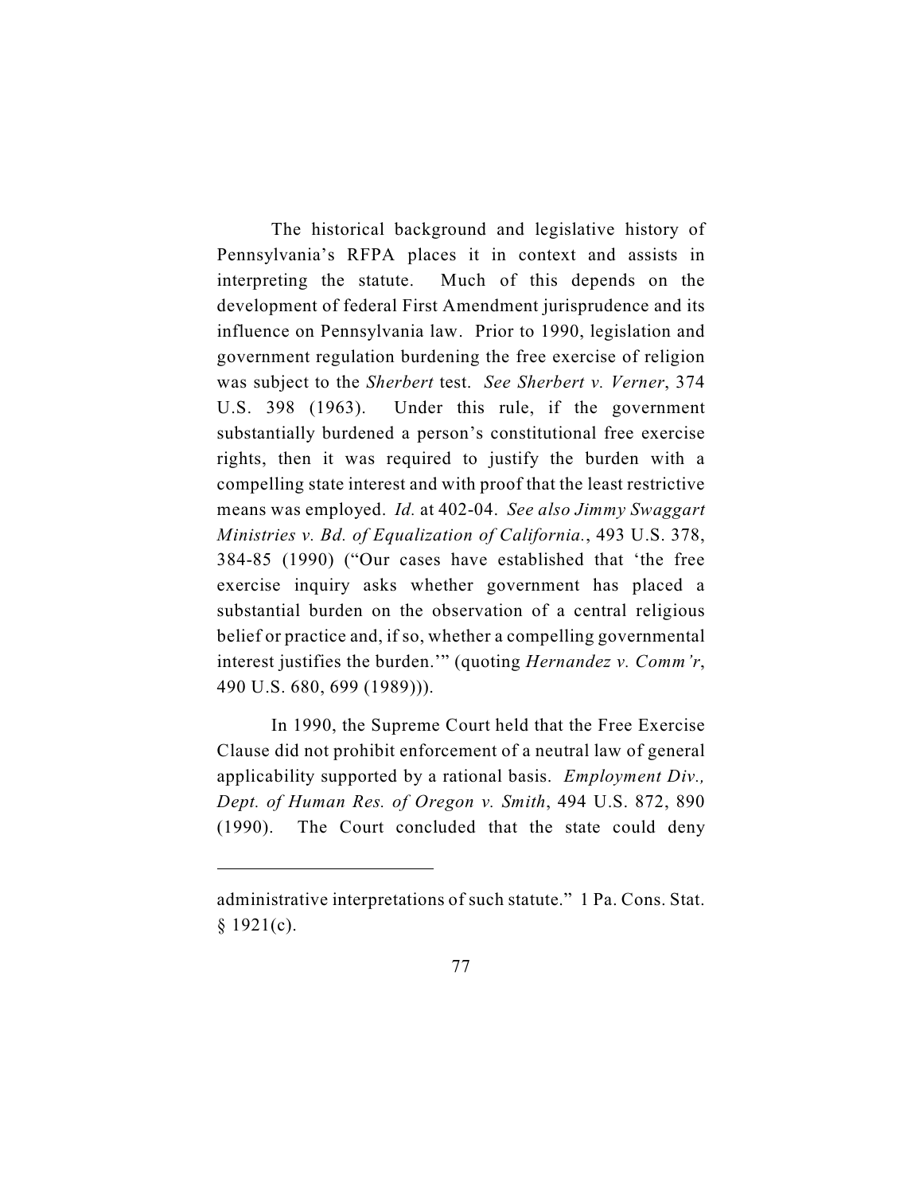The historical background and legislative history of Pennsylvania's RFPA places it in context and assists in interpreting the statute. Much of this depends on the development of federal First Amendment jurisprudence and its influence on Pennsylvania law. Prior to 1990, legislation and government regulation burdening the free exercise of religion was subject to the *Sherbert* test. *See Sherbert v. Verner*, 374 U.S. 398 (1963). Under this rule, if the government substantially burdened a person's constitutional free exercise rights, then it was required to justify the burden with a compelling state interest and with proof that the least restrictive means was employed. *Id.* at 402-04. *See also Jimmy Swaggart Ministries v. Bd. of Equalization of California.*, 493 U.S. 378, 384-85 (1990) ("Our cases have established that 'the free exercise inquiry asks whether government has placed a substantial burden on the observation of a central religious belief or practice and, if so, whether a compelling governmental interest justifies the burden.'" (quoting *Hernandez v. Comm'r*, 490 U.S. 680, 699 (1989))).

In 1990, the Supreme Court held that the Free Exercise Clause did not prohibit enforcement of a neutral law of general applicability supported by a rational basis. *Employment Div., Dept. of Human Res. of Oregon v. Smith*, 494 U.S. 872, 890 (1990). The Court concluded that the state could deny

---

administrative interpretations of such statute." 1 Pa. Cons. Stat. § 1921(c).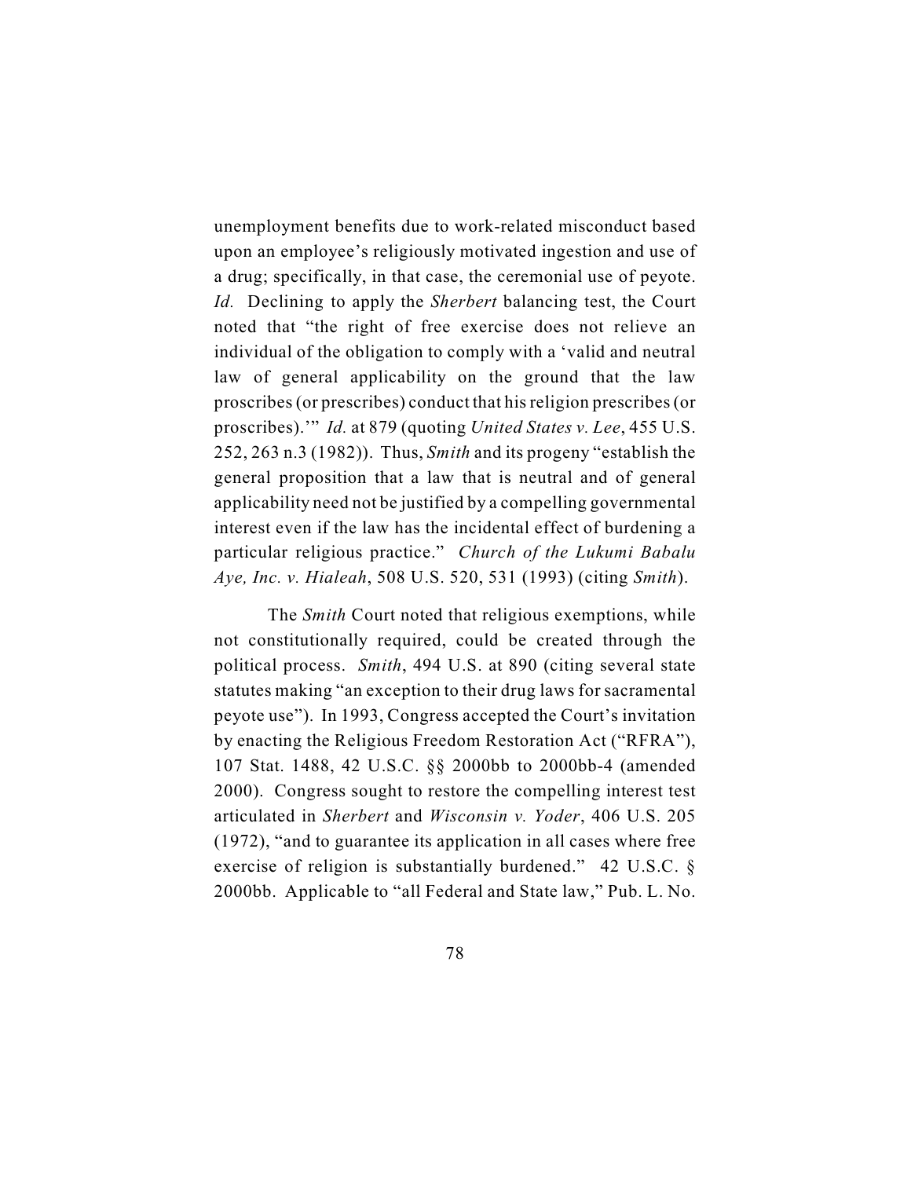unemployment benefits due to work-related misconduct based upon an employee's religiously motivated ingestion and use of a drug; specifically, in that case, the ceremonial use of peyote. *Id.* Declining to apply the *Sherbert* balancing test, the Court noted that "the right of free exercise does not relieve an individual of the obligation to comply with a 'valid and neutral law of general applicability on the ground that the law proscribes (or prescribes) conduct that his religion prescribes (or proscribes).'" *Id.* at 879 (quoting *United States v. Lee*, 455 U.S. 252, 263 n.3 (1982)). Thus, *Smith* and its progeny "establish the general proposition that a law that is neutral and of general applicability need not be justified by a compelling governmental interest even if the law has the incidental effect of burdening a particular religious practice." *Church of the Lukumi Babalu Aye, Inc. v. Hialeah*, 508 U.S. 520, 531 (1993) (citing *Smith*).

The *Smith* Court noted that religious exemptions, while not constitutionally required, could be created through the political process. *Smith*, 494 U.S. at 890 (citing several state statutes making "an exception to their drug laws for sacramental peyote use"). In 1993, Congress accepted the Court's invitation by enacting the Religious Freedom Restoration Act ("RFRA"), 107 Stat. 1488, 42 U.S.C. §§ 2000bb to 2000bb-4 (amended 2000). Congress sought to restore the compelling interest test articulated in *Sherbert* and *Wisconsin v. Yoder*, 406 U.S. 205 (1972), "and to guarantee its application in all cases where free exercise of religion is substantially burdened." 42 U.S.C. § 2000bb. Applicable to "all Federal and State law," Pub. L. No.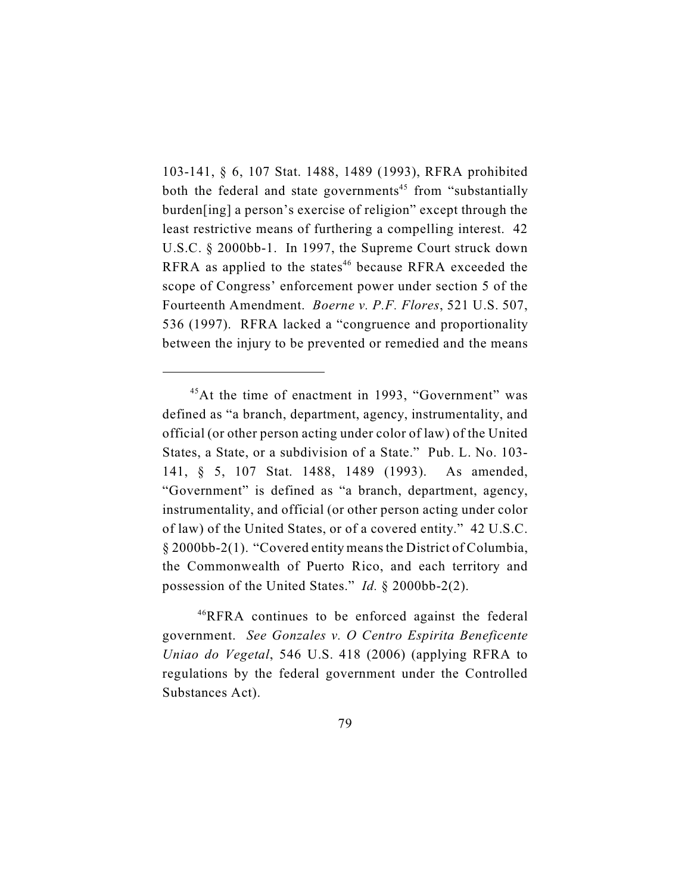103-141, § 6, 107 Stat. 1488, 1489 (1993), RFRA prohibited both the federal and state governments[45] from "substantially burden[ing] a person's exercise of religion" except through the least restrictive means of furthering a compelling interest. 42 U.S.C. § 2000bb-1. In 1997, the Supreme Court struck down RFRA as applied to the states[46] because RFRA exceeded the scope of Congress' enforcement power under section 5 of the Fourteenth Amendment. *Boerne v. P.F. Flores*, 521 U.S. 507, 536 (1997). RFRA lacked a "congruence and proportionality between the injury to be prevented or remedied and the means

---

[45] At the time of enactment in 1993, "Government" was defined as "a branch, department, agency, instrumentality, and official (or other person acting under color of law) of the United States, a State, or a subdivision of a State." Pub. L. No. 103-141, § 5, 107 Stat. 1488, 1489 (1993). As amended, "Government" is defined as "a branch, department, agency, instrumentality, and official (or other person acting under color of law) of the United States, or of a covered entity." 42 U.S.C. § 2000bb-2(1). "Covered entity means the District of Columbia, the Commonwealth of Puerto Rico, and each territory and possession of the United States." *Id.* § 2000bb-2(2).

[46] RFRA continues to be enforced against the federal government. *See Gonzales v. O Centro Espirita Beneficente Uniao do Vegetal*, 546 U.S. 418 (2006) (applying RFRA to regulations by the federal government under the Controlled Substances Act).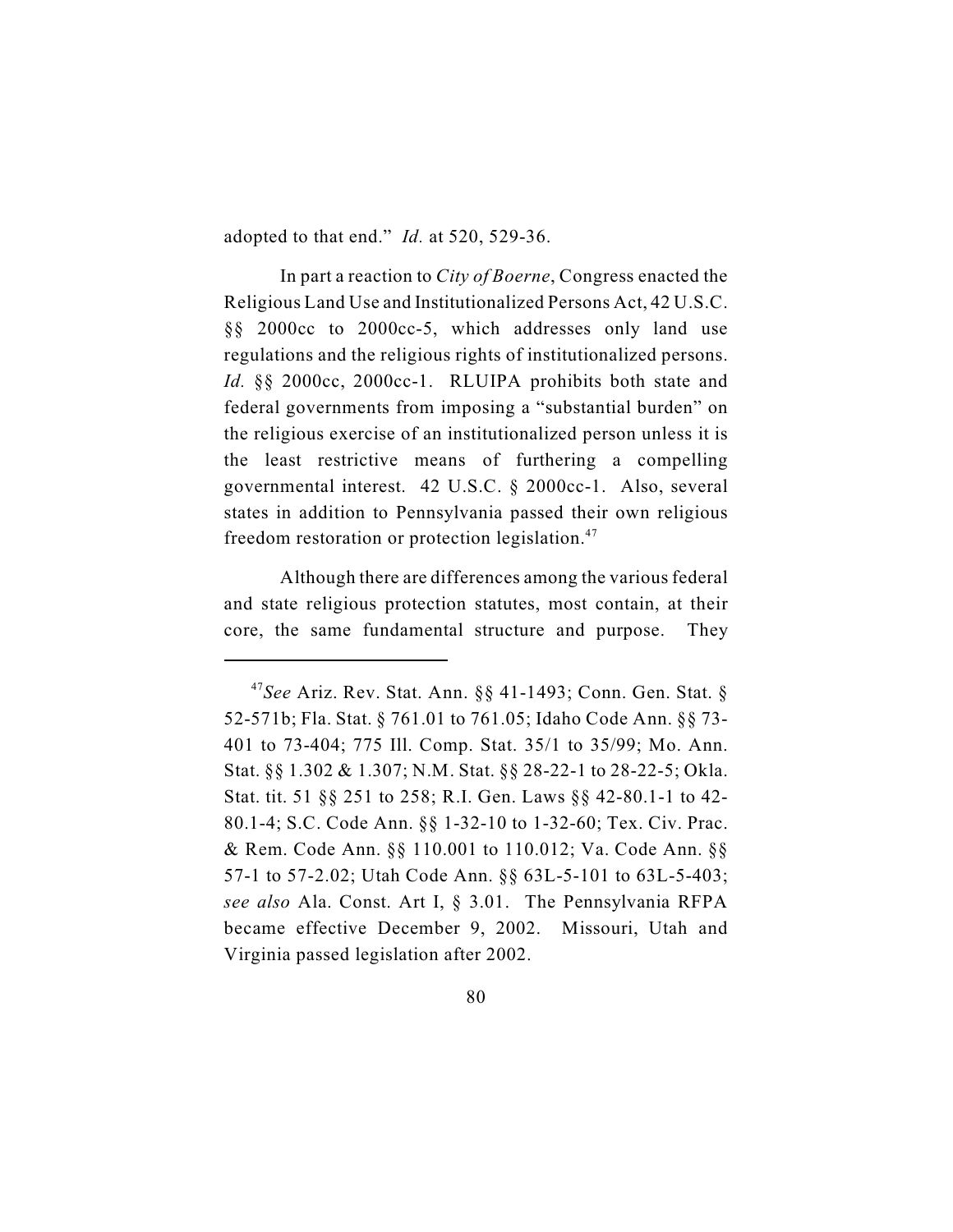adopted to that end." *Id.* at 520, 529-36.

In part a reaction to *City of Boerne*, Congress enacted the Religious Land Use and Institutionalized Persons Act, 42 U.S.C. §§ 2000cc to 2000cc-5, which addresses only land use regulations and the religious rights of institutionalized persons. *Id.* §§ 2000cc, 2000cc-1. RLUIPA prohibits both state and federal governments from imposing a "substantial burden" on the religious exercise of an institutionalized person unless it is the least restrictive means of furthering a compelling governmental interest. 42 U.S.C. § 2000cc-1. Also, several states in addition to Pennsylvania passed their own religious freedom restoration or protection legislation.[47]

Although there are differences among the various federal and state religious protection statutes, most contain, at their core, the same fundamental structure and purpose. They

---

[47] *See* Ariz. Rev. Stat. Ann. §§ 41-1493; Conn. Gen. Stat. § 52-571b; Fla. Stat. § 761.01 to 761.05; Idaho Code Ann. §§ 73-401 to 73-404; 775 Ill. Comp. Stat. 35/1 to 35/99; Mo. Ann. Stat. §§ 1.302 & 1.307; N.M. Stat. §§ 28-22-1 to 28-22-5; Okla. Stat. tit. 51 §§ 251 to 258; R.I. Gen. Laws §§ 42-80.1-1 to 42-80.1-4; S.C. Code Ann. §§ 1-32-10 to 1-32-60; Tex. Civ. Prac. & Rem. Code Ann. §§ 110.001 to 110.012; Va. Code Ann. §§ 57-1 to 57-2.02; Utah Code Ann. §§ 63L-5-101 to 63L-5-403; *see also* Ala. Const. Art I, § 3.01. The Pennsylvania RFPA became effective December 9, 2002. Missouri, Utah and Virginia passed legislation after 2002.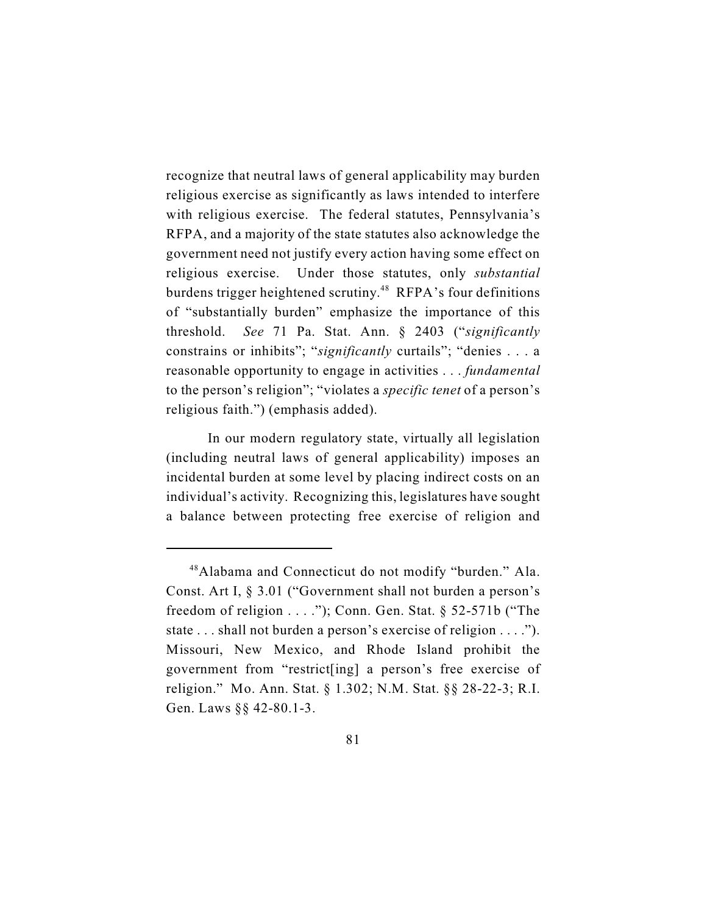recognize that neutral laws of general applicability may burden religious exercise as significantly as laws intended to interfere with religious exercise. The federal statutes, Pennsylvania's RFPA, and a majority of the state statutes also acknowledge the government need not justify every action having some effect on religious exercise. Under those statutes, only *substantial* burdens trigger heightened scrutiny.[48] RFPA's four definitions of "substantially burden" emphasize the importance of this threshold. *See* 71 Pa. Stat. Ann. § 2403 ("*significantly* constrains or inhibits"; "*significantly* curtails"; "denies . . . a reasonable opportunity to engage in activities . . . *fundamental* to the person's religion"; "violates a *specific tenet* of a person's religious faith.") (emphasis added).

In our modern regulatory state, virtually all legislation (including neutral laws of general applicability) imposes an incidental burden at some level by placing indirect costs on an individual's activity. Recognizing this, legislatures have sought a balance between protecting free exercise of religion and

---

[48] Alabama and Connecticut do not modify "burden." Ala. Const. Art I, § 3.01 ("Government shall not burden a person's freedom of religion . . . ."); Conn. Gen. Stat. § 52-571b ("The state . . . shall not burden a person's exercise of religion . . . ."). Missouri, New Mexico, and Rhode Island prohibit the government from "restrict[ing] a person's free exercise of religion." Mo. Ann. Stat. § 1.302; N.M. Stat. §§ 28-22-3; R.I. Gen. Laws §§ 42-80.1-3.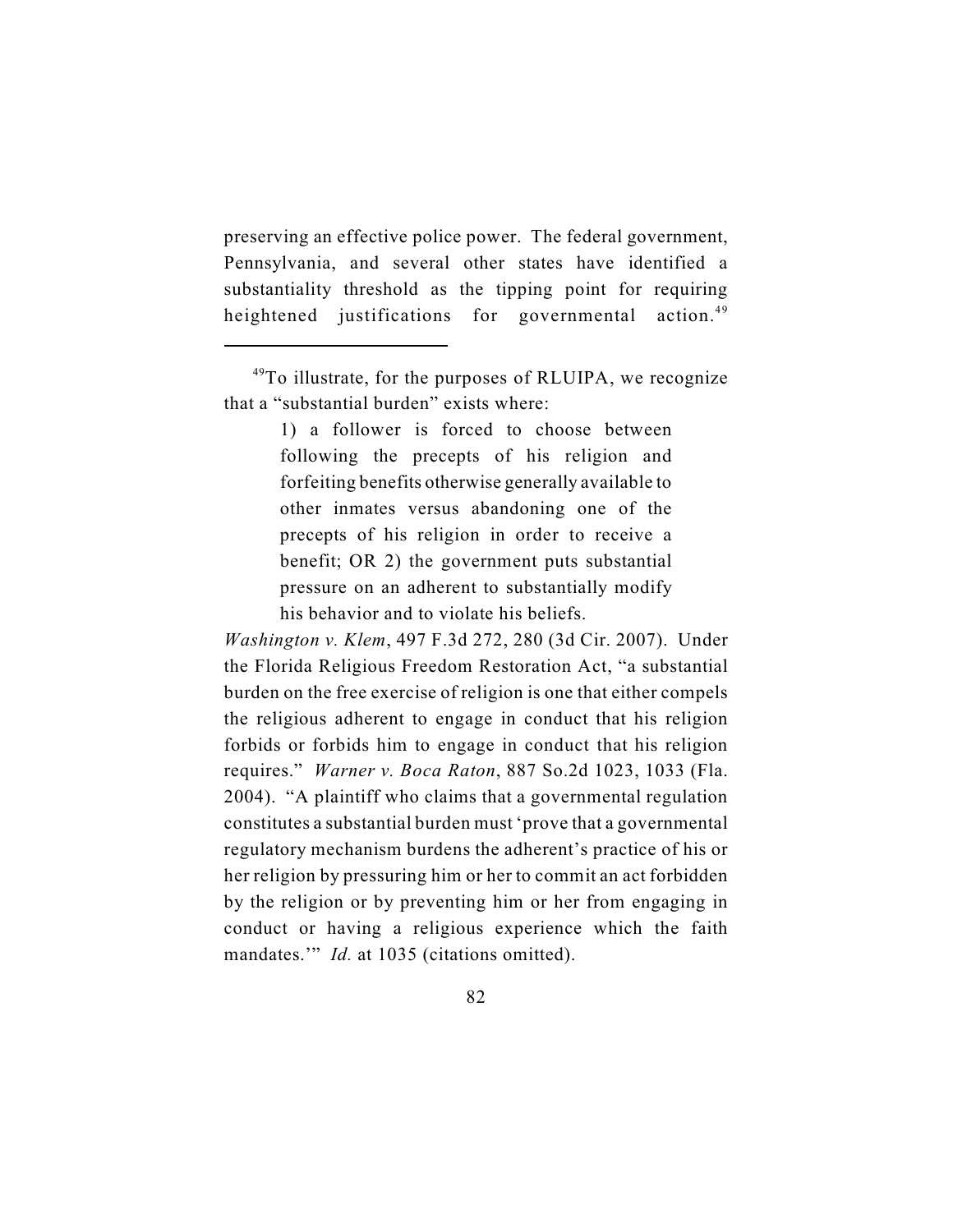preserving an effective police power. The federal government, Pennsylvania, and several other states have identified a substantiality threshold as the tipping point for requiring heightened justifications for governmental action.[49]

---

[49]To illustrate, for the purposes of RLUIPA, we recognize that a "substantial burden" exists where:

> 1) a follower is forced to choose between following the precepts of his religion and forfeiting benefits otherwise generally available to other inmates versus abandoning one of the precepts of his religion in order to receive a benefit; OR 2) the government puts substantial pressure on an adherent to substantially modify his behavior and to violate his beliefs.

*Washington v. Klem*, 497 F.3d 272, 280 (3d Cir. 2007). Under the Florida Religious Freedom Restoration Act, "a substantial burden on the free exercise of religion is one that either compels the religious adherent to engage in conduct that his religion forbids or forbids him to engage in conduct that his religion requires." *Warner v. Boca Raton*, 887 So.2d 1023, 1033 (Fla. 2004). "A plaintiff who claims that a governmental regulation constitutes a substantial burden must 'prove that a governmental regulatory mechanism burdens the adherent's practice of his or her religion by pressuring him or her to commit an act forbidden by the religion or by preventing him or her from engaging in conduct or having a religious experience which the faith mandates.'" *Id.* at 1035 (citations omitted).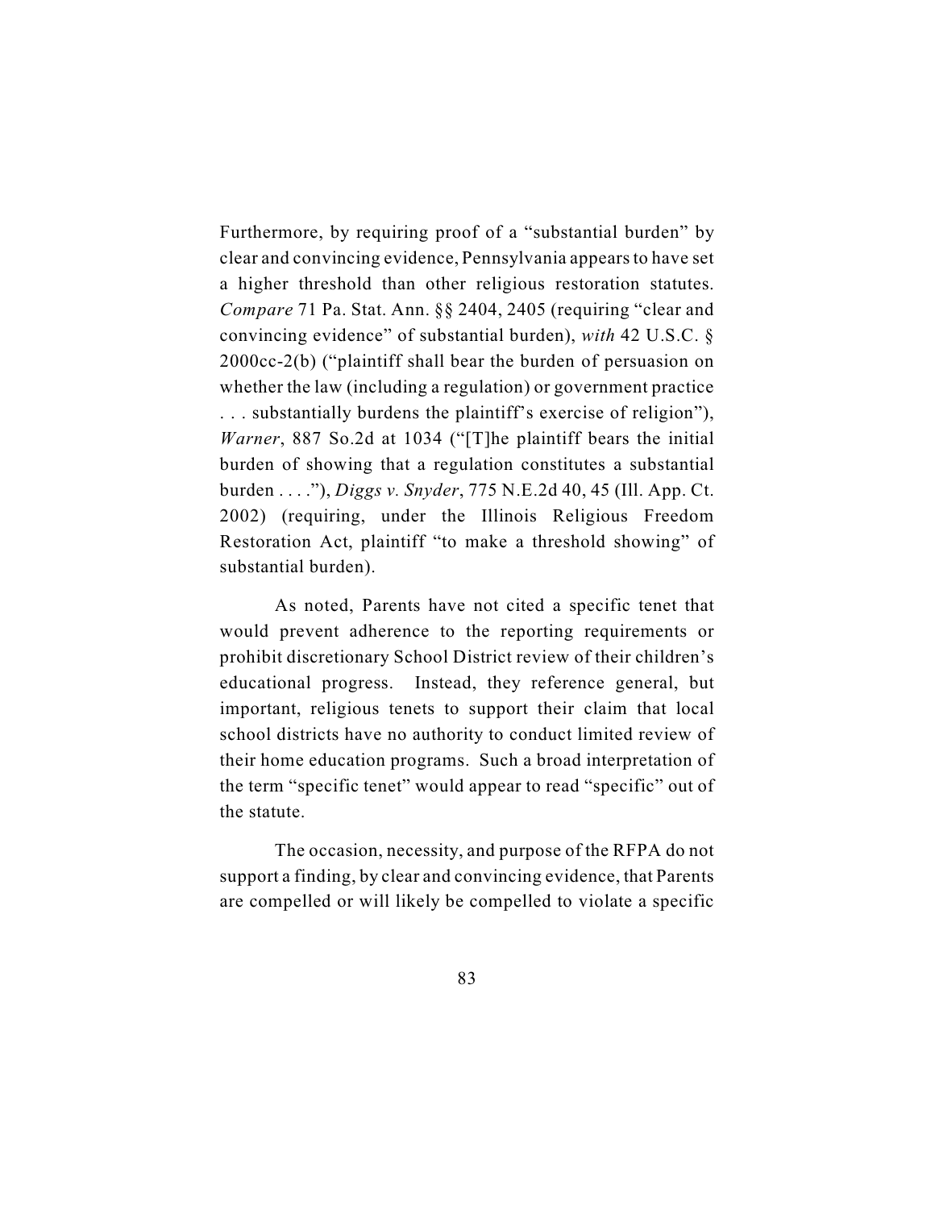Furthermore, by requiring proof of a "substantial burden" by clear and convincing evidence, Pennsylvania appears to have set a higher threshold than other religious restoration statutes. *Compare* 71 Pa. Stat. Ann. §§ 2404, 2405 (requiring "clear and convincing evidence" of substantial burden), *with* 42 U.S.C. § 2000cc-2(b) ("plaintiff shall bear the burden of persuasion on whether the law (including a regulation) or government practice . . . substantially burdens the plaintiff's exercise of religion"), *Warner*, 887 So.2d at 1034 ("[T]he plaintiff bears the initial burden of showing that a regulation constitutes a substantial burden . . . ."), *Diggs v. Snyder*, 775 N.E.2d 40, 45 (Ill. App. Ct. 2002) (requiring, under the Illinois Religious Freedom Restoration Act, plaintiff "to make a threshold showing" of substantial burden).

As noted, Parents have not cited a specific tenet that would prevent adherence to the reporting requirements or prohibit discretionary School District review of their children's educational progress. Instead, they reference general, but important, religious tenets to support their claim that local school districts have no authority to conduct limited review of their home education programs. Such a broad interpretation of the term "specific tenet" would appear to read "specific" out of the statute.

The occasion, necessity, and purpose of the RFPA do not support a finding, by clear and convincing evidence, that Parents are compelled or will likely be compelled to violate a specific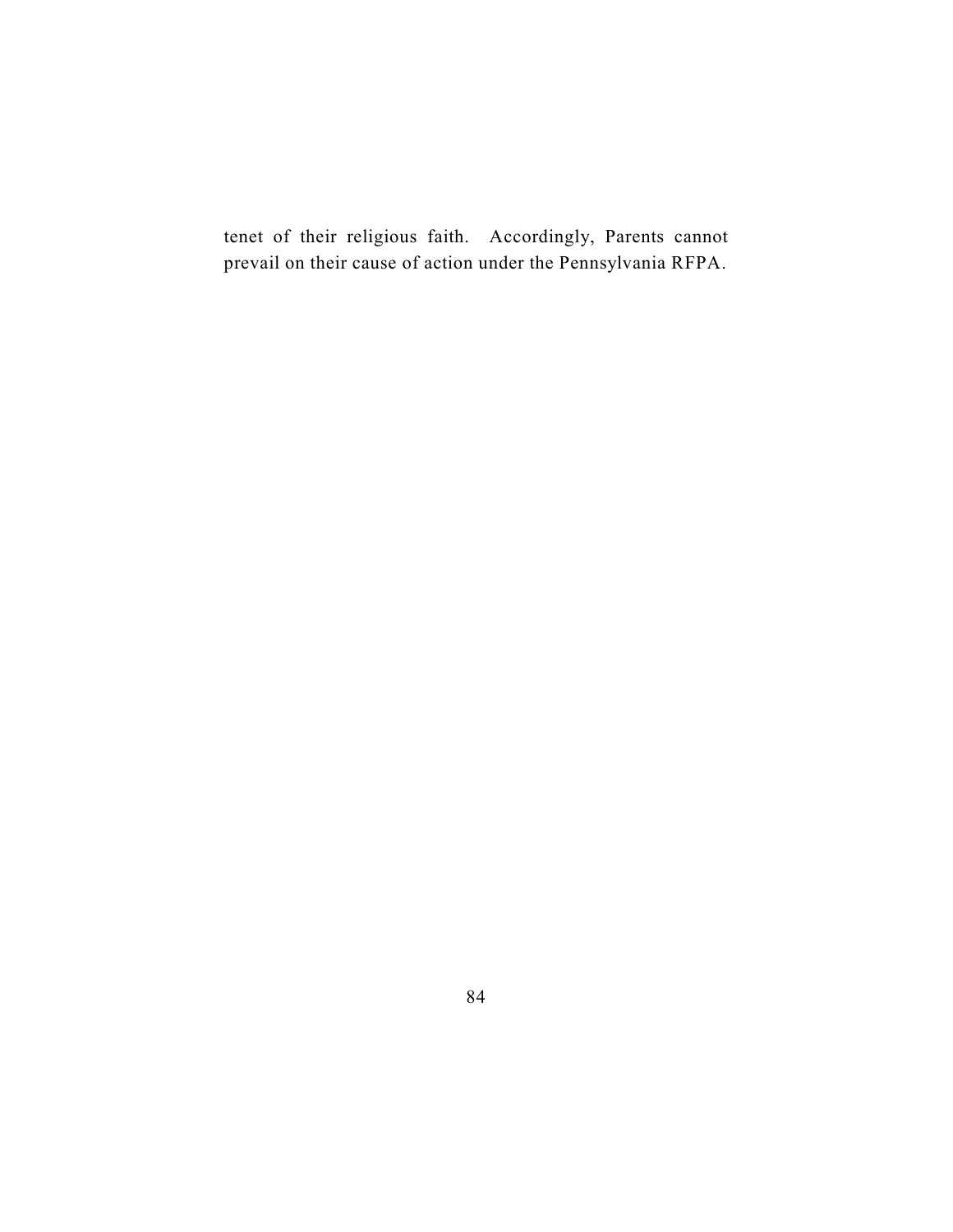tenet of their religious faith. Accordingly, Parents cannot prevail on their cause of action under the Pennsylvania RFPA.